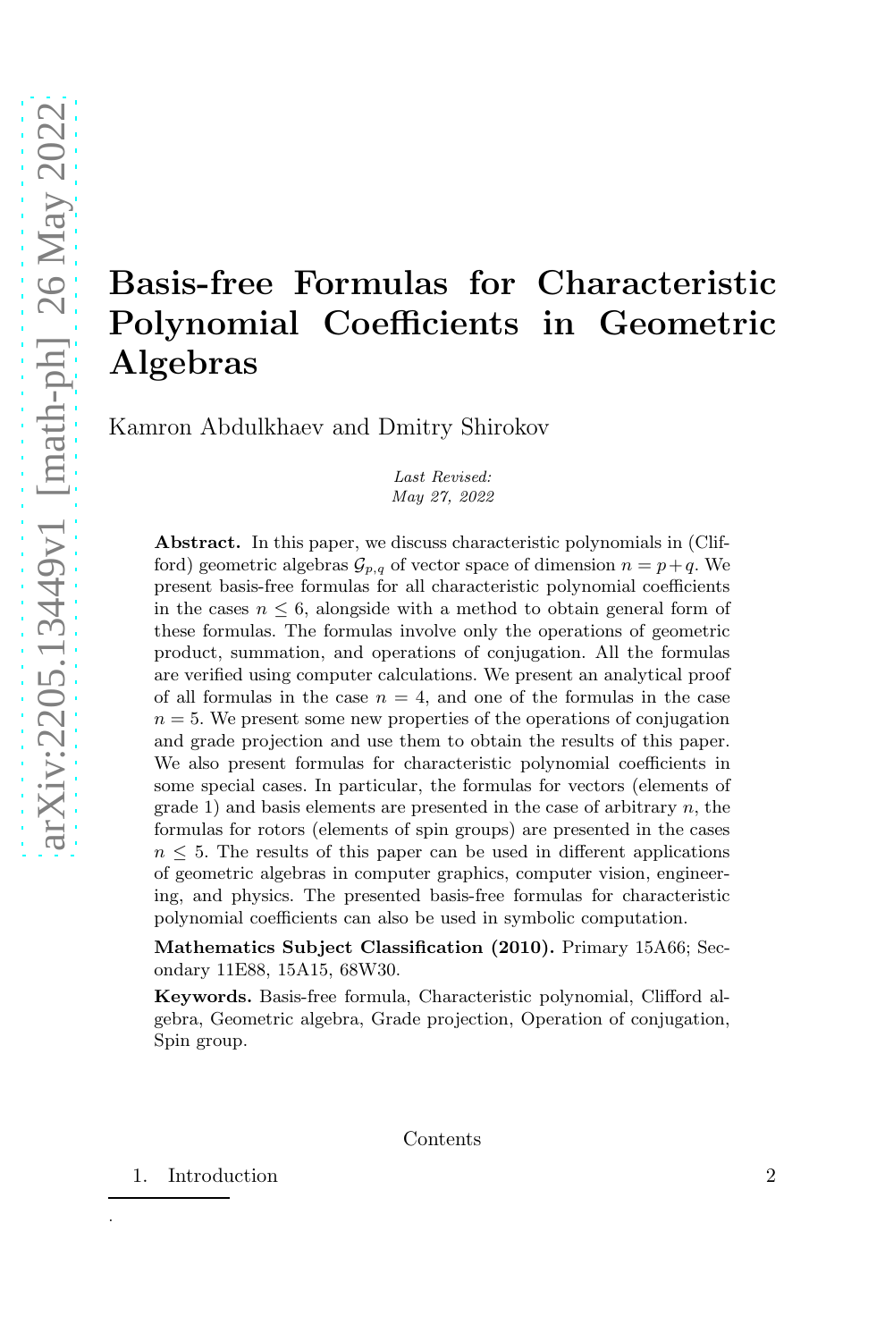# Basis-free Formulas for Characteristic Polynomial Coefficients in Geometric Algebras

Kamron Abdulkhaev and Dmitry Shirokov

*Last Revised:*
*May 27, 2022*

**Abstract.** In this paper, we discuss characteristic polynomials in (Clifford) geometric algebras $\mathcal{G}_{p,q}$ of vector space of dimension $n = p+q$. We present basis-free formulas for all characteristic polynomial coefficients in the cases $n \leq 6$, alongside with a method to obtain general form of these formulas. The formulas involve only the operations of geometric product, summation, and operations of conjugation. All the formulas are verified using computer calculations. We present an analytical proof of all formulas in the case $n = 4$, and one of the formulas in the case $n = 5$. We present some new properties of the operations of conjugation and grade projection and use them to obtain the results of this paper. We also present formulas for characteristic polynomial coefficients in some special cases. In particular, the formulas for vectors (elements of grade 1) and basis elements are presented in the case of arbitrary $n$, the formulas for rotors (elements of spin groups) are presented in the cases $n \leq 5$. The results of this paper can be used in different applications of geometric algebras in computer graphics, computer vision, engineering, and physics. The presented basis-free formulas for characteristic polynomial coefficients can also be used in symbolic computation.

**Mathematics Subject Classification (2010).** Primary 15A66; Secondary 11E88, 15A15, 68W30.

**Keywords.** Basis-free formula, Characteristic polynomial, Clifford algebra, Geometric algebra, Grade projection, Operation of conjugation, Spin group.

Contents

1. Introduction 2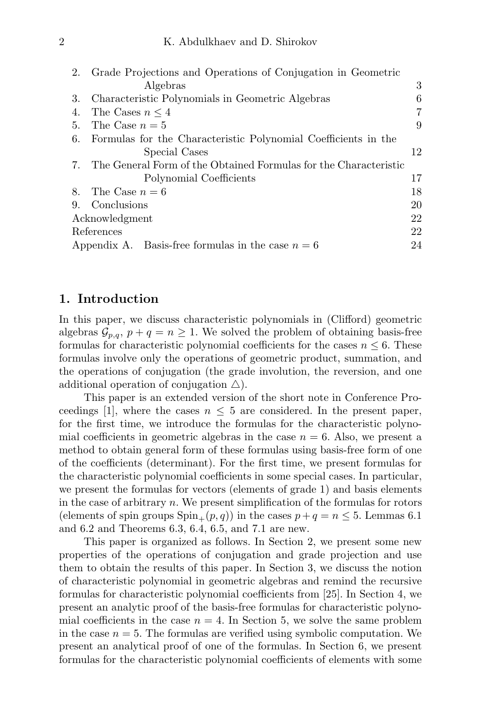2. Grade Projections and Operations of Conjugation in Geometric Algebras 3
3. Characteristic Polynomials in Geometric Algebras 6
4. The Cases $n \leq 4$ 7
5. The Case $n = 5$ 9
6. Formulas for the Characteristic Polynomial Coefficients in the Special Cases 12
7. The General Form of the Obtained Formulas for the Characteristic Polynomial Coefficients 17
8. The Case $n = 6$ 18
9. Conclusions 20

Acknowledgment 22

References 22

Appendix A. Basis-free formulas in the case $n = 6$ 24

## 1. Introduction

In this paper, we discuss characteristic polynomials in (Clifford) geometric algebras $\mathcal{G}_{p,q}$, $p + q = n \geq 1$. We solved the problem of obtaining basis-free formulas for characteristic polynomial coefficients for the cases $n \leq 6$. These formulas involve only the operations of geometric product, summation, and the operations of conjugation (the grade involution, the reversion, and one additional operation of conjugation $\triangle$).

This paper is an extended version of the short note in Conference Proceedings [1], where the cases $n \leq 5$ are considered. In the present paper, for the first time, we introduce the formulas for the characteristic polynomial coefficients in geometric algebras in the case $n = 6$. Also, we present a method to obtain general form of these formulas using basis-free form of one of the coefficients (determinant). For the first time, we present formulas for the characteristic polynomial coefficients in some special cases. In particular, we present the formulas for vectors (elements of grade 1) and basis elements in the case of arbitrary $n$. We present simplification of the formulas for rotors (elements of spin groups $\mathrm{Spin}_{+}(p, q)$) in the cases $p + q = n \leq 5$. Lemmas 6.1 and 6.2 and Theorems 6.3, 6.4, 6.5, and 7.1 are new.

This paper is organized as follows. In Section 2, we present some new properties of the operations of conjugation and grade projection and use them to obtain the results of this paper. In Section 3, we discuss the notion of characteristic polynomial in geometric algebras and remind the recursive formulas for characteristic polynomial coefficients from [25]. In Section 4, we present an analytic proof of the basis-free formulas for characteristic polynomial coefficients in the case $n = 4$. In Section 5, we solve the same problem in the case $n = 5$. The formulas are verified using symbolic computation. We present an analytical proof of one of the formulas. In Section 6, we present formulas for the characteristic polynomial coefficients of elements with some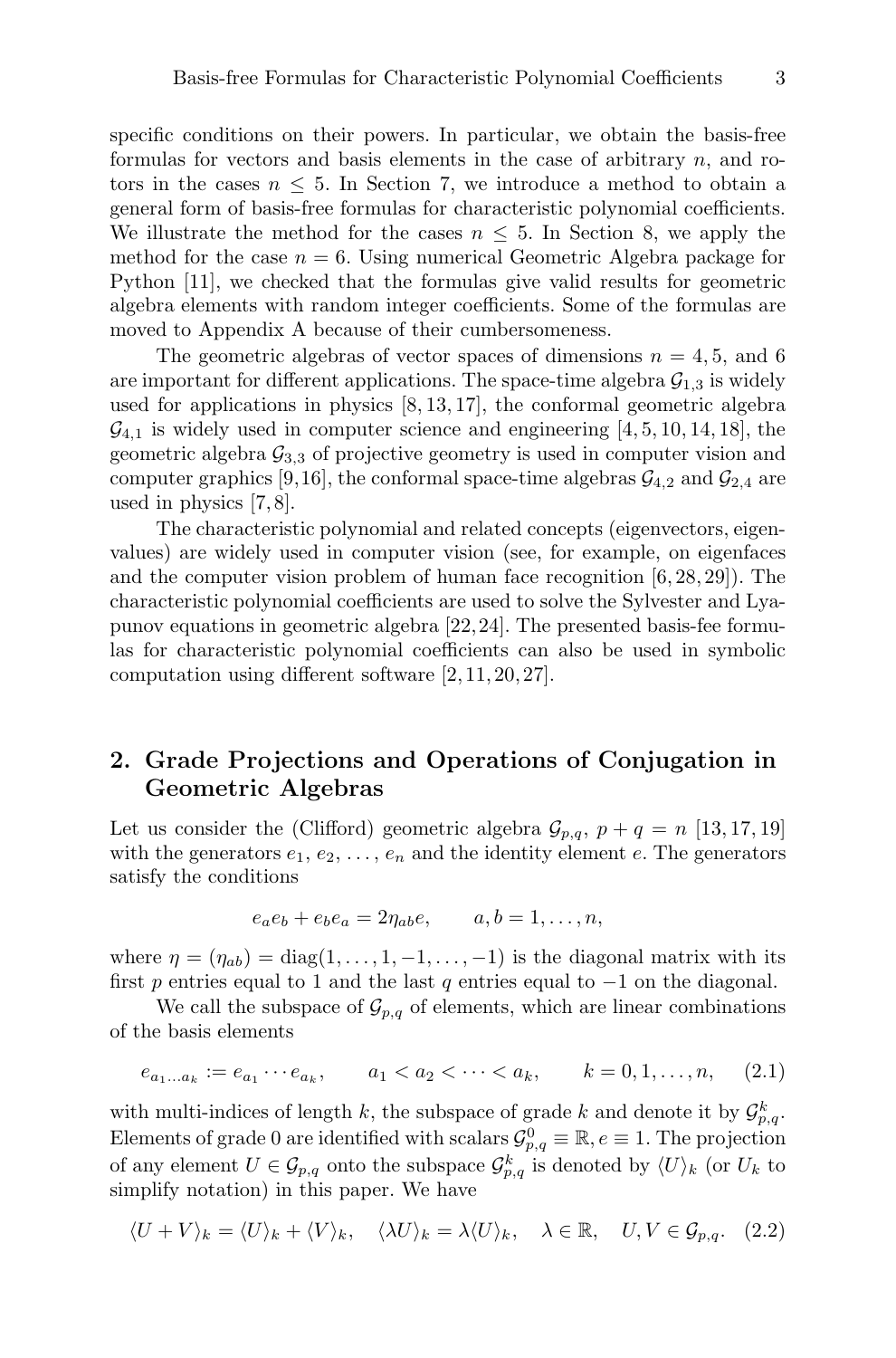specific conditions on their powers. In particular, we obtain the basis-free formulas for vectors and basis elements in the case of arbitrary $n$, and rotors in the cases $n \leq 5$. In Section 7, we introduce a method to obtain a general form of basis-free formulas for characteristic polynomial coefficients. We illustrate the method for the cases $n \leq 5$. In Section 8, we apply the method for the case $n = 6$. Using numerical Geometric Algebra package for Python [11], we checked that the formulas give valid results for geometric algebra elements with random integer coefficients. Some of the formulas are moved to Appendix A because of their cumbersomeness.

The geometric algebras of vector spaces of dimensions $n = 4, 5$, and 6 are important for different applications. The space-time algebra $\mathcal{G}_{1,3}$ is widely used for applications in physics [8, 13, 17], the conformal geometric algebra $\mathcal{G}_{4,1}$ is widely used in computer science and engineering [4, 5, 10, 14, 18], the geometric algebra $\mathcal{G}_{3,3}$ of projective geometry is used in computer vision and computer graphics [9, 16], the conformal space-time algebras $\mathcal{G}_{4,2}$ and $\mathcal{G}_{2,4}$ are used in physics [7, 8].

The characteristic polynomial and related concepts (eigenvectors, eigenvalues) are widely used in computer vision (see, for example, on eigenfaces and the computer vision problem of human face recognition [6, 28, 29]). The characteristic polynomial coefficients are used to solve the Sylvester and Lyapunov equations in geometric algebra [22, 24]. The presented basis-fee formulas for characteristic polynomial coefficients can also be used in symbolic computation using different software [2, 11, 20, 27].

## 2. Grade Projections and Operations of Conjugation in Geometric Algebras

Let us consider the (Clifford) geometric algebra $\mathcal{G}_{p,q}$, $p + q = n$ [13, 17, 19] with the generators $e_1, e_2, \ldots, e_n$ and the identity element $e$. The generators satisfy the conditions

$$e_a e_b + e_b e_a = 2\eta_{ab} e, \qquad a, b = 1, \ldots, n,$$

where $\eta = (\eta_{ab}) = \mathrm{diag}(1, \ldots, 1, -1, \ldots, -1)$ is the diagonal matrix with its first $p$ entries equal to 1 and the last $q$ entries equal to $-1$ on the diagonal.

We call the subspace of $\mathcal{G}_{p,q}$ of elements, which are linear combinations of the basis elements

$$e_{a_1 \ldots a_k} := e_{a_1} \cdots e_{a_k}, \qquad a_1 < a_2 < \cdots < a_k, \qquad k = 0, 1, \ldots, n, \qquad (2.1)$$

with multi-indices of length $k$, the subspace of grade $k$ and denote it by $\mathcal{G}^k_{p,q}$. Elements of grade 0 are identified with scalars $\mathcal{G}^0_{p,q} \equiv \mathbb{R}, e \equiv 1$. The projection of any element $U \in \mathcal{G}_{p,q}$ onto the subspace $\mathcal{G}^k_{p,q}$ is denoted by $\langle U \rangle_k$ (or $U_k$ to simplify notation) in this paper. We have

$$\langle U + V \rangle_k = \langle U \rangle_k + \langle V \rangle_k, \quad \langle \lambda U \rangle_k = \lambda \langle U \rangle_k, \quad \lambda \in \mathbb{R}, \quad U, V \in \mathcal{G}_{p,q}. \quad (2.2)$$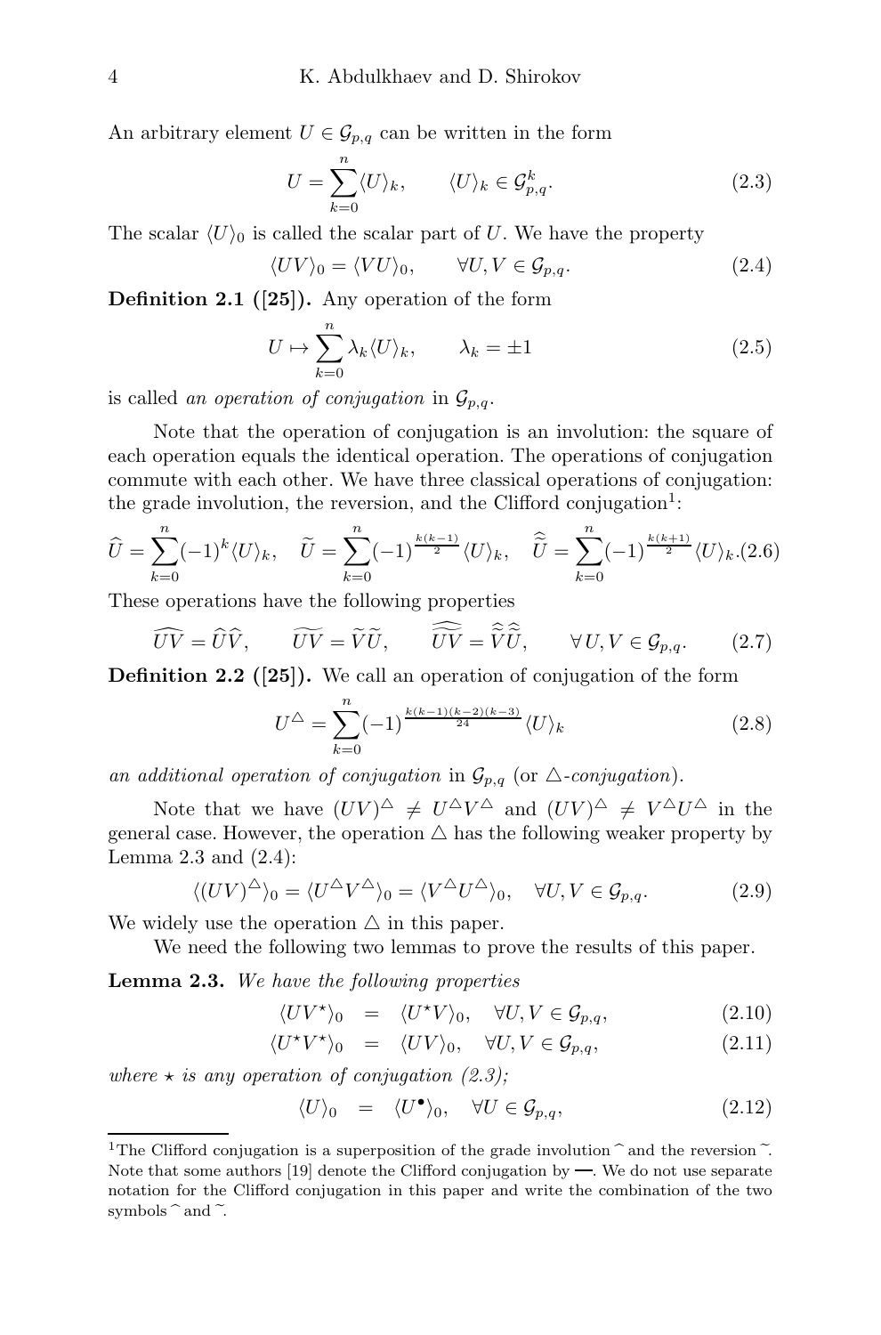An arbitrary element $U \in \mathcal{G}_{p,q}$ can be written in the form

$$U = \sum_{k=0}^{n} \langle U \rangle_k, \qquad \langle U \rangle_k \in \mathcal{G}^k_{p,q}. \tag{2.3}$$

The scalar $\langle U \rangle_0$ is called the scalar part of $U$. We have the property

$$\langle UV \rangle_0 = \langle VU \rangle_0, \qquad \forall U, V \in \mathcal{G}_{p,q}. \tag{2.4}$$

**Definition 2.1 ([25]).** Any operation of the form

$$U \mapsto \sum_{k=0}^{n} \lambda_k \langle U \rangle_k, \qquad \lambda_k = \pm 1 \tag{2.5}$$

is called *an operation of conjugation* in $\mathcal{G}_{p,q}$.

Note that the operation of conjugation is an involution: the square of each operation equals the identical operation. The operations of conjugation commute with each other. We have three classical operations of conjugation: the grade involution, the reversion, and the Clifford conjugation[1]:

$$\widehat{U} = \sum_{k=0}^{n} (-1)^k \langle U \rangle_k, \quad \widetilde{U} = \sum_{k=0}^{n} (-1)^{\frac{k(k-1)}{2}} \langle U \rangle_k, \quad \widehat{\widetilde{U}} = \sum_{k=0}^{n} (-1)^{\frac{k(k+1)}{2}} \langle U \rangle_k. \tag{2.6}$$

These operations have the following properties

$$\widehat{UV} = \widehat{U}\widehat{V}, \qquad \widetilde{UV} = \widetilde{V}\widetilde{U}, \qquad \widehat{\widetilde{UV}} = \widehat{\widetilde{V}}\widehat{\widetilde{U}}, \qquad \forall U, V \in \mathcal{G}_{p,q}. \tag{2.7}$$

**Definition 2.2 ([25]).** We call an operation of conjugation of the form

$$U^{\triangle} = \sum_{k=0}^{n} (-1)^{\frac{k(k-1)(k-2)(k-3)}{24}} \langle U \rangle_k \tag{2.8}$$

*an additional operation of conjugation* in $\mathcal{G}_{p,q}$ (or $\triangle$*-conjugation*).

Note that we have $(UV)^{\triangle} \neq U^{\triangle}V^{\triangle}$ and $(UV)^{\triangle} \neq V^{\triangle}U^{\triangle}$ in the general case. However, the operation $\triangle$ has the following weaker property by Lemma 2.3 and (2.4):

$$\langle (UV)^{\triangle} \rangle_0 = \langle U^{\triangle}V^{\triangle} \rangle_0 = \langle V^{\triangle}U^{\triangle} \rangle_0, \quad \forall U, V \in \mathcal{G}_{p,q}. \tag{2.9}$$

We widely use the operation $\triangle$ in this paper.

We need the following two lemmas to prove the results of this paper.

**Lemma 2.3.** *We have the following properties*

$$\langle UV^{\star} \rangle_0 = \langle U^{\star}V \rangle_0, \quad \forall U, V \in \mathcal{G}_{p,q}, \tag{2.10}$$

$$\langle U^{\star}V^{\star} \rangle_0 = \langle UV \rangle_0, \quad \forall U, V \in \mathcal{G}_{p,q}, \tag{2.11}$$

*where $\star$ is any operation of conjugation (2.3);*

$$\langle U \rangle_0 = \langle U^{\bullet} \rangle_0, \quad \forall U \in \mathcal{G}_{p,q}, \tag{2.12}$$

---

[1] The Clifford conjugation is a superposition of the grade involution $\widehat{\ }$ and the reversion $\widetilde{\ }$. Note that some authors [19] denote the Clifford conjugation by —. We do not use separate notation for the Clifford conjugation in this paper and write the combination of the two symbols $\widehat{\ }$ and $\widetilde{\ }$.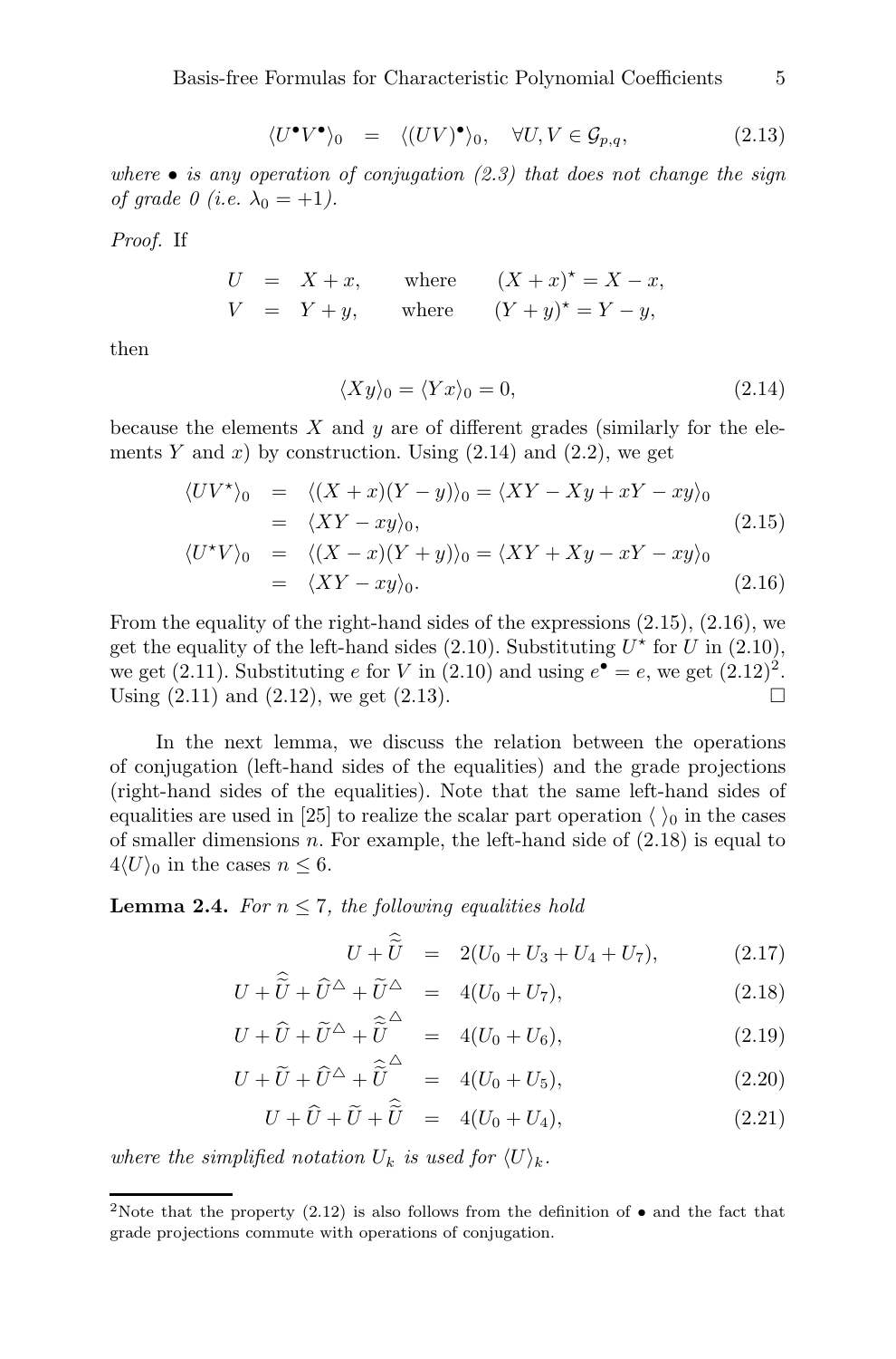$$\langle U^{\bullet}V^{\bullet}\rangle_0 \quad = \quad \langle (UV)^{\bullet}\rangle_0, \quad \forall U, V \in \mathcal{G}_{p,q}, \tag{2.13}$$

*where $\bullet$ is any operation of conjugation (2.3) that does not change the sign of grade 0 (i.e. $\lambda_0 = +1$).*

*Proof.* If

$$U \;=\; X + x, \qquad \text{where} \qquad (X+x)^{\star} = X - x,$$
$$V \;=\; Y + y, \qquad \text{where} \qquad (Y+y)^{\star} = Y - y,$$

then

$$\langle Xy\rangle_0 = \langle Yx\rangle_0 = 0, \tag{2.14}$$

because the elements $X$ and $y$ are of different grades (similarly for the elements $Y$ and $x$) by construction. Using (2.14) and (2.2), we get

$$\begin{aligned}
\langle UV^{\star}\rangle_0 &= \langle (X+x)(Y-y)\rangle_0 = \langle XY - Xy + xY - xy\rangle_0 \\
&= \langle XY - xy\rangle_0, \qquad\qquad (2.15)\\
\langle U^{\star}V\rangle_0 &= \langle (X-x)(Y+y)\rangle_0 = \langle XY + Xy - xY - xy\rangle_0 \\
&= \langle XY - xy\rangle_0. \qquad\qquad (2.16)
\end{aligned}$$

From the equality of the right-hand sides of the expressions (2.15), (2.16), we get the equality of the left-hand sides (2.10). Substituting $U^{\star}$ for $U$ in (2.10), we get (2.11). Substituting $e$ for $V$ in (2.10) and using $e^{\bullet} = e$, we get (2.12)[2]. Using (2.11) and (2.12), we get (2.13). $\square$

In the next lemma, we discuss the relation between the operations of conjugation (left-hand sides of the equalities) and the grade projections (right-hand sides of the equalities). Note that the same left-hand sides of equalities are used in [25] to realize the scalar part operation $\langle\ \rangle_0$ in the cases of smaller dimensions $n$. For example, the left-hand side of (2.18) is equal to $4\langle U\rangle_0$ in the cases $n \leq 6$.

**Lemma 2.4.** *For $n \leq 7$, the following equalities hold*

$$U + \widehat{\widetilde{U}} \;=\; 2(U_0 + U_3 + U_4 + U_7), \tag{2.17}$$

$$U + \widehat{\widetilde{U}} + \widehat{U}^{\triangle} + \widetilde{U}^{\triangle} \;=\; 4(U_0 + U_7), \tag{2.18}$$

$$U + \widehat{U} + \widetilde{U}^{\triangle} + \widehat{\widetilde{U}}^{\triangle} \;=\; 4(U_0 + U_6), \tag{2.19}$$

$$U + \widetilde{U} + \widehat{U}^{\triangle} + \widehat{\widetilde{U}}^{\triangle} \;=\; 4(U_0 + U_5), \tag{2.20}$$

$$U + \widehat{U} + \widetilde{U} + \widehat{\widetilde{U}} \;=\; 4(U_0 + U_4), \tag{2.21}$$

*where the simplified notation $U_k$ is used for $\langle U\rangle_k$.*

---

[2] Note that the property (2.12) is also follows from the definition of $\bullet$ and the fact that grade projections commute with operations of conjugation.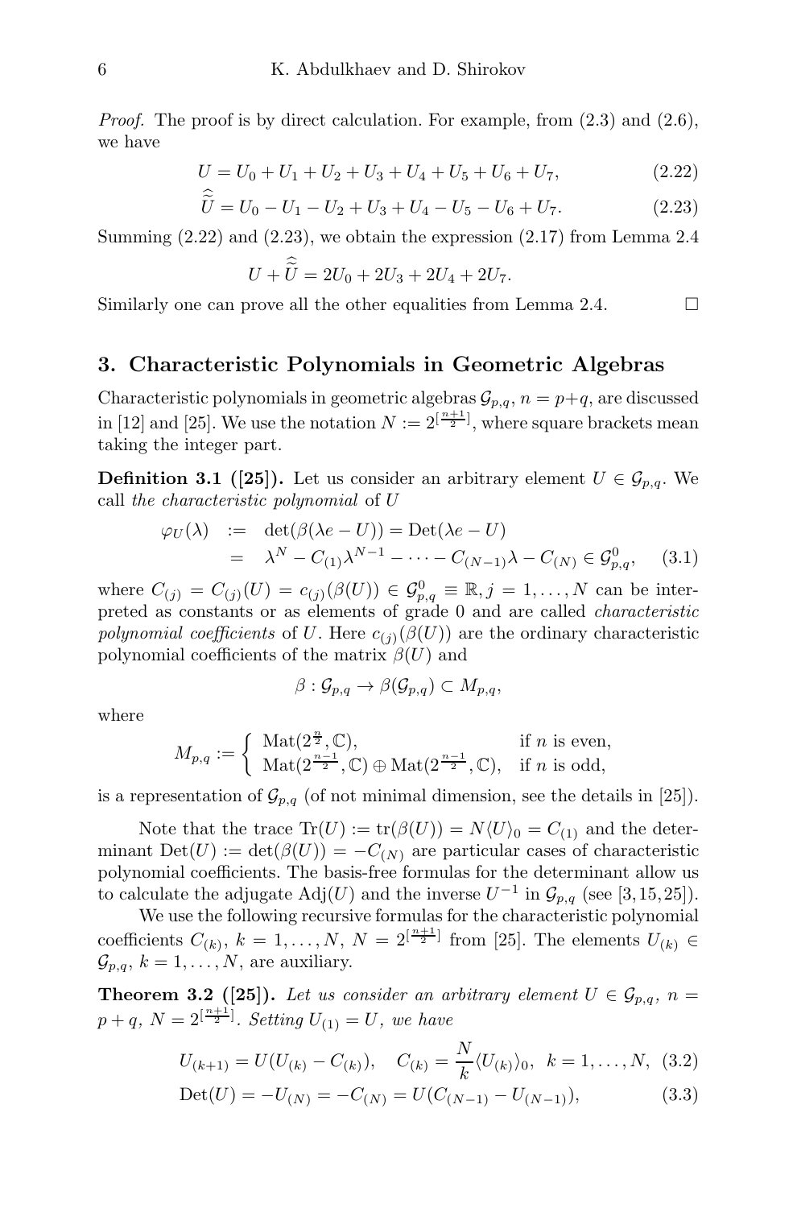*Proof.* The proof is by direct calculation. For example, from (2.3) and (2.6), we have

$$U = U_0 + U_1 + U_2 + U_3 + U_4 + U_5 + U_6 + U_7, \tag{2.22}$$

$$\widehat{\widetilde{U}} = U_0 - U_1 - U_2 + U_3 + U_4 - U_5 - U_6 + U_7. \tag{2.23}$$

Summing (2.22) and (2.23), we obtain the expression (2.17) from Lemma 2.4

$$U + \widehat{\widetilde{U}} = 2U_0 + 2U_3 + 2U_4 + 2U_7.$$

Similarly one can prove all the other equalities from Lemma 2.4. □

## 3. Characteristic Polynomials in Geometric Algebras

Characteristic polynomials in geometric algebras $\mathcal{G}_{p,q}$, $n = p+q$, are discussed in [12] and [25]. We use the notation $N := 2^{[\frac{n+1}{2}]}$, where square brackets mean taking the integer part.

**Definition 3.1 ([25]).** Let us consider an arbitrary element $U \in \mathcal{G}_{p,q}$. We call *the characteristic polynomial* of $U$

$$\begin{aligned} \varphi_U(\lambda) &:= \det(\beta(\lambda e - U)) = \mathrm{Det}(\lambda e - U) \\ &= \lambda^N - C_{(1)}\lambda^{N-1} - \cdots - C_{(N-1)}\lambda - C_{(N)} \in \mathcal{G}^0_{p,q}, \end{aligned} \tag{3.1}$$

where $C_{(j)} = C_{(j)}(U) = c_{(j)}(\beta(U)) \in \mathcal{G}^0_{p,q} \equiv \mathbb{R}, j = 1, \ldots, N$ can be interpreted as constants or as elements of grade 0 and are called *characteristic polynomial coefficients* of $U$. Here $c_{(j)}(\beta(U))$ are the ordinary characteristic polynomial coefficients of the matrix $\beta(U)$ and

$$\beta : \mathcal{G}_{p,q} \to \beta(\mathcal{G}_{p,q}) \subset M_{p,q},$$

where

$$M_{p,q} := \begin{cases} \mathrm{Mat}(2^{\frac{n}{2}}, \mathbb{C}), & \text{if } n \text{ is even}, \\ \mathrm{Mat}(2^{\frac{n-1}{2}}, \mathbb{C}) \oplus \mathrm{Mat}(2^{\frac{n-1}{2}}, \mathbb{C}), & \text{if } n \text{ is odd}, \end{cases}$$

is a representation of $\mathcal{G}_{p,q}$ (of not minimal dimension, see the details in [25]).

Note that the trace $\mathrm{Tr}(U) := \mathrm{tr}(\beta(U)) = N\langle U\rangle_0 = C_{(1)}$ and the determinant $\mathrm{Det}(U) := \det(\beta(U)) = -C_{(N)}$ are particular cases of characteristic polynomial coefficients. The basis-free formulas for the determinant allow us to calculate the adjugate $\mathrm{Adj}(U)$ and the inverse $U^{-1}$ in $\mathcal{G}_{p,q}$ (see [3, 15, 25]).

We use the following recursive formulas for the characteristic polynomial coefficients $C_{(k)}$, $k = 1, \ldots, N$, $N = 2^{[\frac{n+1}{2}]}$ from [25]. The elements $U_{(k)} \in \mathcal{G}_{p,q}$, $k = 1, \ldots, N$, are auxiliary.

**Theorem 3.2 ([25]).** *Let us consider an arbitrary element $U \in \mathcal{G}_{p,q}$, $n = p + q$, $N = 2^{[\frac{n+1}{2}]}$. Setting $U_{(1)} = U$, we have*

$$U_{(k+1)} = U(U_{(k)} - C_{(k)}), \quad C_{(k)} = \frac{N}{k}\langle U_{(k)}\rangle_0, \quad k = 1, \ldots, N, \tag{3.2}$$

$$\mathrm{Det}(U) = -U_{(N)} = -C_{(N)} = U(C_{(N-1)} - U_{(N-1)}), \tag{3.3}$$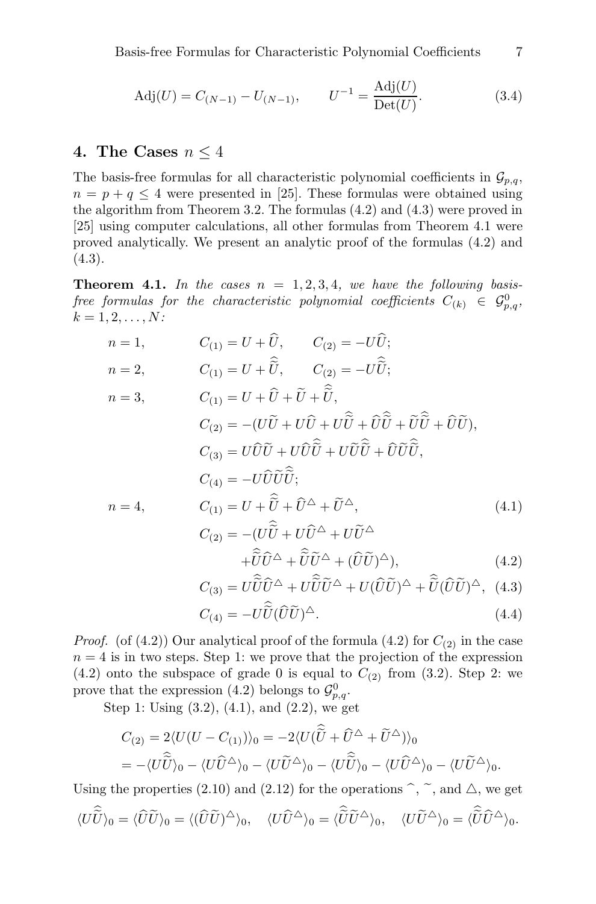$$\mathrm{Adj}(U) = C_{(N-1)} - U_{(N-1)}, \qquad U^{-1} = \frac{\mathrm{Adj}(U)}{\mathrm{Det}(U)}. \tag{3.4}$$

## 4. The Cases $n \leq 4$

The basis-free formulas for all characteristic polynomial coefficients in $\mathcal{G}_{p,q}$, $n = p + q \leq 4$ were presented in [25]. These formulas were obtained using the algorithm from Theorem 3.2. The formulas (4.2) and (4.3) were proved in [25] using computer calculations, all other formulas from Theorem 4.1 were proved analytically. We present an analytic proof of the formulas (4.2) and (4.3).

**Theorem 4.1.** *In the cases $n = 1, 2, 3, 4$, we have the following basis-free formulas for the characteristic polynomial coefficients $C_{(k)} \in \mathcal{G}^0_{p,q}$, $k = 1, 2, \ldots, N$:*

$$n = 1, \qquad C_{(1)} = U + \widehat{U}, \qquad C_{(2)} = -U\widehat{U};$$

$$n = 2, \qquad C_{(1)} = U + \widehat{\widetilde{U}}, \qquad C_{(2)} = -U\widehat{\widetilde{U}};$$

$$n = 3, \qquad C_{(1)} = U + \widehat{U} + \widetilde{U} + \widehat{\widetilde{U}},$$

$$C_{(2)} = -(U\widetilde{U} + U\widehat{U} + U\widehat{\widetilde{U}} + \widehat{U}\widehat{\widetilde{U}} + \widetilde{U}\widehat{\widetilde{U}} + \widehat{U}\widetilde{U}),$$

$$C_{(3)} = U\widehat{U}\widetilde{U} + U\widehat{U}\widehat{\widetilde{U}} + U\widetilde{U}\widehat{\widetilde{U}} + \widehat{U}\widetilde{U}\widehat{\widetilde{U}},$$

$$C_{(4)} = -U\widehat{U}\widetilde{U}\widehat{\widetilde{U}};$$

$$n = 4, \qquad C_{(1)} = U + \widehat{\widetilde{U}} + \widehat{U}^{\triangle} + \widetilde{U}^{\triangle}, \tag{4.1}$$

$$C_{(2)} = -(U\widehat{\widetilde{U}} + U\widehat{U}^{\triangle} + U\widetilde{U}^{\triangle} + \widehat{\widetilde{U}}\widehat{U}^{\triangle} + \widehat{\widetilde{U}}\widetilde{U}^{\triangle} + (\widehat{U}\widetilde{U})^{\triangle}), \tag{4.2}$$

$$C_{(3)} = U\widehat{\widetilde{U}}\widehat{U}^{\triangle} + U\widehat{\widetilde{U}}\widetilde{U}^{\triangle} + U(\widehat{U}\widetilde{U})^{\triangle} + \widehat{\widetilde{U}}(\widehat{U}\widetilde{U})^{\triangle}, \tag{4.3}$$

$$C_{(4)} = -U\widehat{\widetilde{U}}(\widehat{U}\widetilde{U})^{\triangle}. \tag{4.4}$$

*Proof.* (of (4.2)) Our analytical proof of the formula (4.2) for $C_{(2)}$ in the case $n = 4$ is in two steps. Step 1: we prove that the projection of the expression (4.2) onto the subspace of grade 0 is equal to $C_{(2)}$ from (3.2). Step 2: we prove that the expression (4.2) belongs to $\mathcal{G}^0_{p,q}$.

Step 1: Using (3.2), (4.1), and (2.2), we get

$$C_{(2)} = 2\langle U(U - C_{(1)})\rangle_0 = -2\langle U(\widehat{\widetilde{U}} + \widehat{U}^{\triangle} + \widetilde{U}^{\triangle})\rangle_0$$
$$= -\langle U\widehat{\widetilde{U}}\rangle_0 - \langle U\widehat{U}^{\triangle}\rangle_0 - \langle U\widetilde{U}^{\triangle}\rangle_0 - \langle U\widehat{\widetilde{U}}\rangle_0 - \langle U\widehat{U}^{\triangle}\rangle_0 - \langle U\widetilde{U}^{\triangle}\rangle_0.$$

Using the properties (2.10) and (2.12) for the operations $\widehat{\ }$, $\widetilde{\ }$, and $\triangle$, we get

$$\langle U\widehat{\widetilde{U}}\rangle_0 = \langle \widehat{U}\widetilde{U}\rangle_0 = \langle (\widehat{U}\widetilde{U})^{\triangle}\rangle_0, \quad \langle U\widehat{U}^{\triangle}\rangle_0 = \langle \widehat{\widetilde{U}}\widetilde{U}^{\triangle}\rangle_0, \quad \langle U\widetilde{U}^{\triangle}\rangle_0 = \langle \widehat{\widetilde{U}}\widehat{U}^{\triangle}\rangle_0.$$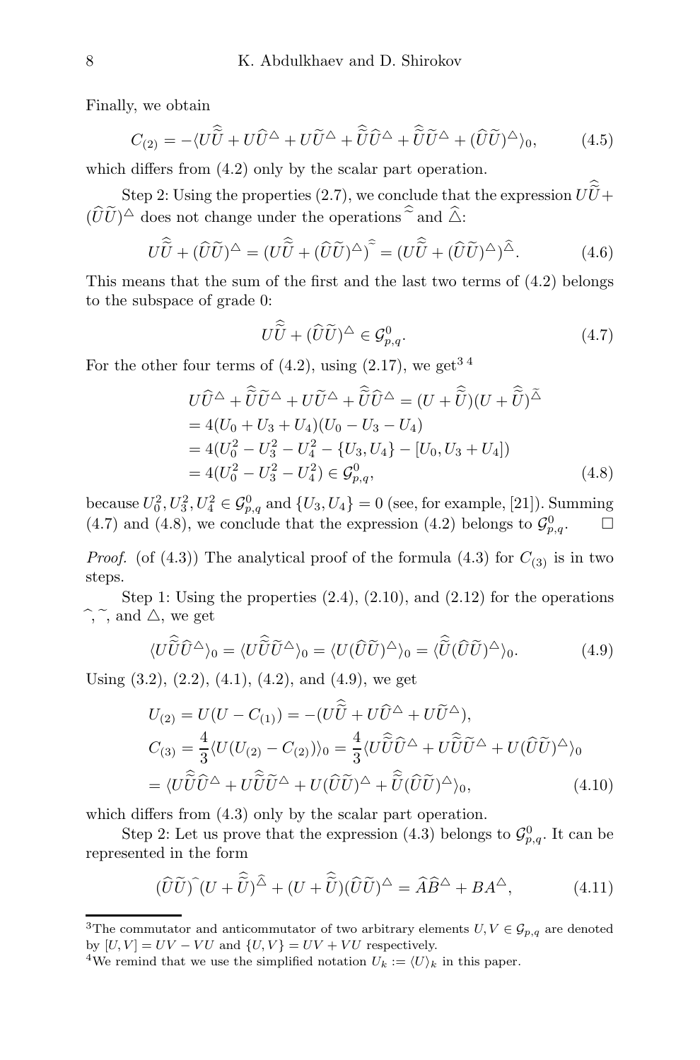Finally, we obtain

$$C_{(2)} = -\langle U\widehat{\widetilde{U}} + U\widehat{U}^{\triangle} + U\widetilde{U}^{\triangle} + \widehat{\widetilde{U}}\widehat{U}^{\triangle} + \widehat{\widetilde{U}}\widetilde{U}^{\triangle} + (\widehat{U}\widetilde{U})^{\triangle}\rangle_0, \tag{4.5}$$

which differs from (4.2) only by the scalar part operation.

Step 2: Using the properties (2.7), we conclude that the expression $U\widehat{\widetilde{U}} + (\widehat{U}\widetilde{U})^{\triangle}$ does not change under the operations $\widehat{\widetilde{\ }}$ and $\widehat{\triangle}$:

$$U\widehat{\widetilde{U}} + (\widehat{U}\widetilde{U})^{\triangle} = (U\widehat{\widetilde{U}} + (\widehat{U}\widetilde{U})^{\triangle})^{\widehat{\widetilde{\ }}} = (U\widehat{\widetilde{U}} + (\widehat{U}\widetilde{U})^{\triangle})^{\widehat{\triangle}}. \tag{4.6}$$

This means that the sum of the first and the last two terms of (4.2) belongs to the subspace of grade 0:

$$U\widehat{\widetilde{U}} + (\widehat{U}\widetilde{U})^{\triangle} \in \mathcal{G}^0_{p,q}. \tag{4.7}$$

For the other four terms of (4.2), using (2.17), we get[3] [4]

$$\begin{aligned}
&U\widehat{U}^{\triangle} + \widehat{\widetilde{U}}\widetilde{U}^{\triangle} + U\widetilde{U}^{\triangle} + \widehat{\widetilde{U}}\widehat{U}^{\triangle} = (U + \widehat{\widetilde{U}})(U + \widehat{\widetilde{U}})^{\widetilde{\triangle}}\\
&= 4(U_0 + U_3 + U_4)(U_0 - U_3 - U_4)\\
&= 4(U_0^2 - U_3^2 - U_4^2 - \{U_3, U_4\} - [U_0, U_3 + U_4])\\
&= 4(U_0^2 - U_3^2 - U_4^2) \in \mathcal{G}^0_{p,q},
\end{aligned} \tag{4.8}$$

because $U_0^2, U_3^2, U_4^2 \in \mathcal{G}^0_{p,q}$ and $\{U_3, U_4\} = 0$ (see, for example, [21]). Summing (4.7) and (4.8), we conclude that the expression (4.2) belongs to $\mathcal{G}^0_{p,q}$. □

*Proof.* (of (4.3)) The analytical proof of the formula (4.3) for $C_{(3)}$ is in two steps.

Step 1: Using the properties (2.4), (2.10), and (2.12) for the operations $\widehat{\ }$, $\widetilde{\ }$, and $\triangle$, we get

$$\langle U\widehat{\widetilde{U}}\widehat{U}^{\triangle}\rangle_0 = \langle U\widehat{\widetilde{U}}\widetilde{U}^{\triangle}\rangle_0 = \langle U(\widehat{U}\widetilde{U})^{\triangle}\rangle_0 = \langle \widehat{\widetilde{U}}(\widehat{U}\widetilde{U})^{\triangle}\rangle_0. \tag{4.9}$$

Using (3.2), (2.2), (4.1), (4.2), and (4.9), we get

$$\begin{aligned}
U_{(2)} &= U(U - C_{(1)}) = -(U\widehat{\widetilde{U}} + U\widehat{U}^{\triangle} + U\widetilde{U}^{\triangle}),\\
C_{(3)} &= \frac{4}{3}\langle U(U_{(2)} - C_{(2)})\rangle_0 = \frac{4}{3}\langle U\widehat{\widetilde{U}}\widehat{U}^{\triangle} + U\widehat{\widetilde{U}}\widetilde{U}^{\triangle} + U(\widehat{U}\widetilde{U})^{\triangle}\rangle_0\\
&= \langle U\widehat{\widetilde{U}}\widehat{U}^{\triangle} + U\widehat{\widetilde{U}}\widetilde{U}^{\triangle} + U(\widehat{U}\widetilde{U})^{\triangle} + \widehat{\widetilde{U}}(\widehat{U}\widetilde{U})^{\triangle}\rangle_0,
\end{aligned} \tag{4.10}$$

which differs from (4.3) only by the scalar part operation.

Step 2: Let us prove that the expression (4.3) belongs to $\mathcal{G}^0_{p,q}$. It can be represented in the form

$$(\widehat{U}\widetilde{U})^{\widehat{\ }}(U + \widehat{\widetilde{U}})^{\widehat{\triangle}} + (U + \widehat{\widetilde{U}})(\widehat{U}\widetilde{U})^{\triangle} = \widehat{A}\widehat{B}^{\triangle} + BA^{\triangle}, \tag{4.11}$$

---

[3] The commutator and anticommutator of two arbitrary elements $U, V \in \mathcal{G}_{p,q}$ are denoted by $[U, V] = UV - VU$ and $\{U, V\} = UV + VU$ respectively.

[4] We remind that we use the simplified notation $U_k := \langle U\rangle_k$ in this paper.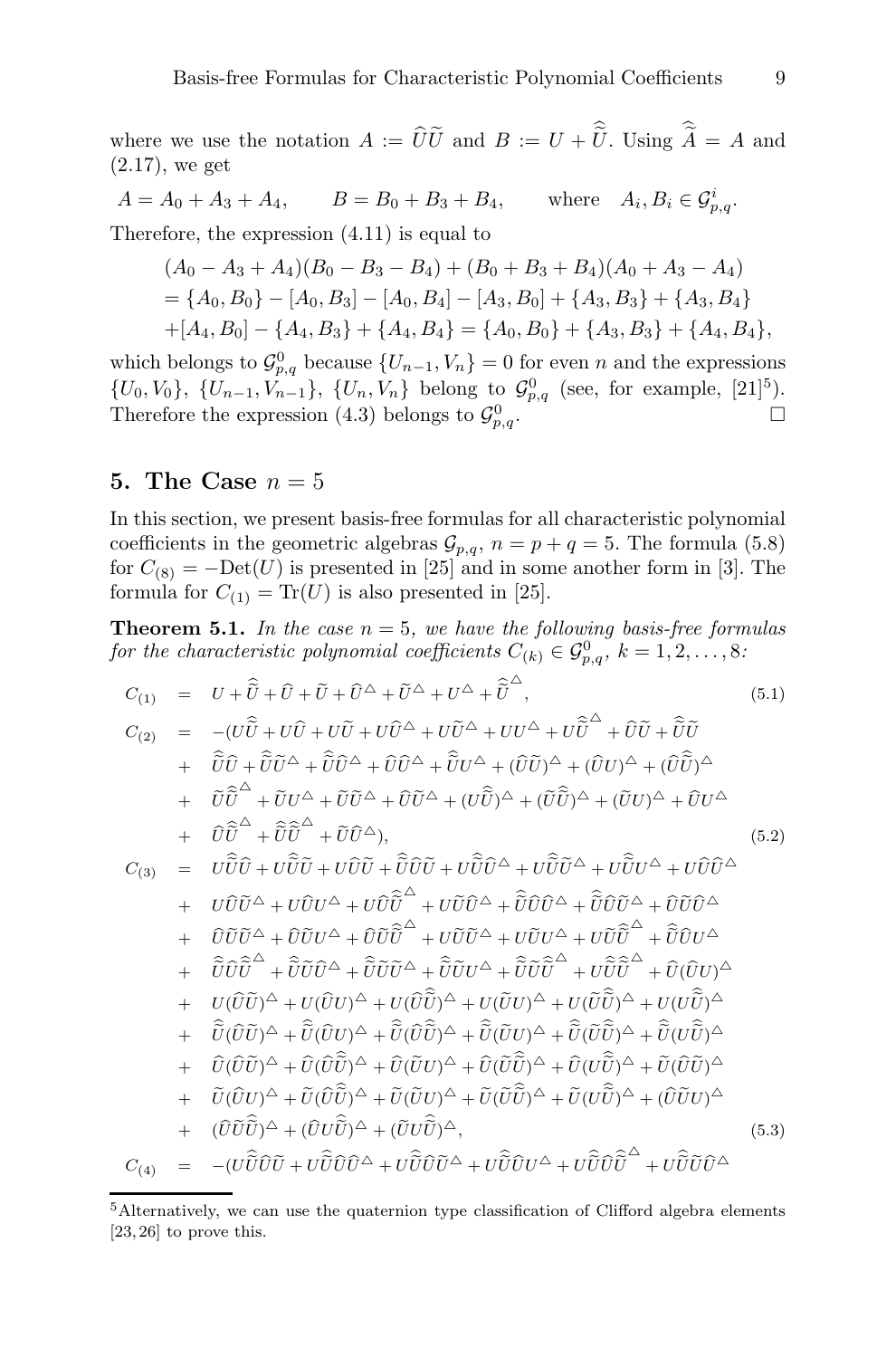where we use the notation $A := \widehat{U}\widetilde{U}$ and $B := U + \widehat{\widetilde{U}}$. Using $\widehat{\widetilde{A}} = A$ and (2.17), we get

$$A = A_0 + A_3 + A_4, \qquad B = B_0 + B_3 + B_4, \qquad \text{where} \quad A_i, B_i \in \mathcal{G}^i_{p,q}.$$

Therefore, the expression (4.11) is equal to

$$\begin{aligned}
&(A_0 - A_3 + A_4)(B_0 - B_3 - B_4) + (B_0 + B_3 + B_4)(A_0 + A_3 - A_4)\\
&= \{A_0, B_0\} - [A_0, B_3] - [A_0, B_4] - [A_3, B_0] + \{A_3, B_3\} + \{A_3, B_4\}\\
&+ [A_4, B_0] - \{A_4, B_3\} + \{A_4, B_4\} = \{A_0, B_0\} + \{A_3, B_3\} + \{A_4, B_4\},
\end{aligned}$$

which belongs to $\mathcal{G}^0_{p,q}$ because $\{U_{n-1}, V_n\} = 0$ for even $n$ and the expressions $\{U_0, V_0\}$, $\{U_{n-1}, V_{n-1}\}$, $\{U_n, V_n\}$ belong to $\mathcal{G}^0_{p,q}$ (see, for example, [21][5]). Therefore the expression (4.3) belongs to $\mathcal{G}^0_{p,q}$. $\square$

## 5. The Case $n = 5$

In this section, we present basis-free formulas for all characteristic polynomial coefficients in the geometric algebras $\mathcal{G}_{p,q}$, $n = p + q = 5$. The formula (5.8) for $C_{(8)} = -\mathrm{Det}(U)$ is presented in [25] and in some another form in [3]. The formula for $C_{(1)} = \mathrm{Tr}(U)$ is also presented in [25].

**Theorem 5.1.** *In the case $n = 5$, we have the following basis-free formulas for the characteristic polynomial coefficients $C_{(k)} \in \mathcal{G}^0_{p,q}$, $k = 1, 2, \ldots, 8$:*

$$C_{(1)} = U + \widehat{\widetilde{U}} + \widehat{U} + \widetilde{U} + \widehat{U}^{\triangle} + \widetilde{U}^{\triangle} + U^{\triangle} + \widehat{\widetilde{U}}^{\triangle}, \tag{5.1}$$

$$\begin{aligned}
C_{(2)} = &-(U\widehat{\widetilde{U}} + U\widehat{U} + U\widetilde{U} + U\widehat{U}^{\triangle} + U\widetilde{U}^{\triangle} + UU^{\triangle} + U\widehat{\widetilde{U}}^{\triangle} + \widehat{U}\widetilde{U} + \widehat{\widetilde{U}}\widetilde{U}\\
&+ \widehat{\widetilde{U}}\widehat{U} + \widehat{\widetilde{U}}\widetilde{U}^{\triangle} + \widehat{\widetilde{U}}\widehat{U}^{\triangle} + \widehat{U}\widehat{U}^{\triangle} + \widehat{\widetilde{U}}U^{\triangle} + (\widehat{U}\widetilde{U})^{\triangle} + (\widehat{U}U)^{\triangle} + (\widehat{U}\widehat{\widetilde{U}})^{\triangle}\\
&+ \widetilde{U}\widehat{\widetilde{U}}^{\triangle} + \widetilde{U}U^{\triangle} + \widetilde{U}\widetilde{U}^{\triangle} + \widehat{U}\widetilde{U}^{\triangle} + (U\widehat{\widetilde{U}})^{\triangle} + (\widetilde{U}\widehat{\widetilde{U}})^{\triangle} + (\widetilde{U}U)^{\triangle} + \widehat{U}U^{\triangle}\\
&+ \widehat{U}\widehat{\widetilde{U}}^{\triangle} + \widehat{\widetilde{U}}\widehat{\widetilde{U}}^{\triangle} + \widetilde{U}\widehat{U}^{\triangle}),
\end{aligned} \tag{5.2}$$

$$\begin{aligned}
C_{(3)} = \;&U\widehat{\widetilde{U}}\widehat{U} + U\widehat{\widetilde{U}}\widetilde{U} + U\widehat{U}\widetilde{U} + \widehat{\widetilde{U}}\widehat{U}\widetilde{U} + U\widehat{\widetilde{U}}\widehat{U}^{\triangle} + U\widehat{\widetilde{U}}\widetilde{U}^{\triangle} + U\widehat{\widetilde{U}}U^{\triangle} + U\widehat{U}\widehat{U}^{\triangle}\\
&+ U\widehat{U}\widetilde{U}^{\triangle} + U\widehat{U}U^{\triangle} + U\widehat{U}\widehat{\widetilde{U}}^{\triangle} + U\widetilde{U}\widehat{U}^{\triangle} + \widehat{\widetilde{U}}\widehat{U}\widehat{U}^{\triangle} + \widehat{\widetilde{U}}\widehat{U}\widetilde{U}^{\triangle} + \widehat{U}\widetilde{U}\widehat{U}^{\triangle}\\
&+ \widehat{U}\widetilde{U}\widetilde{U}^{\triangle} + \widehat{U}\widetilde{U}U^{\triangle} + \widehat{U}\widetilde{U}\widehat{\widetilde{U}}^{\triangle} + U\widetilde{U}\widetilde{U}^{\triangle} + U\widetilde{U}U^{\triangle} + U\widetilde{U}\widehat{\widetilde{U}}^{\triangle} + \widehat{\widetilde{U}}\widehat{U}U^{\triangle}\\
&+ \widehat{\widetilde{U}}\widehat{U}\widehat{\widetilde{U}}^{\triangle} + \widehat{\widetilde{U}}\widetilde{U}\widehat{U}^{\triangle} + \widehat{\widetilde{U}}\widetilde{U}\widetilde{U}^{\triangle} + \widehat{\widetilde{U}}\widetilde{U}U^{\triangle} + \widehat{\widetilde{U}}\widetilde{U}\widehat{\widetilde{U}}^{\triangle} + U\widehat{\widetilde{U}}\widehat{\widetilde{U}}^{\triangle} + \widehat{U}(\widehat{U}U)^{\triangle}\\
&+ U(\widehat{U}\widetilde{U})^{\triangle} + U(\widehat{U}U)^{\triangle} + U(\widehat{U}\widehat{\widetilde{U}})^{\triangle} + U(\widetilde{U}U)^{\triangle} + U(\widetilde{U}\widehat{\widetilde{U}})^{\triangle} + U(U\widehat{\widetilde{U}})^{\triangle}\\
&+ \widehat{\widetilde{U}}(\widehat{U}\widetilde{U})^{\triangle} + \widehat{\widetilde{U}}(\widehat{U}U)^{\triangle} + \widehat{\widetilde{U}}(\widehat{U}\widehat{\widetilde{U}})^{\triangle} + \widehat{\widetilde{U}}(\widetilde{U}U)^{\triangle} + \widehat{\widetilde{U}}(\widetilde{U}\widehat{\widetilde{U}})^{\triangle} + \widehat{\widetilde{U}}(U\widehat{\widetilde{U}})^{\triangle}\\
&+ \widehat{U}(\widehat{U}\widetilde{U})^{\triangle} + \widehat{U}(\widehat{U}\widehat{\widetilde{U}})^{\triangle} + \widehat{U}(\widetilde{U}U)^{\triangle} + \widehat{U}(\widetilde{U}\widehat{\widetilde{U}})^{\triangle} + \widehat{U}(U\widehat{\widetilde{U}})^{\triangle} + \widetilde{U}(\widehat{U}\widetilde{U})^{\triangle}\\
&+ \widetilde{U}(\widehat{U}U)^{\triangle} + \widetilde{U}(\widehat{U}\widehat{\widetilde{U}})^{\triangle} + \widetilde{U}(\widetilde{U}U)^{\triangle} + \widetilde{U}(\widetilde{U}\widehat{\widetilde{U}})^{\triangle} + \widetilde{U}(U\widehat{\widetilde{U}})^{\triangle} + (\widehat{U}\widetilde{U}U)^{\triangle}\\
&+ (\widehat{U}\widetilde{U}\widehat{\widetilde{U}})^{\triangle} + (\widehat{U}U\widehat{\widetilde{U}})^{\triangle} + (\widetilde{U}U\widehat{\widetilde{U}})^{\triangle},
\end{aligned} \tag{5.3}$$

$$C_{(4)} = -(U\widehat{\widetilde{U}}\widehat{U}\widetilde{U} + U\widehat{\widetilde{U}}\widehat{U}\widehat{U}^{\triangle} + U\widehat{\widetilde{U}}\widehat{U}\widetilde{U}^{\triangle} + U\widehat{\widetilde{U}}\widehat{U}U^{\triangle} + U\widehat{\widetilde{U}}\widehat{U}\widehat{\widetilde{U}}^{\triangle} + U\widehat{\widetilde{U}}\widetilde{U}\widehat{U}^{\triangle}$$

[5] Alternatively, we can use the quaternion type classification of Clifford algebra elements [23, 26] to prove this.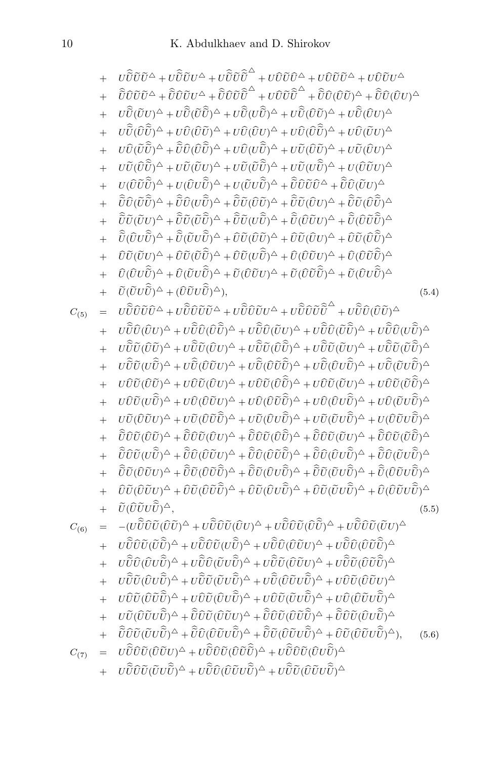$$
\begin{aligned}
&+ U\widehat{\widetilde{U}}\widetilde{U}\widetilde{U}^{\triangle} + U\widehat{\widetilde{U}}\widetilde{U}U^{\triangle} + U\widehat{\widetilde{U}}\widetilde{U}\widehat{\widetilde{U}}^{\triangle} + U\widehat{U}\widetilde{U}\widehat{U}^{\triangle} + U\widehat{U}\widetilde{U}\widetilde{U}^{\triangle} + U\widehat{U}\widetilde{U}U^{\triangle} \\
&+ \widehat{\widetilde{U}}\widehat{U}\widetilde{U}\widetilde{U}^{\triangle} + \widehat{\widetilde{U}}\widehat{U}\widetilde{U}U^{\triangle} + \widehat{\widetilde{U}}\widehat{U}\widetilde{U}\widehat{\widetilde{U}}^{\triangle} + U\widehat{U}\widetilde{U}\widehat{\widetilde{U}}^{\triangle} + \widehat{\widetilde{U}}\widehat{U}(\widehat{U}\widetilde{U})^{\triangle} + \widehat{\widetilde{U}}\widehat{U}(\widehat{U}U)^{\triangle} \\
&+ U\widehat{\widetilde{U}}(\widetilde{U}U)^{\triangle} + U\widehat{\widetilde{U}}(\widetilde{U}\widehat{\widetilde{U}})^{\triangle} + U\widehat{\widetilde{U}}(U\widehat{\widetilde{U}})^{\triangle} + U\widehat{\widetilde{U}}(\widehat{U}\widetilde{U})^{\triangle} + U\widehat{\widetilde{U}}(\widehat{U}U)^{\triangle} \\
&+ U\widehat{\widetilde{U}}(\widehat{U}\widehat{\widetilde{U}})^{\triangle} + U\widehat{U}(\widehat{U}\widetilde{U})^{\triangle} + U\widehat{U}(\widehat{U}U)^{\triangle} + U\widehat{U}(\widehat{U}\widehat{\widetilde{U}})^{\triangle} + U\widehat{U}(\widetilde{U}U)^{\triangle} \\
&+ U\widehat{U}(\widetilde{U}\widehat{\widetilde{U}})^{\triangle} + \widehat{\widetilde{U}}\widehat{U}(\widehat{U}\widehat{\widetilde{U}})^{\triangle} + U\widehat{U}(U\widehat{\widetilde{U}})^{\triangle} + U\widetilde{U}(\widehat{U}\widetilde{U})^{\triangle} + U\widetilde{U}(\widehat{U}U)^{\triangle} \\
&+ U\widetilde{U}(\widehat{U}\widehat{\widetilde{U}})^{\triangle} + U\widetilde{U}(\widetilde{U}U)^{\triangle} + U\widetilde{U}(\widetilde{U}\widehat{\widetilde{U}})^{\triangle} + U\widetilde{U}(U\widehat{\widetilde{U}})^{\triangle} + U(\widehat{U}\widetilde{U}U)^{\triangle} \\
&+ U(\widehat{U}\widetilde{U}\widehat{\widetilde{U}})^{\triangle} + U(\widehat{U}U\widehat{\widetilde{U}})^{\triangle} + U(\widetilde{U}U\widehat{\widetilde{U}})^{\triangle} + \widehat{\widetilde{U}}\widehat{U}\widetilde{U}\widehat{U}^{\triangle} + \widehat{\widetilde{U}}\widehat{U}(\widetilde{U}U)^{\triangle} \\
&+ \widehat{\widetilde{U}}\widehat{U}(\widetilde{U}\widehat{\widetilde{U}})^{\triangle} + \widehat{\widetilde{U}}\widehat{U}(U\widehat{\widetilde{U}})^{\triangle} + \widehat{\widetilde{U}}\widetilde{U}(\widehat{U}\widetilde{U})^{\triangle} + \widehat{\widetilde{U}}\widetilde{U}(\widehat{U}U)^{\triangle} + \widehat{\widetilde{U}}\widetilde{U}(\widehat{U}\widehat{\widetilde{U}})^{\triangle} \\
&+ \widehat{\widetilde{U}}\widetilde{U}(\widetilde{U}U)^{\triangle} + \widehat{\widetilde{U}}\widetilde{U}(\widetilde{U}\widehat{\widetilde{U}})^{\triangle} + \widehat{\widetilde{U}}\widetilde{U}(U\widehat{\widetilde{U}})^{\triangle} + \widehat{\widetilde{U}}(\widehat{U}\widetilde{U}U)^{\triangle} + \widehat{\widetilde{U}}(\widehat{U}\widetilde{U}\widehat{\widetilde{U}})^{\triangle} \\
&+ \widehat{\widetilde{U}}(\widehat{U}U\widehat{\widetilde{U}})^{\triangle} + \widehat{\widetilde{U}}(\widetilde{U}U\widehat{\widetilde{U}})^{\triangle} + \widehat{U}\widetilde{U}(\widehat{U}\widetilde{U})^{\triangle} + \widehat{U}\widetilde{U}(\widehat{U}U)^{\triangle} + \widehat{U}\widetilde{U}(\widehat{U}\widehat{\widetilde{U}})^{\triangle} \\
&+ \widehat{U}\widetilde{U}(\widetilde{U}U)^{\triangle} + \widehat{U}\widetilde{U}(\widetilde{U}\widehat{\widetilde{U}})^{\triangle} + \widehat{U}\widetilde{U}(U\widehat{\widetilde{U}})^{\triangle} + \widehat{U}(\widehat{U}\widetilde{U}U)^{\triangle} + \widehat{U}(\widehat{U}\widetilde{U}\widehat{\widetilde{U}})^{\triangle} \\
&+ \widehat{U}(\widehat{U}U\widehat{\widetilde{U}})^{\triangle} + \widehat{U}(\widetilde{U}U\widehat{\widetilde{U}})^{\triangle} + \widetilde{U}(\widehat{U}\widetilde{U}U)^{\triangle} + \widetilde{U}(\widehat{U}\widetilde{U}\widehat{\widetilde{U}})^{\triangle} + \widetilde{U}(\widehat{U}U\widehat{\widetilde{U}})^{\triangle} \\
&+ \widetilde{U}(\widetilde{U}U\widehat{\widetilde{U}})^{\triangle} + (\widehat{U}\widetilde{U}U\widehat{\widetilde{U}})^{\triangle}), \qquad (5.4)
\end{aligned}
$$

$$
\begin{aligned}
C_{(5)} &= U\widehat{\widetilde{U}}\widehat{U}\widetilde{U}\widehat{U}^{\triangle} + U\widehat{\widetilde{U}}\widehat{U}\widetilde{U}\widetilde{U}^{\triangle} + U\widehat{\widetilde{U}}\widehat{U}\widetilde{U}U^{\triangle} + U\widehat{\widetilde{U}}\widehat{U}\widetilde{U}\widehat{\widetilde{U}}^{\triangle} + U\widehat{\widetilde{U}}\widehat{U}(\widehat{U}\widetilde{U})^{\triangle} \\
&+ U\widehat{\widetilde{U}}\widehat{U}(\widehat{U}U)^{\triangle} + U\widehat{\widetilde{U}}\widehat{U}(\widehat{U}\widehat{\widetilde{U}})^{\triangle} + U\widehat{\widetilde{U}}\widehat{U}(\widetilde{U}U)^{\triangle} + U\widehat{\widetilde{U}}\widehat{U}(\widetilde{U}\widehat{\widetilde{U}})^{\triangle} + U\widehat{\widetilde{U}}\widehat{U}(U\widehat{\widetilde{U}})^{\triangle} \\
&+ U\widehat{\widetilde{U}}\widetilde{U}(\widehat{U}\widetilde{U})^{\triangle} + U\widehat{\widetilde{U}}\widetilde{U}(\widehat{U}U)^{\triangle} + U\widehat{\widetilde{U}}\widetilde{U}(\widehat{U}\widehat{\widetilde{U}})^{\triangle} + U\widehat{\widetilde{U}}\widetilde{U}(\widetilde{U}U)^{\triangle} + U\widehat{\widetilde{U}}\widetilde{U}(\widetilde{U}\widehat{\widetilde{U}})^{\triangle} \\
&+ U\widehat{\widetilde{U}}\widetilde{U}(U\widehat{\widetilde{U}})^{\triangle} + U\widehat{\widetilde{U}}(\widehat{U}\widetilde{U}U)^{\triangle} + U\widehat{\widetilde{U}}(\widehat{U}\widetilde{U}\widehat{\widetilde{U}})^{\triangle} + U\widehat{\widetilde{U}}(\widehat{U}U\widehat{\widetilde{U}})^{\triangle} + U\widehat{\widetilde{U}}(\widetilde{U}U\widehat{\widetilde{U}})^{\triangle} \\
&+ U\widehat{U}\widetilde{U}(\widehat{U}\widetilde{U})^{\triangle} + U\widehat{U}\widetilde{U}(\widehat{U}U)^{\triangle} + U\widehat{U}\widetilde{U}(\widehat{U}\widehat{\widetilde{U}})^{\triangle} + U\widehat{U}\widetilde{U}(\widetilde{U}U)^{\triangle} + U\widehat{U}\widetilde{U}(\widetilde{U}\widehat{\widetilde{U}})^{\triangle} \\
&+ U\widehat{U}\widetilde{U}(U\widehat{\widetilde{U}})^{\triangle} + U\widehat{U}(\widehat{U}\widetilde{U}U)^{\triangle} + U\widehat{U}(\widehat{U}\widetilde{U}\widehat{\widetilde{U}})^{\triangle} + U\widehat{U}(\widehat{U}U\widehat{\widetilde{U}})^{\triangle} + U\widehat{U}(\widetilde{U}U\widehat{\widetilde{U}})^{\triangle} \\
&+ U\widetilde{U}(\widehat{U}\widetilde{U}U)^{\triangle} + U\widetilde{U}(\widehat{U}\widetilde{U}\widehat{\widetilde{U}})^{\triangle} + U\widetilde{U}(\widehat{U}U\widehat{\widetilde{U}})^{\triangle} + U\widetilde{U}(\widetilde{U}U\widehat{\widetilde{U}})^{\triangle} + U(\widehat{U}\widetilde{U}U\widehat{\widetilde{U}})^{\triangle} \\
&+ \widehat{\widetilde{U}}\widehat{U}\widetilde{U}(\widehat{U}\widetilde{U})^{\triangle} + \widehat{\widetilde{U}}\widehat{U}\widetilde{U}(\widehat{U}U)^{\triangle} + \widehat{\widetilde{U}}\widehat{U}\widetilde{U}(\widehat{U}\widehat{\widetilde{U}})^{\triangle} + \widehat{\widetilde{U}}\widehat{U}\widetilde{U}(\widetilde{U}U)^{\triangle} + \widehat{\widetilde{U}}\widehat{U}\widetilde{U}(\widetilde{U}\widehat{\widetilde{U}})^{\triangle} \\
&+ \widehat{\widetilde{U}}\widehat{U}\widetilde{U}(U\widehat{\widetilde{U}})^{\triangle} + \widehat{\widetilde{U}}\widehat{U}(\widehat{U}\widetilde{U}U)^{\triangle} + \widehat{\widetilde{U}}\widehat{U}(\widehat{U}\widetilde{U}\widehat{\widetilde{U}})^{\triangle} + \widehat{\widetilde{U}}\widehat{U}(\widehat{U}U\widehat{\widetilde{U}})^{\triangle} + \widehat{\widetilde{U}}\widehat{U}(\widetilde{U}U\widehat{\widetilde{U}})^{\triangle} \\
&+ \widehat{\widetilde{U}}\widetilde{U}(\widehat{U}\widetilde{U}U)^{\triangle} + \widehat{\widetilde{U}}\widetilde{U}(\widehat{U}\widetilde{U}\widehat{\widetilde{U}})^{\triangle} + \widehat{\widetilde{U}}\widetilde{U}(\widehat{U}U\widehat{\widetilde{U}})^{\triangle} + \widehat{\widetilde{U}}\widetilde{U}(\widetilde{U}U\widehat{\widetilde{U}})^{\triangle} + \widehat{\widetilde{U}}(\widehat{U}\widetilde{U}U\widehat{\widetilde{U}})^{\triangle} \\
&+ \widehat{U}\widetilde{U}(\widehat{U}\widetilde{U}U)^{\triangle} + \widehat{U}\widetilde{U}(\widehat{U}\widetilde{U}\widehat{\widetilde{U}})^{\triangle} + \widehat{U}\widetilde{U}(\widehat{U}U\widehat{\widetilde{U}})^{\triangle} + \widehat{U}\widetilde{U}(\widetilde{U}U\widehat{\widetilde{U}})^{\triangle} + \widehat{U}(\widehat{U}\widetilde{U}U\widehat{\widetilde{U}})^{\triangle} \\
&+ \widetilde{U}(\widehat{U}\widetilde{U}U\widehat{\widetilde{U}})^{\triangle}, \qquad (5.5)
\end{aligned}
$$

$$
\begin{aligned}
C_{(6)} &= -(U\widehat{\widetilde{U}}\widehat{U}\widetilde{U}(\widehat{U}\widetilde{U})^{\triangle} + U\widehat{\widetilde{U}}\widehat{U}\widetilde{U}(\widehat{U}U)^{\triangle} + U\widehat{\widetilde{U}}\widehat{U}\widetilde{U}(\widehat{U}\widehat{\widetilde{U}})^{\triangle} + U\widehat{\widetilde{U}}\widehat{U}\widetilde{U}(\widetilde{U}U)^{\triangle} \\
&+ U\widehat{\widetilde{U}}\widehat{U}\widetilde{U}(\widetilde{U}\widehat{\widetilde{U}})^{\triangle} + U\widehat{\widetilde{U}}\widehat{U}\widetilde{U}(U\widehat{\widetilde{U}})^{\triangle} + U\widehat{\widetilde{U}}\widehat{U}(\widehat{U}\widetilde{U}U)^{\triangle} + U\widehat{\widetilde{U}}\widehat{U}(\widehat{U}\widetilde{U}\widehat{\widetilde{U}})^{\triangle} \\
&+ U\widehat{\widetilde{U}}\widehat{U}(\widehat{U}U\widehat{\widetilde{U}})^{\triangle} + U\widehat{\widetilde{U}}\widehat{U}(\widetilde{U}U\widehat{\widetilde{U}})^{\triangle} + U\widehat{\widetilde{U}}\widetilde{U}(\widehat{U}\widetilde{U}U)^{\triangle} + U\widehat{\widetilde{U}}\widetilde{U}(\widehat{U}\widetilde{U}\widehat{\widetilde{U}})^{\triangle} \\
&+ U\widehat{\widetilde{U}}\widetilde{U}(\widehat{U}U\widehat{\widetilde{U}})^{\triangle} + U\widehat{\widetilde{U}}\widetilde{U}(\widetilde{U}U\widehat{\widetilde{U}})^{\triangle} + U\widehat{\widetilde{U}}(\widehat{U}\widetilde{U}U\widehat{\widetilde{U}})^{\triangle} + U\widehat{U}\widetilde{U}(\widehat{U}\widetilde{U}U)^{\triangle} \\
&+ U\widehat{U}\widetilde{U}(\widehat{U}\widetilde{U}\widehat{\widetilde{U}})^{\triangle} + U\widehat{U}\widetilde{U}(\widehat{U}U\widehat{\widetilde{U}})^{\triangle} + U\widehat{U}\widetilde{U}(\widetilde{U}U\widehat{\widetilde{U}})^{\triangle} + U\widehat{U}(\widehat{U}\widetilde{U}U\widehat{\widetilde{U}})^{\triangle} \\
&+ U\widetilde{U}(\widehat{U}\widetilde{U}U\widehat{\widetilde{U}})^{\triangle} + \widehat{\widetilde{U}}\widehat{U}\widetilde{U}(\widehat{U}\widetilde{U}U)^{\triangle} + \widehat{\widetilde{U}}\widehat{U}\widetilde{U}(\widehat{U}\widetilde{U}\widehat{\widetilde{U}})^{\triangle} + \widehat{\widetilde{U}}\widehat{U}\widetilde{U}(\widehat{U}U\widehat{\widetilde{U}})^{\triangle} \\
&+ \widehat{\widetilde{U}}\widehat{U}\widetilde{U}(\widetilde{U}U\widehat{\widetilde{U}})^{\triangle} + \widehat{\widetilde{U}}\widehat{U}(\widehat{U}\widetilde{U}U\widehat{\widetilde{U}})^{\triangle} + \widehat{\widetilde{U}}\widetilde{U}(\widehat{U}\widetilde{U}U\widehat{\widetilde{U}})^{\triangle} + \widehat{U}\widetilde{U}(\widehat{U}\widetilde{U}U\widehat{\widetilde{U}})^{\triangle}), \qquad (5.6)
\end{aligned}
$$

$$
\begin{aligned}
C_{(7)} &= U\widehat{\widetilde{U}}\widehat{U}\widetilde{U}(\widehat{U}\widetilde{U}U)^{\triangle} + U\widehat{\widetilde{U}}\widehat{U}\widetilde{U}(\widehat{U}\widetilde{U}\widehat{\widetilde{U}})^{\triangle} + U\widehat{\widetilde{U}}\widehat{U}\widetilde{U}(\widehat{U}U\widehat{\widetilde{U}})^{\triangle} \\
&+ U\widehat{\widetilde{U}}\widehat{U}\widetilde{U}(\widetilde{U}U\widehat{\widetilde{U}})^{\triangle} + U\widehat{\widetilde{U}}\widehat{U}(\widehat{U}\widetilde{U}U\widehat{\widetilde{U}})^{\triangle} + U\widehat{\widetilde{U}}\widetilde{U}(\widehat{U}\widetilde{U}U\widehat{\widetilde{U}})^{\triangle}
\end{aligned}
$$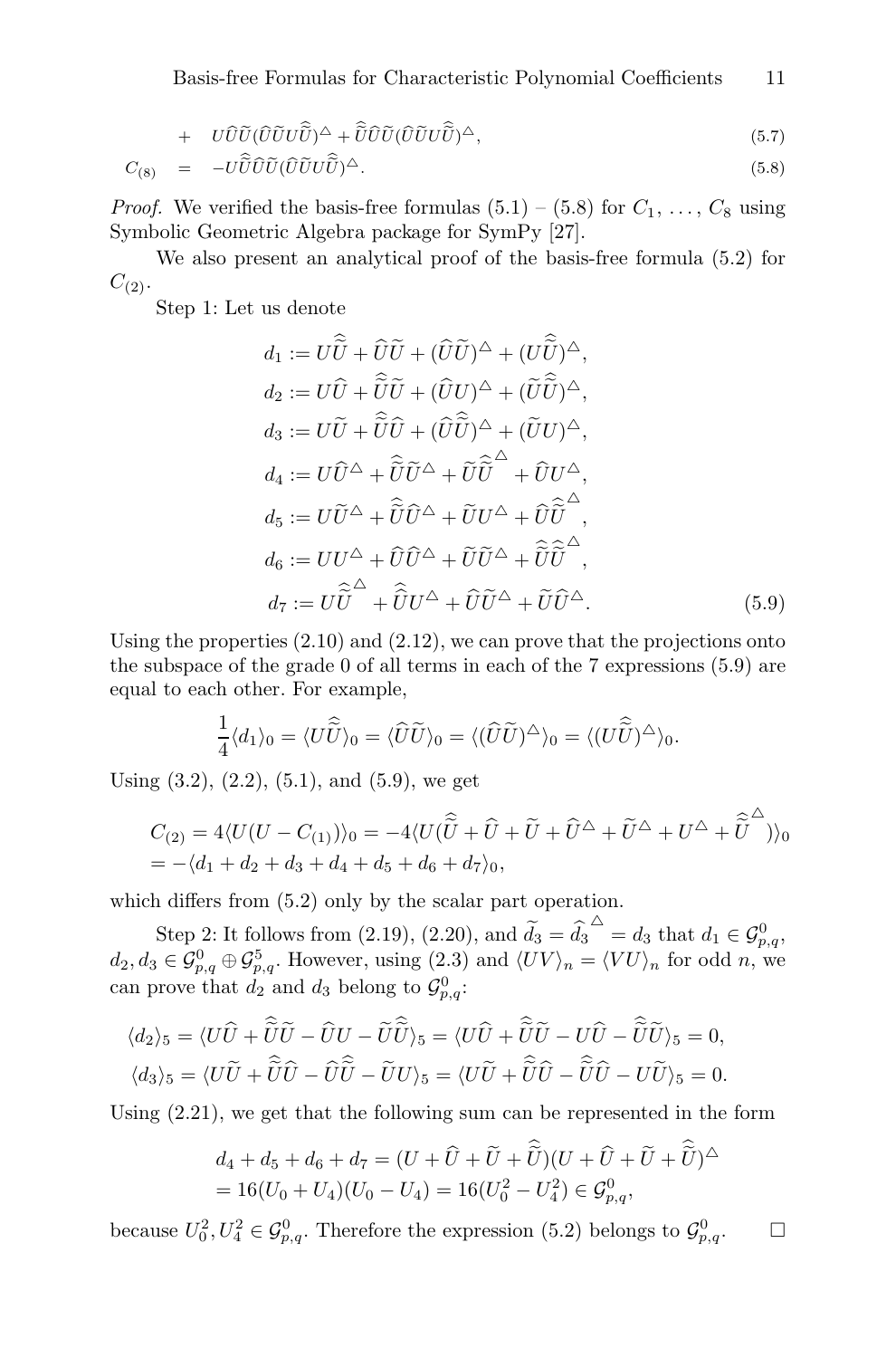$$+ \quad U\widehat{U}\widetilde{U}(\widehat{U}\widetilde{U}U\widehat{\widetilde{U}})^{\triangle} + \widehat{\widetilde{U}}\widehat{U}\widetilde{U}(\widehat{U}\widetilde{U}U\widehat{\widetilde{U}})^{\triangle}, \tag{5.7}$$

$$C_{(8)} = -U\widehat{\widetilde{U}}\widehat{U}\widetilde{U}(\widehat{U}\widetilde{U}U\widehat{\widetilde{U}})^{\triangle}. \tag{5.8}$$

*Proof.* We verified the basis-free formulas (5.1) – (5.8) for $C_1, \ldots, C_8$ using Symbolic Geometric Algebra package for SymPy [27].

We also present an analytical proof of the basis-free formula (5.2) for $C_{(2)}$.

Step 1: Let us denote

$$\begin{aligned}
d_1 &:= U\widehat{\widetilde{U}} + \widehat{U}\widetilde{U} + (\widehat{U}\widetilde{U})^{\triangle} + (U\widehat{\widetilde{U}})^{\triangle}, \\
d_2 &:= U\widehat{U} + \widehat{\widetilde{U}}\widetilde{U} + (\widehat{U}U)^{\triangle} + (\widetilde{U}\widehat{\widetilde{U}})^{\triangle}, \\
d_3 &:= U\widetilde{U} + \widehat{\widetilde{U}}\widehat{U} + (\widehat{U}\widehat{\widetilde{U}})^{\triangle} + (\widetilde{U}U)^{\triangle}, \\
d_4 &:= U\widehat{U}^{\triangle} + \widehat{\widetilde{U}}\widetilde{U}^{\triangle} + \widetilde{U}\widehat{\widetilde{U}}^{\triangle} + \widehat{U}U^{\triangle}, \\
d_5 &:= U\widetilde{U}^{\triangle} + \widehat{\widetilde{U}}\widehat{U}^{\triangle} + \widetilde{U}U^{\triangle} + \widehat{U}\widehat{\widetilde{U}}^{\triangle}, \\
d_6 &:= UU^{\triangle} + \widehat{U}\widehat{U}^{\triangle} + \widetilde{U}\widetilde{U}^{\triangle} + \widehat{\widetilde{U}}\widehat{\widetilde{U}}^{\triangle}, \\
d_7 &:= U\widehat{\widetilde{U}}^{\triangle} + \widehat{\widetilde{U}}U^{\triangle} + \widehat{U}\widetilde{U}^{\triangle} + \widetilde{U}\widehat{U}^{\triangle}.
\end{aligned} \tag{5.9}$$

Using the properties (2.10) and (2.12), we can prove that the projections onto the subspace of the grade 0 of all terms in each of the 7 expressions (5.9) are equal to each other. For example,

$$\frac{1}{4}\langle d_1\rangle_0 = \langle U\widehat{\widetilde{U}}\rangle_0 = \langle \widehat{U}\widetilde{U}\rangle_0 = \langle(\widehat{U}\widetilde{U})^{\triangle}\rangle_0 = \langle(U\widehat{\widetilde{U}})^{\triangle}\rangle_0.$$

Using (3.2), (2.2), (5.1), and (5.9), we get

$$\begin{aligned}
C_{(2)} &= 4\langle U(U - C_{(1)})\rangle_0 = -4\langle U(\widehat{\widetilde{U}} + \widehat{U} + \widetilde{U} + \widehat{U}^{\triangle} + \widetilde{U}^{\triangle} + U^{\triangle} + \widehat{\widetilde{U}}^{\triangle})\rangle_0 \\
&= -\langle d_1 + d_2 + d_3 + d_4 + d_5 + d_6 + d_7\rangle_0,
\end{aligned}$$

which differs from (5.2) only by the scalar part operation.

Step 2: It follows from (2.19), (2.20), and $\widetilde{d_3} = \widehat{d_3}^{\triangle} = d_3$ that $d_1 \in \mathcal{G}^0_{p,q}$, $d_2, d_3 \in \mathcal{G}^0_{p,q} \oplus \mathcal{G}^5_{p,q}$. However, using (2.3) and $\langle UV\rangle_n = \langle VU\rangle_n$ for odd $n$, we can prove that $d_2$ and $d_3$ belong to $\mathcal{G}^0_{p,q}$:

$$\begin{aligned}
\langle d_2\rangle_5 &= \langle U\widehat{U} + \widehat{\widetilde{U}}\widetilde{U} - \widehat{U}U - \widetilde{U}\widehat{\widetilde{U}}\rangle_5 = \langle U\widehat{U} + \widehat{\widetilde{U}}\widetilde{U} - U\widehat{U} - \widehat{\widetilde{U}}\widetilde{U}\rangle_5 = 0, \\
\langle d_3\rangle_5 &= \langle U\widetilde{U} + \widehat{\widetilde{U}}\widehat{U} - \widehat{U}\widehat{\widetilde{U}} - \widetilde{U}U\rangle_5 = \langle U\widetilde{U} + \widehat{\widetilde{U}}\widehat{U} - \widehat{\widetilde{U}}\widehat{U} - U\widetilde{U}\rangle_5 = 0.
\end{aligned}$$

Using (2.21), we get that the following sum can be represented in the form

$$\begin{aligned}
d_4 + d_5 + d_6 + d_7 &= (U + \widehat{U} + \widetilde{U} + \widehat{\widetilde{U}})(U + \widehat{U} + \widetilde{U} + \widehat{\widetilde{U}})^{\triangle} \\
&= 16(U_0 + U_4)(U_0 - U_4) = 16(U_0^2 - U_4^2) \in \mathcal{G}^0_{p,q},
\end{aligned}$$

because $U_0^2, U_4^2 \in \mathcal{G}^0_{p,q}$. Therefore the expression (5.2) belongs to $\mathcal{G}^0_{p,q}$. $\square$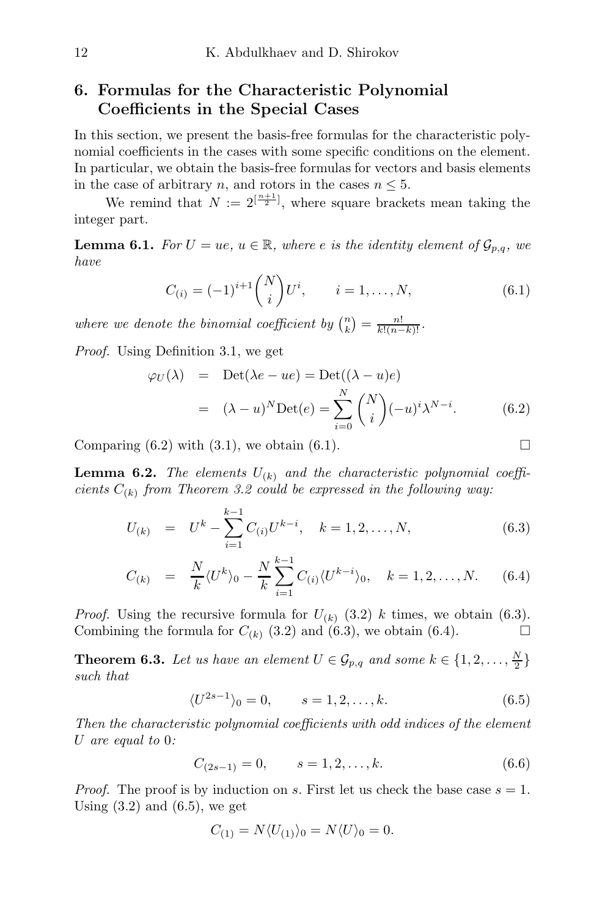## 6. Formulas for the Characteristic Polynomial Coefficients in the Special Cases

In this section, we present the basis-free formulas for the characteristic polynomial coefficients in the cases with some specific conditions on the element. In particular, we obtain the basis-free formulas for vectors and basis elements in the case of arbitrary $n$, and rotors in the cases $n \leq 5$.

We remind that $N := 2^{[\frac{n+1}{2}]}$, where square brackets mean taking the integer part.

**Lemma 6.1.** *For $U = ue$, $u \in \mathbb{R}$, where $e$ is the identity element of $\mathcal{G}_{p,q}$, we have*

$$C_{(i)} = (-1)^{i+1}\binom{N}{i}U^i, \qquad i = 1, \ldots, N, \tag{6.1}$$

*where we denote the binomial coefficient by $\binom{n}{k} = \frac{n!}{k!(n-k)!}$.*

*Proof.* Using Definition 3.1, we get

$$\begin{aligned}\varphi_U(\lambda) &= \operatorname{Det}(\lambda e - ue) = \operatorname{Det}((\lambda - u)e) \\ &= (\lambda - u)^N \operatorname{Det}(e) = \sum_{i=0}^{N} \binom{N}{i}(-u)^i \lambda^{N-i}.\end{aligned} \tag{6.2}$$

Comparing (6.2) with (3.1), we obtain (6.1). $\square$

**Lemma 6.2.** *The elements $U_{(k)}$ and the characteristic polynomial coefficients $C_{(k)}$ from Theorem 3.2 could be expressed in the following way:*

$$U_{(k)} = U^k - \sum_{i=1}^{k-1} C_{(i)} U^{k-i}, \quad k = 1, 2, \ldots, N, \tag{6.3}$$

$$C_{(k)} = \frac{N}{k}\langle U^k \rangle_0 - \frac{N}{k}\sum_{i=1}^{k-1} C_{(i)} \langle U^{k-i} \rangle_0, \quad k = 1, 2, \ldots, N. \tag{6.4}$$

*Proof.* Using the recursive formula for $U_{(k)}$ (3.2) $k$ times, we obtain (6.3). Combining the formula for $C_{(k)}$ (3.2) and (6.3), we obtain (6.4). $\square$

**Theorem 6.3.** *Let us have an element $U \in \mathcal{G}_{p,q}$ and some $k \in \{1, 2, \ldots, \frac{N}{2}\}$ such that*

$$\langle U^{2s-1} \rangle_0 = 0, \qquad s = 1, 2, \ldots, k. \tag{6.5}$$

*Then the characteristic polynomial coefficients with odd indices of the element $U$ are equal to $0$:*

$$C_{(2s-1)} = 0, \qquad s = 1, 2, \ldots, k. \tag{6.6}$$

*Proof.* The proof is by induction on $s$. First let us check the base case $s = 1$. Using (3.2) and (6.5), we get

$$C_{(1)} = N\langle U_{(1)} \rangle_0 = N\langle U \rangle_0 = 0.$$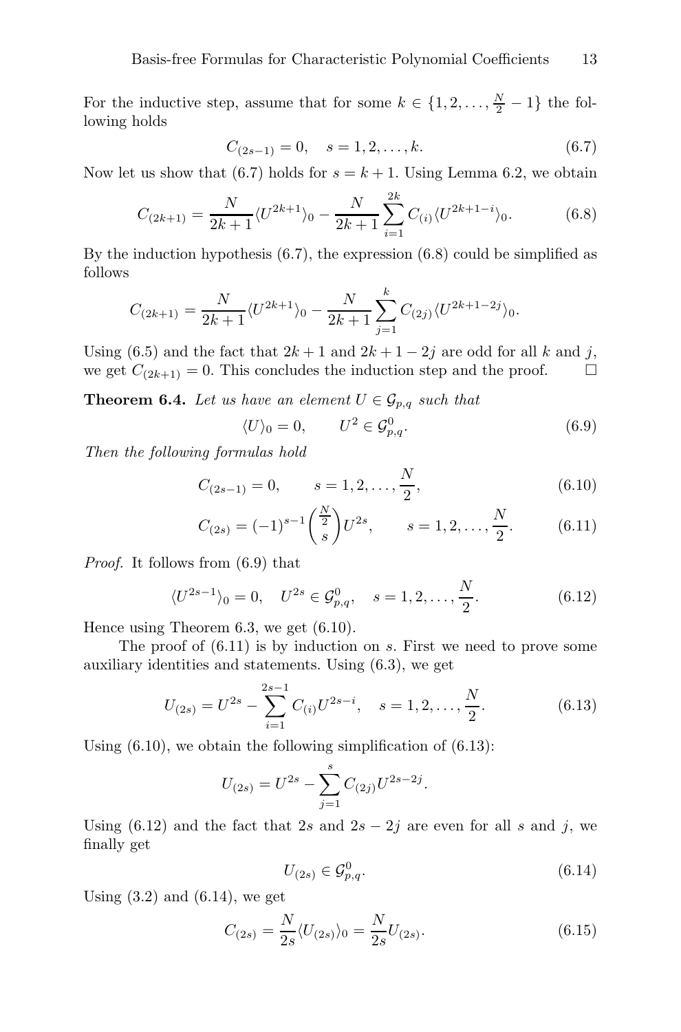For the inductive step, assume that for some $k \in \{1, 2, \dots, \frac{N}{2} - 1\}$ the following holds

$$C_{(2s-1)} = 0, \quad s = 1, 2, \dots, k. \tag{6.7}$$

Now let us show that (6.7) holds for $s = k+1$. Using Lemma 6.2, we obtain

$$C_{(2k+1)} = \frac{N}{2k+1} \langle U^{2k+1} \rangle_0 - \frac{N}{2k+1} \sum_{i=1}^{2k} C_{(i)} \langle U^{2k+1-i} \rangle_0. \tag{6.8}$$

By the induction hypothesis (6.7), the expression (6.8) could be simplified as follows

$$C_{(2k+1)} = \frac{N}{2k+1} \langle U^{2k+1} \rangle_0 - \frac{N}{2k+1} \sum_{j=1}^{k} C_{(2j)} \langle U^{2k+1-2j} \rangle_0.$$

Using (6.5) and the fact that $2k+1$ and $2k+1-2j$ are odd for all $k$ and $j$, we get $C_{(2k+1)} = 0$. This concludes the induction step and the proof. □

**Theorem 6.4.** *Let us have an element $U \in \mathcal{G}_{p,q}$ such that*

$$\langle U \rangle_0 = 0, \qquad U^2 \in \mathcal{G}^0_{p,q}. \tag{6.9}$$

*Then the following formulas hold*

$$C_{(2s-1)} = 0, \qquad s = 1, 2, \dots, \frac{N}{2}, \tag{6.10}$$

$$C_{(2s)} = (-1)^{s-1} \binom{\frac{N}{2}}{s} U^{2s}, \qquad s = 1, 2, \dots, \frac{N}{2}. \tag{6.11}$$

*Proof.* It follows from (6.9) that

$$\langle U^{2s-1} \rangle_0 = 0, \quad U^{2s} \in \mathcal{G}^0_{p,q}, \quad s = 1, 2, \dots, \frac{N}{2}. \tag{6.12}$$

Hence using Theorem 6.3, we get (6.10).

The proof of (6.11) is by induction on $s$. First we need to prove some auxiliary identities and statements. Using (6.3), we get

$$U_{(2s)} = U^{2s} - \sum_{i=1}^{2s-1} C_{(i)} U^{2s-i}, \quad s = 1, 2, \dots, \frac{N}{2}. \tag{6.13}$$

Using (6.10), we obtain the following simplification of (6.13):

$$U_{(2s)} = U^{2s} - \sum_{j=1}^{s} C_{(2j)} U^{2s-2j}.$$

Using (6.12) and the fact that $2s$ and $2s-2j$ are even for all $s$ and $j$, we finally get

$$U_{(2s)} \in \mathcal{G}^0_{p,q}. \tag{6.14}$$

Using (3.2) and (6.14), we get

$$C_{(2s)} = \frac{N}{2s} \langle U_{(2s)} \rangle_0 = \frac{N}{2s} U_{(2s)}. \tag{6.15}$$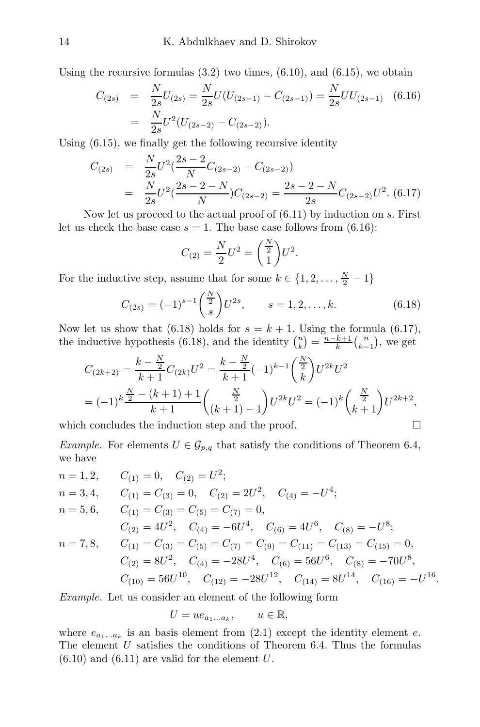Using the recursive formulas (3.2) two times, (6.10), and (6.15), we obtain

$$
\begin{aligned}
C_{(2s)} &= \frac{N}{2s}U_{(2s)} = \frac{N}{2s}U(U_{(2s-1)} - C_{(2s-1)}) = \frac{N}{2s}UU_{(2s-1)} \qquad (6.16)\\
&= \frac{N}{2s}U^2(U_{(2s-2)} - C_{(2s-2)}).
\end{aligned}
$$

Using (6.15), we finally get the following recursive identity

$$
\begin{aligned}
C_{(2s)} &= \frac{N}{2s}U^2(\frac{2s-2}{N}C_{(2s-2)} - C_{(2s-2)})\\
&= \frac{N}{2s}U^2(\frac{2s-2-N}{N})C_{(2s-2)} = \frac{2s-2-N}{2s}C_{(2s-2)}U^2. \quad (6.17)
\end{aligned}
$$

Now let us proceed to the actual proof of (6.11) by induction on $s$. First let us check the base case $s=1$. The base case follows from (6.16):

$$
C_{(2)} = \frac{N}{2}U^2 = \binom{\frac{N}{2}}{1}U^2.
$$

For the inductive step, assume that for some $k \in \{1, 2, \ldots, \frac{N}{2} - 1\}$

$$
C_{(2s)} = (-1)^{s-1}\binom{\frac{N}{2}}{s}U^{2s}, \qquad s = 1, 2, \ldots, k. \qquad (6.18)
$$

Now let us show that (6.18) holds for $s = k+1$. Using the formula (6.17), the inductive hypothesis (6.18), and the identity $\binom{n}{k} = \frac{n-k+1}{k}\binom{n}{k-1}$, we get

$$
\begin{aligned}
&C_{(2k+2)} = \frac{k - \frac{N}{2}}{k+1}C_{(2k)}U^2 = \frac{k - \frac{N}{2}}{k+1}(-1)^{k-1}\binom{\frac{N}{2}}{k}U^{2k}U^2\\
&= (-1)^k \frac{\frac{N}{2} - (k+1) + 1}{k+1}\binom{\frac{N}{2}}{(k+1)-1}U^{2k}U^2 = (-1)^k\binom{\frac{N}{2}}{k+1}U^{2k+2},
\end{aligned}
$$

which concludes the induction step and the proof. □

*Example.* For elements $U \in \mathcal{G}_{p,q}$ that satisfy the conditions of Theorem 6.4, we have

$$
\begin{aligned}
n = 1, 2, \qquad & C_{(1)} = 0, \quad C_{(2)} = U^2;\\
n = 3, 4, \qquad & C_{(1)} = C_{(3)} = 0, \quad C_{(2)} = 2U^2, \quad C_{(4)} = -U^4;\\
n = 5, 6, \qquad & C_{(1)} = C_{(3)} = C_{(5)} = C_{(7)} = 0,\\
& C_{(2)} = 4U^2, \quad C_{(4)} = -6U^4, \quad C_{(6)} = 4U^6, \quad C_{(8)} = -U^8;\\
n = 7, 8, \qquad & C_{(1)} = C_{(3)} = C_{(5)} = C_{(7)} = C_{(9)} = C_{(11)} = C_{(13)} = C_{(15)} = 0,\\
& C_{(2)} = 8U^2, \quad C_{(4)} = -28U^4, \quad C_{(6)} = 56U^6, \quad C_{(8)} = -70U^8,\\
& C_{(10)} = 56U^{10}, \quad C_{(12)} = -28U^{12}, \quad C_{(14)} = 8U^{14}, \quad C_{(16)} = -U^{16}.
\end{aligned}
$$

*Example.* Let us consider an element of the following form

$$
U = ue_{a_1 \ldots a_k}, \qquad u \in \mathbb{R},
$$

where $e_{a_1 \ldots a_k}$ is an basis element from (2.1) except the identity element $e$. The element $U$ satisfies the conditions of Theorem 6.4. Thus the formulas (6.10) and (6.11) are valid for the element $U$.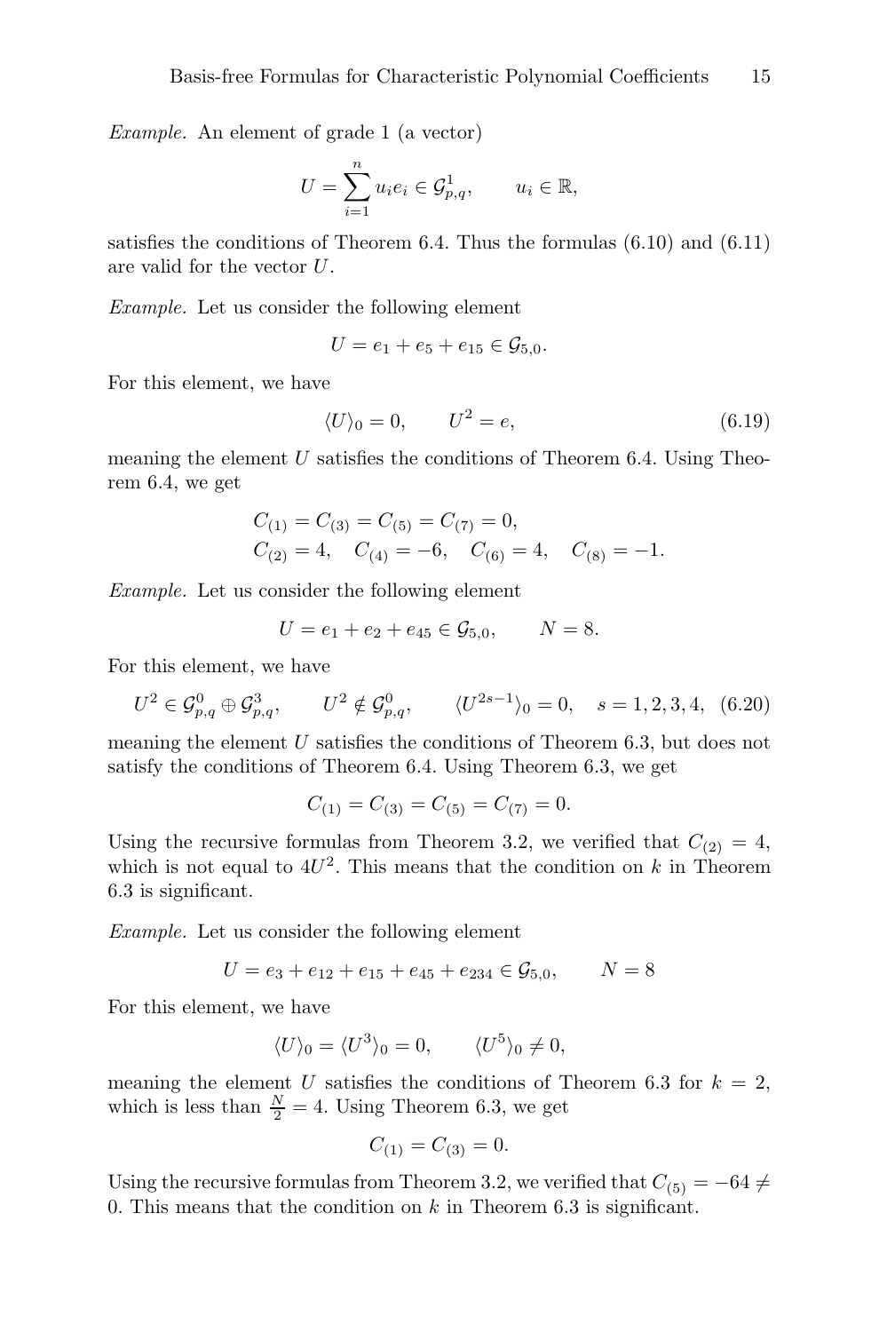*Example.* An element of grade 1 (a vector)

$$U = \sum_{i=1}^{n} u_i e_i \in \mathcal{G}^1_{p,q}, \qquad u_i \in \mathbb{R},$$

satisfies the conditions of Theorem 6.4. Thus the formulas (6.10) and (6.11) are valid for the vector $U$.

*Example.* Let us consider the following element

$$U = e_1 + e_5 + e_{15} \in \mathcal{G}_{5,0}.$$

For this element, we have

$$\langle U \rangle_0 = 0, \qquad U^2 = e, \tag{6.19}$$

meaning the element $U$ satisfies the conditions of Theorem 6.4. Using Theorem 6.4, we get

$$C_{(1)} = C_{(3)} = C_{(5)} = C_{(7)} = 0,$$
$$C_{(2)} = 4, \quad C_{(4)} = -6, \quad C_{(6)} = 4, \quad C_{(8)} = -1.$$

*Example.* Let us consider the following element

$$U = e_1 + e_2 + e_{45} \in \mathcal{G}_{5,0}, \qquad N = 8.$$

For this element, we have

$$U^2 \in \mathcal{G}^0_{p,q} \oplus \mathcal{G}^3_{p,q}, \qquad U^2 \notin \mathcal{G}^0_{p,q}, \qquad \langle U^{2s-1} \rangle_0 = 0, \quad s = 1, 2, 3, 4, \tag{6.20}$$

meaning the element $U$ satisfies the conditions of Theorem 6.3, but does not satisfy the conditions of Theorem 6.4. Using Theorem 6.3, we get

$$C_{(1)} = C_{(3)} = C_{(5)} = C_{(7)} = 0.$$

Using the recursive formulas from Theorem 3.2, we verified that $C_{(2)} = 4$, which is not equal to $4U^2$. This means that the condition on $k$ in Theorem 6.3 is significant.

*Example.* Let us consider the following element

$$U = e_3 + e_{12} + e_{15} + e_{45} + e_{234} \in \mathcal{G}_{5,0}, \qquad N = 8$$

For this element, we have

$$\langle U \rangle_0 = \langle U^3 \rangle_0 = 0, \qquad \langle U^5 \rangle_0 \neq 0,$$

meaning the element $U$ satisfies the conditions of Theorem 6.3 for $k = 2$, which is less than $\frac{N}{2} = 4$. Using Theorem 6.3, we get

$$C_{(1)} = C_{(3)} = 0.$$

Using the recursive formulas from Theorem 3.2, we verified that $C_{(5)} = -64 \neq 0$. This means that the condition on $k$ in Theorem 6.3 is significant.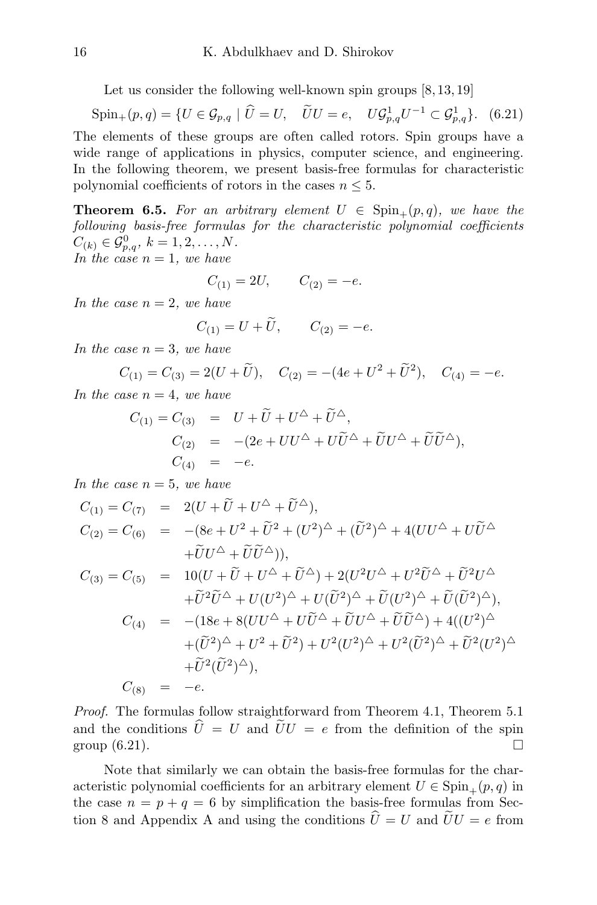Let us consider the following well-known spin groups [8, 13, 19]

$$\mathrm{Spin}_+(p,q) = \{U \in \mathcal{G}_{p,q} \mid \widehat{U} = U, \quad \widetilde{U}U = e, \quad U\mathcal{G}^1_{p,q}U^{-1} \subset \mathcal{G}^1_{p,q}\}. \quad (6.21)$$

The elements of these groups are often called rotors. Spin groups have a wide range of applications in physics, computer science, and engineering. In the following theorem, we present basis-free formulas for characteristic polynomial coefficients of rotors in the cases $n \leq 5$.

**Theorem 6.5.** *For an arbitrary element $U \in \mathrm{Spin}_+(p,q)$, we have the following basis-free formulas for the characteristic polynomial coefficients $C_{(k)} \in \mathcal{G}^0_{p,q}$, $k = 1, 2, \ldots, N$.*
*In the case $n = 1$, we have*

$$C_{(1)} = 2U, \qquad C_{(2)} = -e.$$

*In the case $n = 2$, we have*

$$C_{(1)} = U + \widetilde{U}, \qquad C_{(2)} = -e.$$

*In the case $n = 3$, we have*

$$C_{(1)} = C_{(3)} = 2(U + \widetilde{U}), \quad C_{(2)} = -(4e + U^2 + \widetilde{U}^2), \quad C_{(4)} = -e.$$

*In the case $n = 4$, we have*

$$\begin{aligned}
C_{(1)} = C_{(3)} &= U + \widetilde{U} + U^{\triangle} + \widetilde{U}^{\triangle}, \\
C_{(2)} &= -(2e + UU^{\triangle} + U\widetilde{U}^{\triangle} + \widetilde{U}U^{\triangle} + \widetilde{U}\widetilde{U}^{\triangle}), \\
C_{(4)} &= -e.
\end{aligned}$$

*In the case $n = 5$, we have*

$$\begin{aligned}
C_{(1)} = C_{(7)} &= 2(U + \widetilde{U} + U^{\triangle} + \widetilde{U}^{\triangle}), \\
C_{(2)} = C_{(6)} &= -(8e + U^2 + \widetilde{U}^2 + (U^2)^{\triangle} + (\widetilde{U}^2)^{\triangle} + 4(UU^{\triangle} + U\widetilde{U}^{\triangle} \\
&\quad + \widetilde{U}U^{\triangle} + \widetilde{U}\widetilde{U}^{\triangle})), \\
C_{(3)} = C_{(5)} &= 10(U + \widetilde{U} + U^{\triangle} + \widetilde{U}^{\triangle}) + 2(U^2U^{\triangle} + U^2\widetilde{U}^{\triangle} + \widetilde{U}^2U^{\triangle} \\
&\quad + \widetilde{U}^2\widetilde{U}^{\triangle} + U(U^2)^{\triangle} + U(\widetilde{U}^2)^{\triangle} + \widetilde{U}(U^2)^{\triangle} + \widetilde{U}(\widetilde{U}^2)^{\triangle}), \\
C_{(4)} &= -(18e + 8(UU^{\triangle} + U\widetilde{U}^{\triangle} + \widetilde{U}U^{\triangle} + \widetilde{U}\widetilde{U}^{\triangle}) + 4((U^2)^{\triangle} \\
&\quad + (\widetilde{U}^2)^{\triangle} + U^2 + \widetilde{U}^2) + U^2(U^2)^{\triangle} + U^2(\widetilde{U}^2)^{\triangle} + \widetilde{U}^2(U^2)^{\triangle} \\
&\quad + \widetilde{U}^2(\widetilde{U}^2)^{\triangle}), \\
C_{(8)} &= -e.
\end{aligned}$$

*Proof.* The formulas follow straightforward from Theorem 4.1, Theorem 5.1 and the conditions $\widehat{U} = U$ and $\widetilde{U}U = e$ from the definition of the spin group (6.21). $\square$

Note that similarly we can obtain the basis-free formulas for the characteristic polynomial coefficients for an arbitrary element $U \in \mathrm{Spin}_+(p,q)$ in the case $n = p + q = 6$ by simplification the basis-free formulas from Section 8 and Appendix A and using the conditions $\widehat{U} = U$ and $\widetilde{U}U = e$ from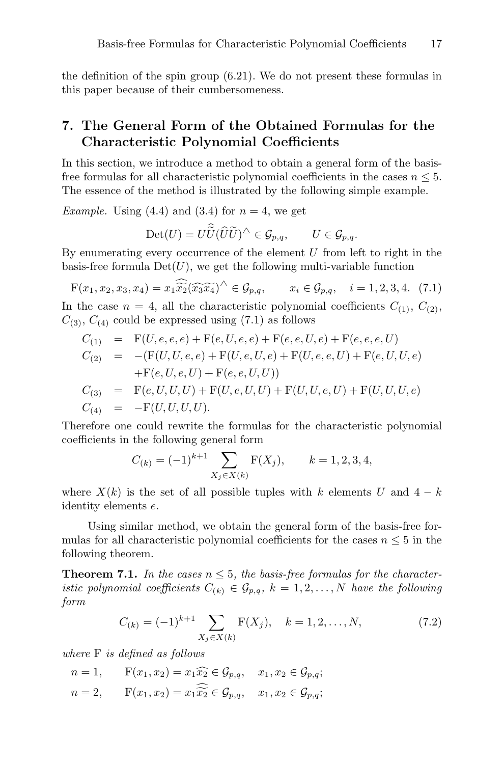the definition of the spin group (6.21). We do not present these formulas in this paper because of their cumbersomeness.

## 7. The General Form of the Obtained Formulas for the Characteristic Polynomial Coefficients

In this section, we introduce a method to obtain a general form of the basis-free formulas for all characteristic polynomial coefficients in the cases $n \leq 5$. The essence of the method is illustrated by the following simple example.

*Example.* Using (4.4) and (3.4) for $n = 4$, we get

$$\mathrm{Det}(U) = U\widehat{\widetilde{U}}(\widehat{U}\widetilde{U})^{\triangle} \in \mathcal{G}_{p,q}, \qquad U \in \mathcal{G}_{p,q}.$$

By enumerating every occurrence of the element $U$ from left to right in the basis-free formula $\mathrm{Det}(U)$, we get the following multi-variable function

$$\mathrm{F}(x_1, x_2, x_3, x_4) = x_1\widehat{\widetilde{x_2}}(\widehat{x_3}\widetilde{x_4})^{\triangle} \in \mathcal{G}_{p,q}, \qquad x_i \in \mathcal{G}_{p,q}, \quad i = 1, 2, 3, 4. \quad (7.1)$$

In the case $n = 4$, all the characteristic polynomial coefficients $C_{(1)}$, $C_{(2)}$, $C_{(3)}$, $C_{(4)}$ could be expressed using (7.1) as follows

$$\begin{aligned}
C_{(1)} &= \mathrm{F}(U, e, e, e) + \mathrm{F}(e, U, e, e) + \mathrm{F}(e, e, U, e) + \mathrm{F}(e, e, e, U) \\
C_{(2)} &= -(\mathrm{F}(U, U, e, e) + \mathrm{F}(U, e, U, e) + \mathrm{F}(U, e, e, U) + \mathrm{F}(e, U, U, e) \\
&\quad + \mathrm{F}(e, U, e, U) + \mathrm{F}(e, e, U, U)) \\
C_{(3)} &= \mathrm{F}(e, U, U, U) + \mathrm{F}(U, e, U, U) + \mathrm{F}(U, U, e, U) + \mathrm{F}(U, U, U, e) \\
C_{(4)} &= -\mathrm{F}(U, U, U, U).
\end{aligned}$$

Therefore one could rewrite the formulas for the characteristic polynomial coefficients in the following general form

$$C_{(k)} = (-1)^{k+1} \sum_{X_j \in X(k)} \mathrm{F}(X_j), \qquad k = 1, 2, 3, 4,$$

where $X(k)$ is the set of all possible tuples with $k$ elements $U$ and $4 - k$ identity elements $e$.

Using similar method, we obtain the general form of the basis-free formulas for all characteristic polynomial coefficients for the cases $n \leq 5$ in the following theorem.

**Theorem 7.1.** *In the cases $n \leq 5$, the basis-free formulas for the characteristic polynomial coefficients $C_{(k)} \in \mathcal{G}_{p,q}$, $k = 1, 2, \ldots, N$ have the following form*

$$C_{(k)} = (-1)^{k+1} \sum_{X_j \in X(k)} \mathrm{F}(X_j), \quad k = 1, 2, \ldots, N, \quad (7.2)$$

*where* F *is defined as follows*

$$n = 1, \qquad \mathrm{F}(x_1, x_2) = x_1\widehat{x_2} \in \mathcal{G}_{p,q}, \quad x_1, x_2 \in \mathcal{G}_{p,q};$$

$$n = 2, \qquad \mathrm{F}(x_1, x_2) = x_1\widehat{\widetilde{x_2}} \in \mathcal{G}_{p,q}, \quad x_1, x_2 \in \mathcal{G}_{p,q};$$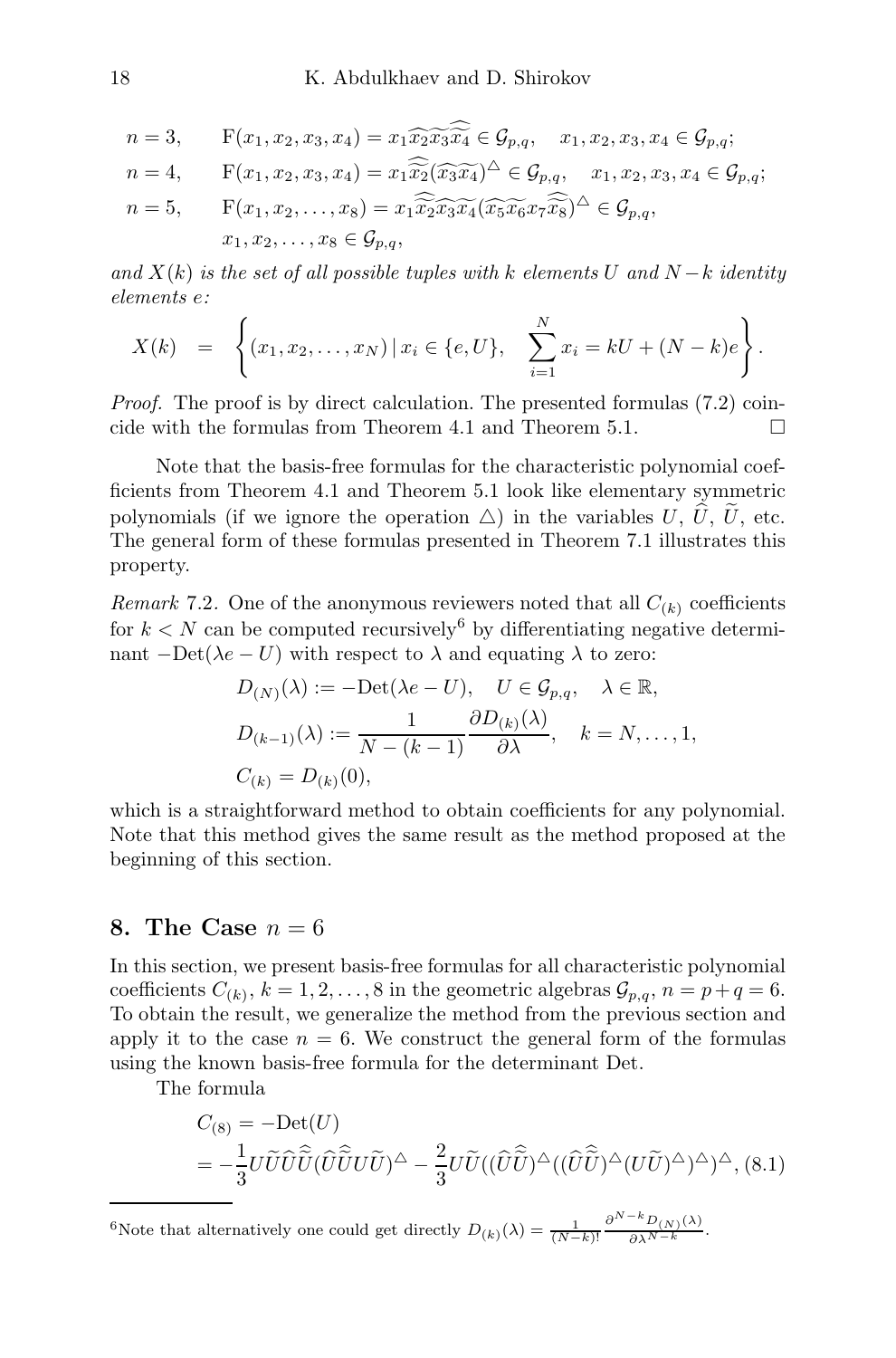$$n=3,\qquad \mathrm{F}(x_1,x_2,x_3,x_4)=x_1\widetilde{\widehat{x_2}}\widetilde{x_3}\widehat{\widetilde{\widehat{x_4}}}\in\mathcal{G}_{p,q},\quad x_1,x_2,x_3,x_4\in\mathcal{G}_{p,q};$$

$$n=4,\qquad \mathrm{F}(x_1,x_2,x_3,x_4)=x_1\widehat{\widetilde{\widehat{x_2}}}(\widehat{\widetilde{x_3}}\widetilde{\widehat{x_4}})^{\triangle}\in\mathcal{G}_{p,q},\quad x_1,x_2,x_3,x_4\in\mathcal{G}_{p,q};$$

$$n=5,\qquad \mathrm{F}(x_1,x_2,\ldots,x_8)=x_1\widehat{\widetilde{\widehat{x_2}}}\widehat{\widetilde{x_3}}\widetilde{x_4}(\widehat{\widetilde{x_5}}\widetilde{x_6}x_7\widehat{\widetilde{\widehat{x_8}}})^{\triangle}\in\mathcal{G}_{p,q},$$
$$x_1,x_2,\ldots,x_8\in\mathcal{G}_{p,q},$$

*and $X(k)$ is the set of all possible tuples with $k$ elements $U$ and $N-k$ identity elements $e$:*

$$X(k)\;=\;\left\{(x_1,x_2,\ldots,x_N)\,|\,x_i\in\{e,U\},\quad \sum_{i=1}^{N}x_i=kU+(N-k)e\right\}.$$

*Proof.* The proof is by direct calculation. The presented formulas (7.2) coincide with the formulas from Theorem 4.1 and Theorem 5.1. $\square$

Note that the basis-free formulas for the characteristic polynomial coefficients from Theorem 4.1 and Theorem 5.1 look like elementary symmetric polynomials (if we ignore the operation $\triangle$) in the variables $U$, $\widehat{U}$, $\widetilde{U}$, etc. The general form of these formulas presented in Theorem 7.1 illustrates this property.

*Remark* 7.2. One of the anonymous reviewers noted that all $C_{(k)}$ coefficients for $k<N$ can be computed recursively[6] by differentiating negative determinant $-\mathrm{Det}(\lambda e-U)$ with respect to $\lambda$ and equating $\lambda$ to zero:

$$D_{(N)}(\lambda):=-\mathrm{Det}(\lambda e-U),\quad U\in\mathcal{G}_{p,q},\quad \lambda\in\mathbb{R},$$
$$D_{(k-1)}(\lambda):=\frac{1}{N-(k-1)}\frac{\partial D_{(k)}(\lambda)}{\partial\lambda},\quad k=N,\ldots,1,$$
$$C_{(k)}=D_{(k)}(0),$$

which is a straightforward method to obtain coefficients for any polynomial. Note that this method gives the same result as the method proposed at the beginning of this section.

## 8. The Case $n=6$

In this section, we present basis-free formulas for all characteristic polynomial coefficients $C_{(k)}$, $k=1,2,\ldots,8$ in the geometric algebras $\mathcal{G}_{p,q}$, $n=p+q=6$. To obtain the result, we generalize the method from the previous section and apply it to the case $n=6$. We construct the general form of the formulas using the known basis-free formula for the determinant Det.

The formula

$$C_{(8)}=-\mathrm{Det}(U)$$
$$=-\frac{1}{3}U\widetilde{U}\widehat{U}\widehat{\widetilde{U}}(\widehat{U}\widehat{\widetilde{U}}U\widetilde{U})^{\triangle}-\frac{2}{3}U\widetilde{U}((\widehat{U}\widehat{\widetilde{U}})^{\triangle}((\widehat{U}\widehat{\widetilde{U}})^{\triangle}(U\widetilde{U})^{\triangle})^{\triangle})^{\triangle},\ (8.1)$$

[6] Note that alternatively one could get directly $D_{(k)}(\lambda)=\frac{1}{(N-k)!}\frac{\partial^{N-k}D_{(N)}(\lambda)}{\partial\lambda^{N-k}}$.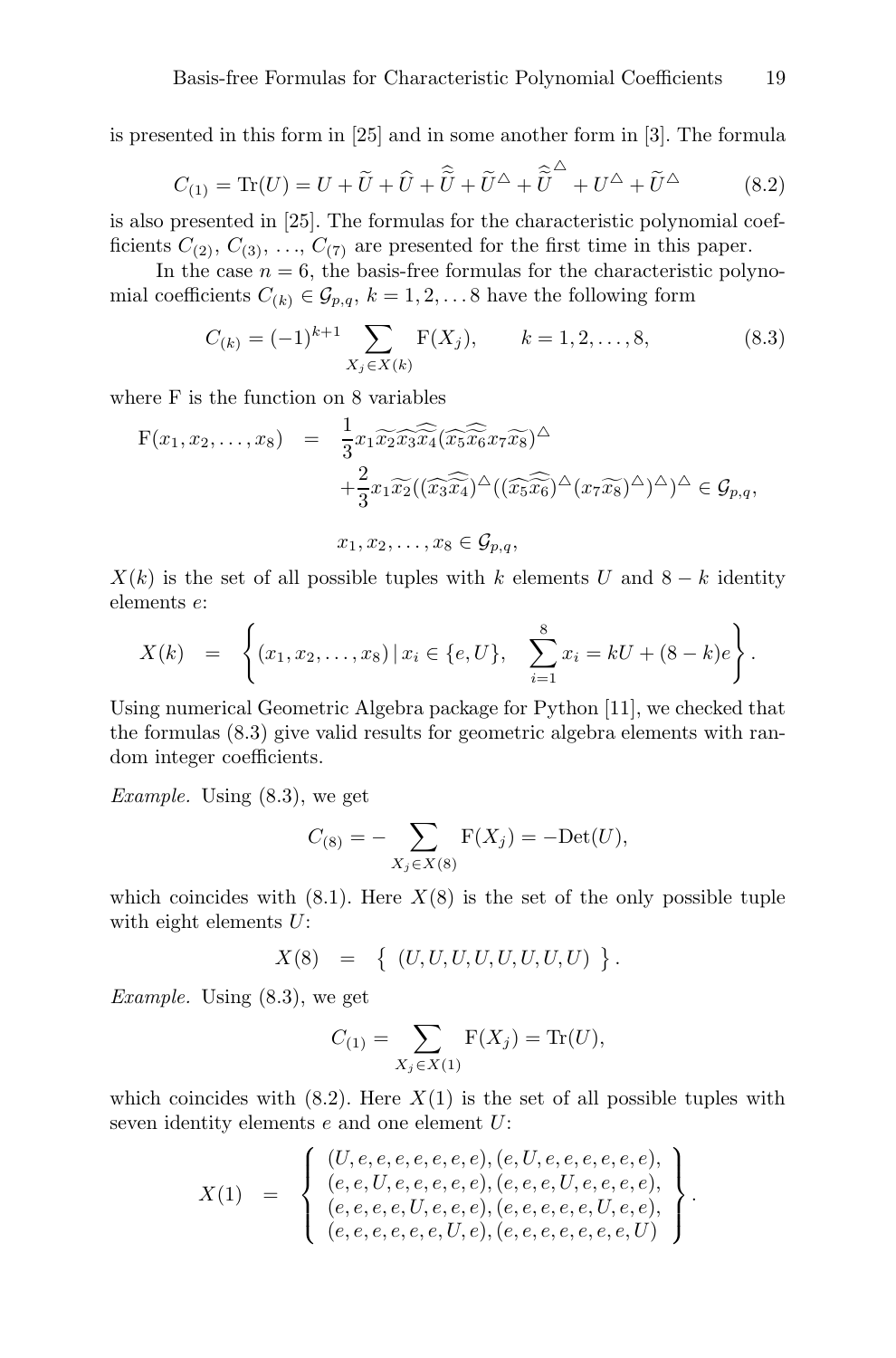is presented in this form in [25] and in some another form in [3]. The formula

$$C_{(1)} = \mathrm{Tr}(U) = U + \widetilde{U} + \widehat{U} + \widehat{\widetilde{U}} + \widetilde{U}^{\triangle} + \widehat{\widetilde{U}}^{\triangle} + U^{\triangle} + \widetilde{U}^{\triangle} \tag{8.2}$$

is also presented in [25]. The formulas for the characteristic polynomial coefficients $C_{(2)}$, $C_{(3)}$, $\ldots$, $C_{(7)}$ are presented for the first time in this paper.

In the case $n = 6$, the basis-free formulas for the characteristic polynomial coefficients $C_{(k)} \in \mathcal{G}_{p,q}$, $k = 1, 2, \ldots 8$ have the following form

$$C_{(k)} = (-1)^{k+1} \sum_{X_j \in X(k)} \mathrm{F}(X_j), \qquad k = 1, 2, \ldots, 8, \tag{8.3}$$

where F is the function on 8 variables

$$\begin{aligned}
\mathrm{F}(x_1, x_2, \ldots, x_8) &= \frac{1}{3} x_1 \widetilde{x_2} \widehat{x_3} \widehat{\widetilde{x_4}} (\widehat{x_5} \widehat{\widetilde{x_6}} x_7 \widetilde{x_8})^{\triangle} \\
&\quad + \frac{2}{3} x_1 \widetilde{x_2} ((\widehat{x_3} \widehat{\widetilde{x_4}})^{\triangle} ((\widehat{x_5} \widehat{\widetilde{x_6}})^{\triangle} (x_7 \widetilde{x_8})^{\triangle})^{\triangle})^{\triangle} \in \mathcal{G}_{p,q}, \\
& \qquad x_1, x_2, \ldots, x_8 \in \mathcal{G}_{p,q},
\end{aligned}$$

$X(k)$ is the set of all possible tuples with $k$ elements $U$ and $8 - k$ identity elements $e$:

$$X(k) = \left\{ (x_1, x_2, \ldots, x_8) \,|\, x_i \in \{e, U\}, \quad \sum_{i=1}^{8} x_i = kU + (8-k)e \right\}.$$

Using numerical Geometric Algebra package for Python [11], we checked that the formulas (8.3) give valid results for geometric algebra elements with random integer coefficients.

*Example.* Using (8.3), we get

$$C_{(8)} = -\sum_{X_j \in X(8)} \mathrm{F}(X_j) = -\mathrm{Det}(U),$$

which coincides with (8.1). Here $X(8)$ is the set of the only possible tuple with eight elements $U$:

$$X(8) = \{ (U, U, U, U, U, U, U, U) \}.$$

*Example.* Using (8.3), we get

$$C_{(1)} = \sum_{X_j \in X(1)} \mathrm{F}(X_j) = \mathrm{Tr}(U),$$

which coincides with (8.2). Here $X(1)$ is the set of all possible tuples with seven identity elements $e$ and one element $U$:

$$X(1) = \left\{ \begin{array}{l} (U, e, e, e, e, e, e, e), (e, U, e, e, e, e, e, e), \\ (e, e, U, e, e, e, e, e), (e, e, e, U, e, e, e, e), \\ (e, e, e, e, U, e, e, e), (e, e, e, e, e, U, e, e), \\ (e, e, e, e, e, e, U, e), (e, e, e, e, e, e, e, U) \end{array} \right\}.$$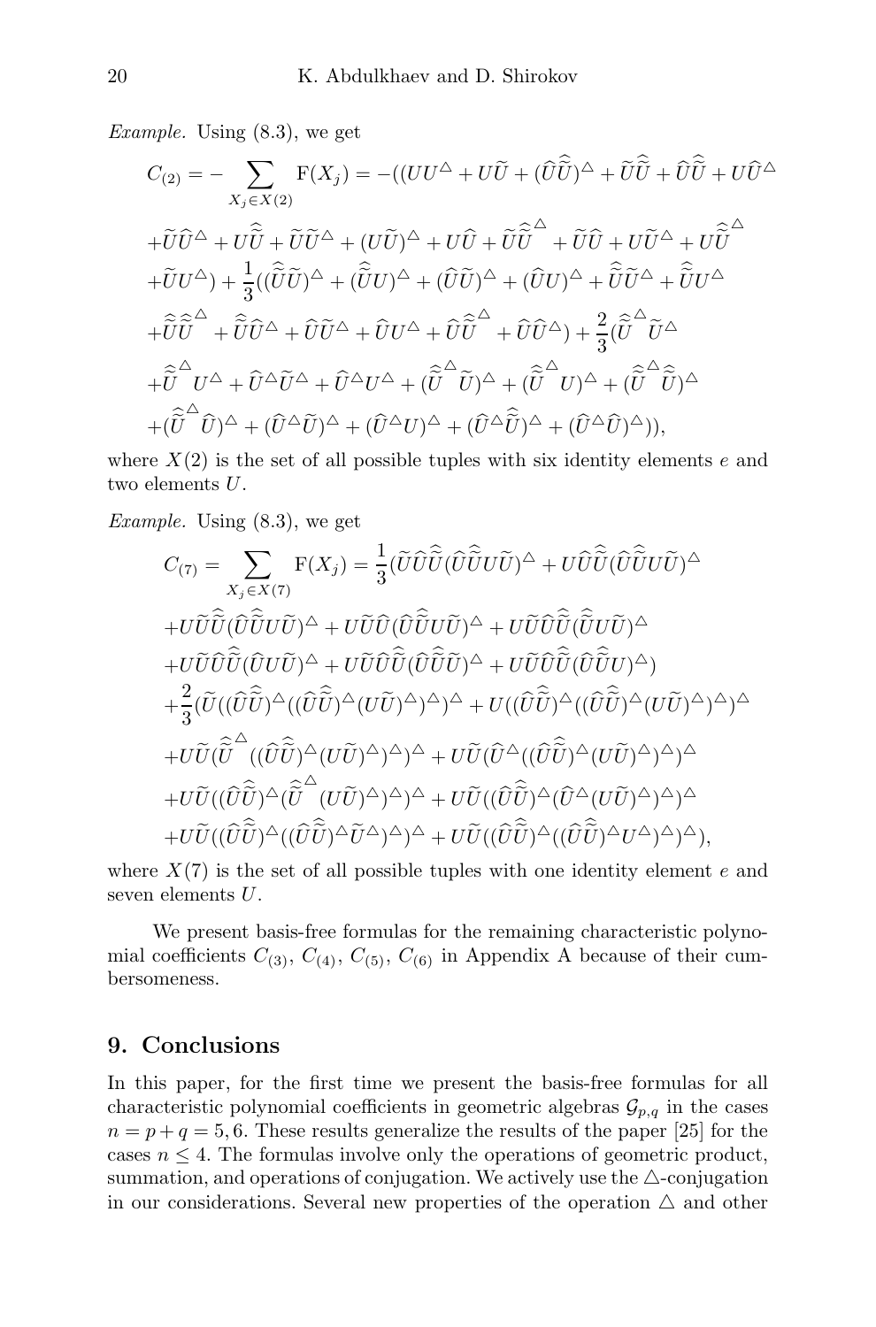*Example.* Using (8.3), we get

$$
\begin{aligned}
C_{(2)} = &-\sum_{X_j\in X(2)} \mathrm{F}(X_j) = -((UU^{\triangle} + U\widetilde{U} + (\widehat{U}\widehat{\widetilde{U}})^{\triangle} + \widetilde{U}\widehat{\widetilde{U}} + \widehat{U}\widehat{\widetilde{U}} + U\widehat{U}^{\triangle} \\
&+\widetilde{U}\widehat{U}^{\triangle} + U\widehat{\widetilde{U}} + \widetilde{U}\widetilde{U}^{\triangle} + (U\widetilde{U})^{\triangle} + U\widehat{U} + \widetilde{U}\widehat{\widetilde{U}}^{\triangle} + \widetilde{U}\widehat{U} + U\widetilde{U}^{\triangle} + U\widehat{\widetilde{U}}^{\triangle} \\
&+\widetilde{U}U^{\triangle}) + \frac{1}{3}((\widehat{\widetilde{U}}\widetilde{U})^{\triangle} + (\widehat{\widetilde{U}}U)^{\triangle} + (\widehat{U}\widetilde{U})^{\triangle} + (\widehat{U}U)^{\triangle} + \widehat{\widetilde{U}}\widetilde{U}^{\triangle} + \widehat{\widetilde{U}}U^{\triangle} \\
&+\widehat{\widetilde{U}}\widehat{\widetilde{U}}^{\triangle} + \widehat{\widetilde{U}}\widehat{U}^{\triangle} + \widehat{U}\widetilde{U}^{\triangle} + \widehat{U}U^{\triangle} + \widehat{U}\widehat{\widetilde{U}}^{\triangle} + \widehat{U}\widehat{U}^{\triangle}) + \frac{2}{3}(\widehat{\widetilde{U}}^{\triangle}\widetilde{U}^{\triangle} \\
&+\widehat{\widetilde{U}}^{\triangle}U^{\triangle} + \widehat{U}^{\triangle}\widetilde{U}^{\triangle} + \widehat{U}^{\triangle}U^{\triangle} + (\widehat{\widetilde{U}}^{\triangle}\widetilde{U})^{\triangle} + (\widehat{\widetilde{U}}^{\triangle}U)^{\triangle} + (\widehat{\widetilde{U}}^{\triangle}\widehat{\widetilde{U}})^{\triangle} \\
&+(\widehat{\widetilde{U}}^{\triangle}\widehat{U})^{\triangle} + (\widehat{U}^{\triangle}\widetilde{U})^{\triangle} + (\widehat{U}^{\triangle}U)^{\triangle} + (\widehat{U}^{\triangle}\widehat{\widetilde{U}})^{\triangle} + (\widehat{U}^{\triangle}\widehat{U})^{\triangle})),
\end{aligned}
$$

where $X(2)$ is the set of all possible tuples with six identity elements $e$ and two elements $U$.

*Example.* Using (8.3), we get

$$
\begin{aligned}
C_{(7)} = &\sum_{X_j\in X(7)} \mathrm{F}(X_j) = \frac{1}{3}(\widetilde{U}\widehat{U}\widehat{\widetilde{U}}(\widehat{U}\widehat{\widetilde{U}}U\widetilde{U})^{\triangle} + U\widehat{U}\widehat{\widetilde{U}}(\widehat{U}\widehat{\widetilde{U}}U\widetilde{U})^{\triangle} \\
&+U\widetilde{U}\widehat{\widetilde{U}}(\widehat{U}\widehat{\widetilde{U}}U\widetilde{U})^{\triangle} + U\widetilde{U}\widehat{U}(\widehat{U}\widehat{\widetilde{U}}U\widetilde{U})^{\triangle} + U\widetilde{U}\widehat{U}\widehat{\widetilde{U}}(\widehat{\widetilde{U}}U\widetilde{U})^{\triangle} \\
&+U\widetilde{U}\widehat{U}\widehat{\widetilde{U}}(\widehat{U}U\widetilde{U})^{\triangle} + U\widetilde{U}\widehat{U}\widehat{\widetilde{U}}(\widehat{U}\widehat{\widetilde{U}}\widetilde{U})^{\triangle} + U\widetilde{U}\widehat{U}\widehat{\widetilde{U}}(\widehat{U}\widehat{\widetilde{U}}U)^{\triangle}) \\
&+\frac{2}{3}(\widetilde{U}((\widehat{U}\widehat{\widetilde{U}})^{\triangle}((\widehat{U}\widehat{\widetilde{U}})^{\triangle}(U\widetilde{U})^{\triangle})^{\triangle})^{\triangle} + U((\widehat{U}\widehat{\widetilde{U}})^{\triangle}((\widehat{U}\widehat{\widetilde{U}})^{\triangle}(U\widetilde{U})^{\triangle})^{\triangle})^{\triangle} \\
&+U\widetilde{U}(\widehat{\widetilde{U}}^{\triangle}((\widehat{U}\widehat{\widetilde{U}})^{\triangle}(U\widetilde{U})^{\triangle})^{\triangle})^{\triangle} + U\widetilde{U}(\widehat{U}^{\triangle}((\widehat{U}\widehat{\widetilde{U}})^{\triangle}(U\widetilde{U})^{\triangle})^{\triangle})^{\triangle} \\
&+U\widetilde{U}((\widehat{U}\widehat{\widetilde{U}})^{\triangle}(\widehat{\widetilde{U}}^{\triangle}(U\widetilde{U})^{\triangle})^{\triangle})^{\triangle} + U\widetilde{U}((\widehat{U}\widehat{\widetilde{U}})^{\triangle}(\widehat{U}^{\triangle}(U\widetilde{U})^{\triangle})^{\triangle})^{\triangle} \\
&+U\widetilde{U}((\widehat{U}\widehat{\widetilde{U}})^{\triangle}((\widehat{U}\widehat{\widetilde{U}})^{\triangle}\widetilde{U}^{\triangle})^{\triangle})^{\triangle} + U\widetilde{U}((\widehat{U}\widehat{\widetilde{U}})^{\triangle}((\widehat{U}\widehat{\widetilde{U}})^{\triangle}U^{\triangle})^{\triangle})^{\triangle}),
\end{aligned}
$$

where $X(7)$ is the set of all possible tuples with one identity element $e$ and seven elements $U$.

We present basis-free formulas for the remaining characteristic polynomial coefficients $C_{(3)}$, $C_{(4)}$, $C_{(5)}$, $C_{(6)}$ in Appendix A because of their cumbersomeness.

## 9. Conclusions

In this paper, for the first time we present the basis-free formulas for all characteristic polynomial coefficients in geometric algebras $\mathcal{G}_{p,q}$ in the cases $n = p + q = 5, 6$. These results generalize the results of the paper [25] for the cases $n \leq 4$. The formulas involve only the operations of geometric product, summation, and operations of conjugation. We actively use the $\triangle$-conjugation in our considerations. Several new properties of the operation $\triangle$ and other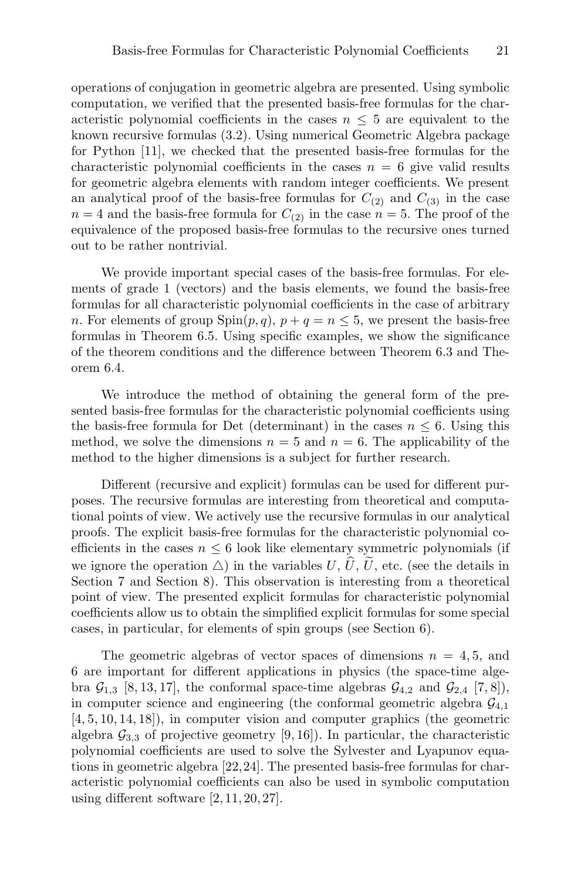operations of conjugation in geometric algebra are presented. Using symbolic computation, we verified that the presented basis-free formulas for the characteristic polynomial coefficients in the cases $n \leq 5$ are equivalent to the known recursive formulas (3.2). Using numerical Geometric Algebra package for Python [11], we checked that the presented basis-free formulas for the characteristic polynomial coefficients in the cases $n = 6$ give valid results for geometric algebra elements with random integer coefficients. We present an analytical proof of the basis-free formulas for $C_{(2)}$ and $C_{(3)}$ in the case $n = 4$ and the basis-free formula for $C_{(2)}$ in the case $n = 5$. The proof of the equivalence of the proposed basis-free formulas to the recursive ones turned out to be rather nontrivial.

We provide important special cases of the basis-free formulas. For elements of grade 1 (vectors) and the basis elements, we found the basis-free formulas for all characteristic polynomial coefficients in the case of arbitrary $n$. For elements of group $\mathrm{Spin}(p, q)$, $p + q = n \leq 5$, we present the basis-free formulas in Theorem 6.5. Using specific examples, we show the significance of the theorem conditions and the difference between Theorem 6.3 and Theorem 6.4.

We introduce the method of obtaining the general form of the presented basis-free formulas for the characteristic polynomial coefficients using the basis-free formula for Det (determinant) in the cases $n \leq 6$. Using this method, we solve the dimensions $n = 5$ and $n = 6$. The applicability of the method to the higher dimensions is a subject for further research.

Different (recursive and explicit) formulas can be used for different purposes. The recursive formulas are interesting from theoretical and computational points of view. We actively use the recursive formulas in our analytical proofs. The explicit basis-free formulas for the characteristic polynomial coefficients in the cases $n \leq 6$ look like elementary symmetric polynomials (if we ignore the operation $\triangle$) in the variables $U$, $\widehat{U}$, $\widetilde{U}$, etc. (see the details in Section 7 and Section 8). This observation is interesting from a theoretical point of view. The presented explicit formulas for characteristic polynomial coefficients allow us to obtain the simplified explicit formulas for some special cases, in particular, for elements of spin groups (see Section 6).

The geometric algebras of vector spaces of dimensions $n = 4, 5$, and 6 are important for different applications in physics (the space-time algebra $\mathcal{G}_{1,3}$ [8, 13, 17], the conformal space-time algebras $\mathcal{G}_{4,2}$ and $\mathcal{G}_{2,4}$ [7, 8]), in computer science and engineering (the conformal geometric algebra $\mathcal{G}_{4,1}$ [4, 5, 10, 14, 18]), in computer vision and computer graphics (the geometric algebra $\mathcal{G}_{3,3}$ of projective geometry [9, 16]). In particular, the characteristic polynomial coefficients are used to solve the Sylvester and Lyapunov equations in geometric algebra [22, 24]. The presented basis-free formulas for characteristic polynomial coefficients can also be used in symbolic computation using different software [2, 11, 20, 27].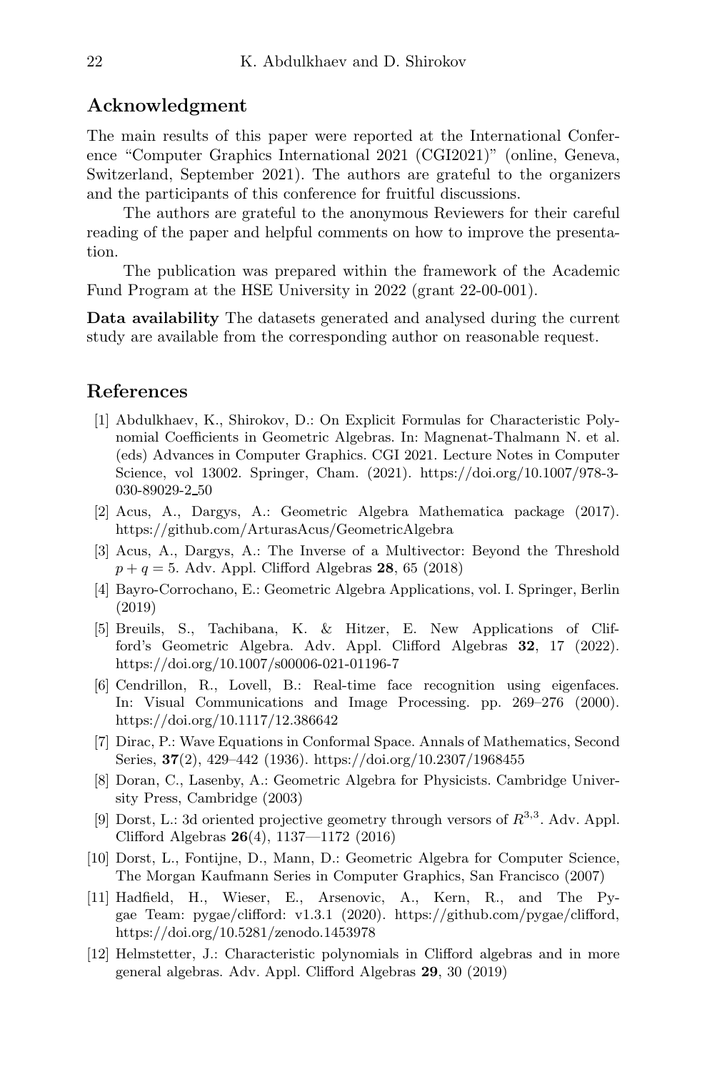## Acknowledgment

The main results of this paper were reported at the International Conference "Computer Graphics International 2021 (CGI2021)" (online, Geneva, Switzerland, September 2021). The authors are grateful to the organizers and the participants of this conference for fruitful discussions.

The authors are grateful to the anonymous Reviewers for their careful reading of the paper and helpful comments on how to improve the presentation.

The publication was prepared within the framework of the Academic Fund Program at the HSE University in 2022 (grant 22-00-001).

**Data availability** The datasets generated and analysed during the current study are available from the corresponding author on reasonable request.

## References

[1] Abdulkhaev, K., Shirokov, D.: On Explicit Formulas for Characteristic Polynomial Coefficients in Geometric Algebras. In: Magnenat-Thalmann N. et al. (eds) Advances in Computer Graphics. CGI 2021. Lecture Notes in Computer Science, vol 13002. Springer, Cham. (2021). https://doi.org/10.1007/978-3-030-89029-2_50

[2] Acus, A., Dargys, A.: Geometric Algebra Mathematica package (2017). https://github.com/ArturasAcus/GeometricAlgebra

[3] Acus, A., Dargys, A.: The Inverse of a Multivector: Beyond the Threshold $p + q = 5$. Adv. Appl. Clifford Algebras **28**, 65 (2018)

[4] Bayro-Corrochano, E.: Geometric Algebra Applications, vol. I. Springer, Berlin (2019)

[5] Breuils, S., Tachibana, K. & Hitzer, E. New Applications of Clifford's Geometric Algebra. Adv. Appl. Clifford Algebras **32**, 17 (2022). https://doi.org/10.1007/s00006-021-01196-7

[6] Cendrillon, R., Lovell, B.: Real-time face recognition using eigenfaces. In: Visual Communications and Image Processing. pp. 269–276 (2000). https://doi.org/10.1117/12.386642

[7] Dirac, P.: Wave Equations in Conformal Space. Annals of Mathematics, Second Series, **37**(2), 429–442 (1936). https://doi.org/10.2307/1968455

[8] Doran, C., Lasenby, A.: Geometric Algebra for Physicists. Cambridge University Press, Cambridge (2003)

[9] Dorst, L.: 3d oriented projective geometry through versors of $R^{3,3}$. Adv. Appl. Clifford Algebras **26**(4), 1137—1172 (2016)

[10] Dorst, L., Fontijne, D., Mann, D.: Geometric Algebra for Computer Science, The Morgan Kaufmann Series in Computer Graphics, San Francisco (2007)

[11] Hadfield, H., Wieser, E., Arsenovic, A., Kern, R., and The Pygae Team: pygae/clifford: v1.3.1 (2020). https://github.com/pygae/clifford, https://doi.org/10.5281/zenodo.1453978

[12] Helmstetter, J.: Characteristic polynomials in Clifford algebras and in more general algebras. Adv. Appl. Clifford Algebras **29**, 30 (2019)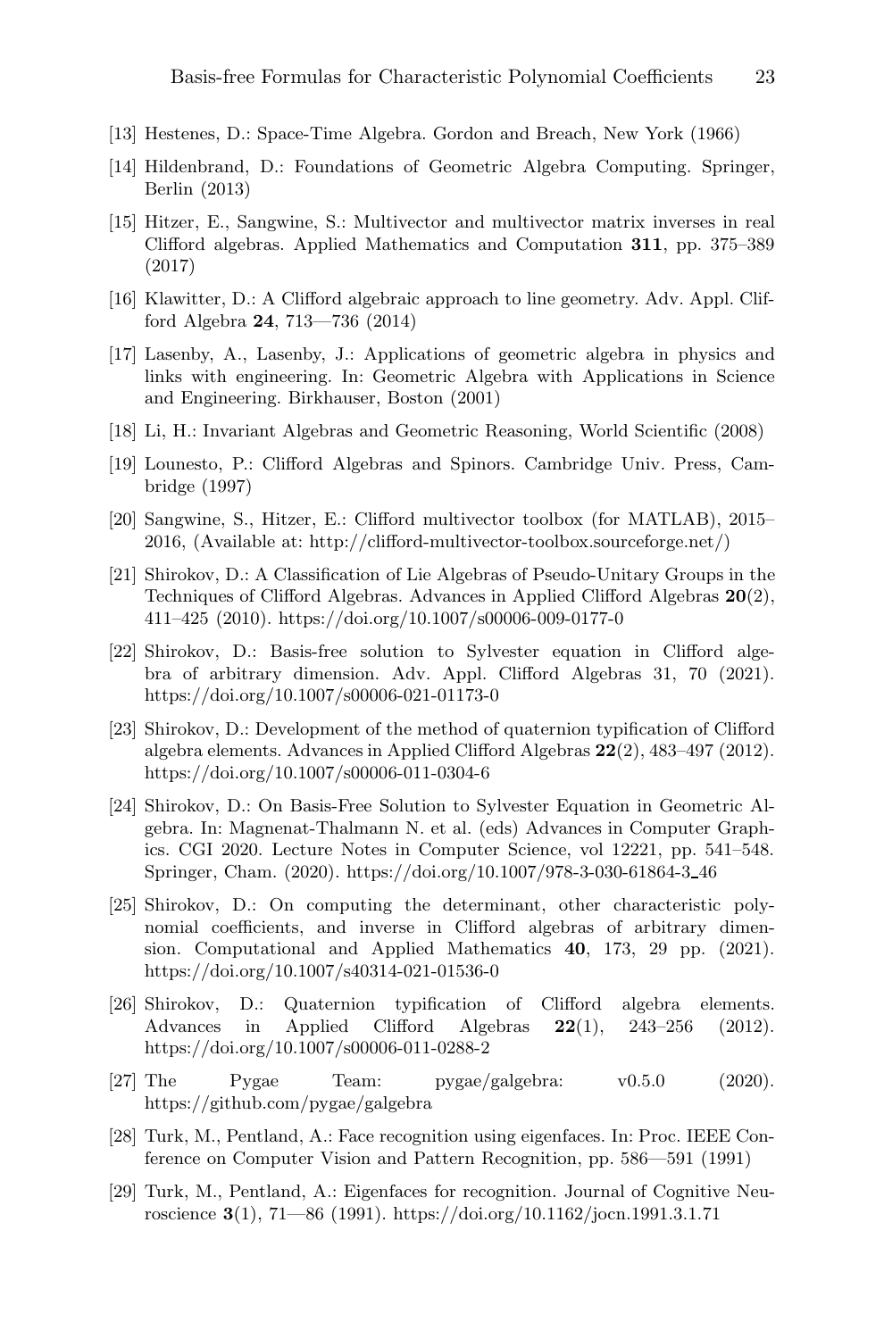[13] Hestenes, D.: Space-Time Algebra. Gordon and Breach, New York (1966)

[14] Hildenbrand, D.: Foundations of Geometric Algebra Computing. Springer, Berlin (2013)

[15] Hitzer, E., Sangwine, S.: Multivector and multivector matrix inverses in real Clifford algebras. Applied Mathematics and Computation **311**, pp. 375–389 (2017)

[16] Klawitter, D.: A Clifford algebraic approach to line geometry. Adv. Appl. Clifford Algebra **24**, 713—736 (2014)

[17] Lasenby, A., Lasenby, J.: Applications of geometric algebra in physics and links with engineering. In: Geometric Algebra with Applications in Science and Engineering. Birkhauser, Boston (2001)

[18] Li, H.: Invariant Algebras and Geometric Reasoning, World Scientific (2008)

[19] Lounesto, P.: Clifford Algebras and Spinors. Cambridge Univ. Press, Cambridge (1997)

[20] Sangwine, S., Hitzer, E.: Clifford multivector toolbox (for MATLAB), 2015–2016, (Available at: http://clifford-multivector-toolbox.sourceforge.net/)

[21] Shirokov, D.: A Classification of Lie Algebras of Pseudo-Unitary Groups in the Techniques of Clifford Algebras. Advances in Applied Clifford Algebras **20**(2), 411–425 (2010). https://doi.org/10.1007/s00006-009-0177-0

[22] Shirokov, D.: Basis-free solution to Sylvester equation in Clifford algebra of arbitrary dimension. Adv. Appl. Clifford Algebras 31, 70 (2021). https://doi.org/10.1007/s00006-021-01173-0

[23] Shirokov, D.: Development of the method of quaternion typification of Clifford algebra elements. Advances in Applied Clifford Algebras **22**(2), 483–497 (2012). https://doi.org/10.1007/s00006-011-0304-6

[24] Shirokov, D.: On Basis-Free Solution to Sylvester Equation in Geometric Algebra. In: Magnenat-Thalmann N. et al. (eds) Advances in Computer Graphics. CGI 2020. Lecture Notes in Computer Science, vol 12221, pp. 541–548. Springer, Cham. (2020). https://doi.org/10.1007/978-3-030-61864-3_46

[25] Shirokov, D.: On computing the determinant, other characteristic polynomial coefficients, and inverse in Clifford algebras of arbitrary dimension. Computational and Applied Mathematics **40**, 173, 29 pp. (2021). https://doi.org/10.1007/s40314-021-01536-0

[26] Shirokov, D.: Quaternion typification of Clifford algebra elements. Advances in Applied Clifford Algebras **22**(1), 243–256 (2012). https://doi.org/10.1007/s00006-011-0288-2

[27] The Pygae Team: pygae/galgebra: v0.5.0 (2020). https://github.com/pygae/galgebra

[28] Turk, M., Pentland, A.: Face recognition using eigenfaces. In: Proc. IEEE Conference on Computer Vision and Pattern Recognition, pp. 586—591 (1991)

[29] Turk, M., Pentland, A.: Eigenfaces for recognition. Journal of Cognitive Neuroscience **3**(1), 71—86 (1991). https://doi.org/10.1162/jocn.1991.3.1.71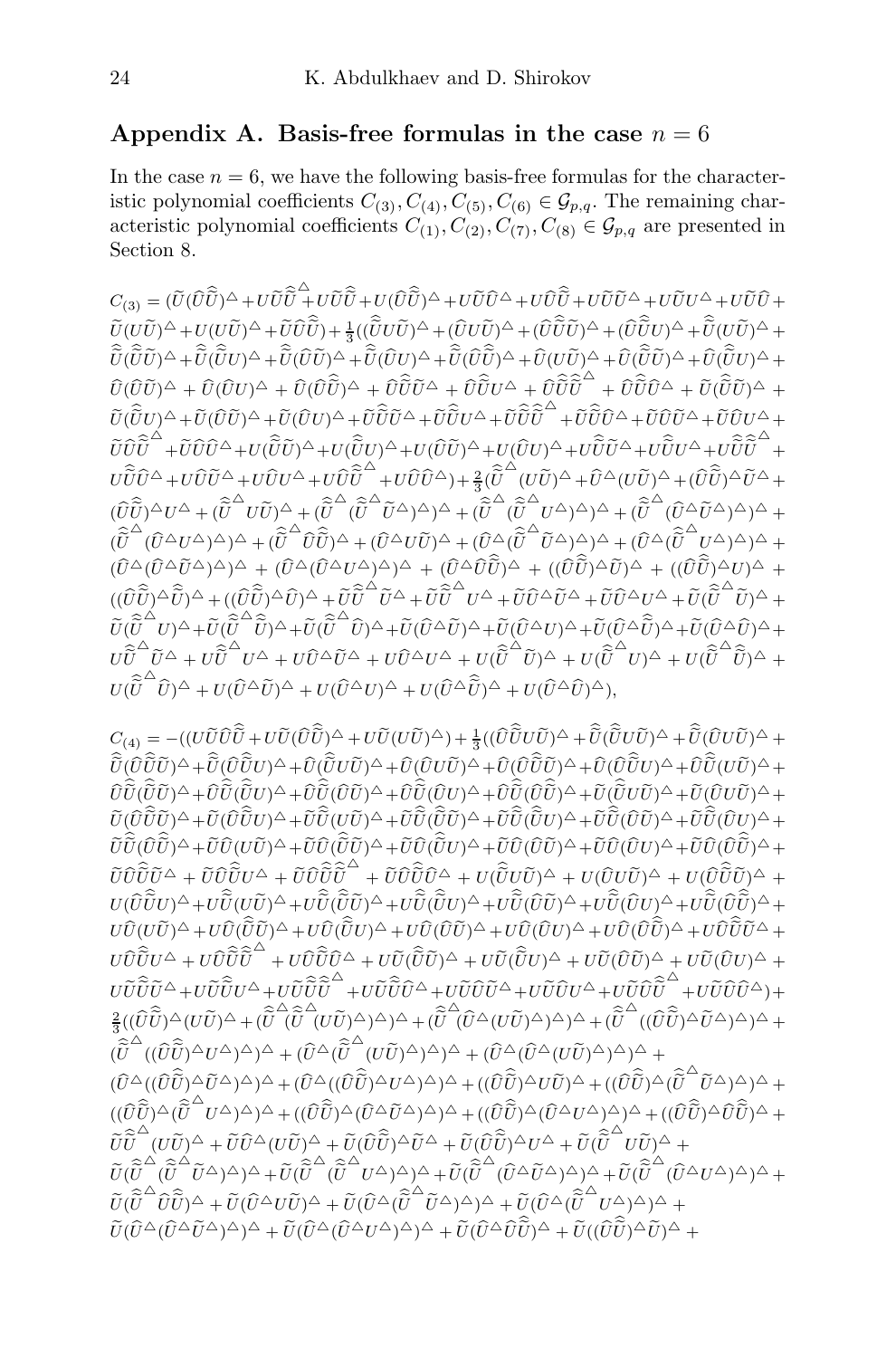## Appendix A. Basis-free formulas in the case $n=6$

In the case $n=6$, we have the following basis-free formulas for the characteristic polynomial coefficients $C_{(3)}, C_{(4)}, C_{(5)}, C_{(6)} \in \mathcal{G}_{p,q}$. The remaining characteristic polynomial coefficients $C_{(1)}, C_{(2)}, C_{(7)}, C_{(8)} \in \mathcal{G}_{p,q}$ are presented in Section 8.

$$
\begin{aligned}
C_{(3)} = {} & (\widetilde{U}(\widehat{U}\widehat{\widetilde{U}})^{\triangle}+U\widetilde{U}\widehat{\widetilde{U}}^{\triangle}+U\widetilde{U}\widehat{\widetilde{U}}+U(\widehat{U}\widehat{\widetilde{U}})^{\triangle}+U\widetilde{U}\widehat{U}^{\triangle}+U\widehat{U}\widehat{\widetilde{U}}+U\widetilde{U}\widetilde{U}^{\triangle}+U\widetilde{U}U^{\triangle}+U\widetilde{U}\widehat{U}+\\
& \widetilde{U}(U\widetilde{U})^{\triangle}+U(U\widetilde{U})^{\triangle}+\widetilde{U}\widehat{U}\widehat{\widetilde{U}})+\tfrac{1}{3}((\widehat{\widetilde{U}}U\widetilde{U})^{\triangle}+(\widehat{U}U\widetilde{U})^{\triangle}+(\widehat{U}\widehat{\widetilde{U}}\widetilde{U})^{\triangle}+(\widehat{U}\widehat{\widetilde{U}}U)^{\triangle}+\widehat{\widetilde{U}}(U\widetilde{U})^{\triangle}+\\
& \widehat{\widetilde{U}}(\widehat{\widetilde{U}}\widetilde{U})^{\triangle}+\widehat{\widetilde{U}}(\widehat{\widetilde{U}}U)^{\triangle}+\widehat{\widetilde{U}}(\widehat{U}\widetilde{U})^{\triangle}+\widehat{\widetilde{U}}(\widehat{U}U)^{\triangle}+\widehat{\widetilde{U}}(\widehat{U}\widehat{\widetilde{U}})^{\triangle}+\widehat{U}(U\widetilde{U})^{\triangle}+\widehat{U}(\widehat{\widetilde{U}}\widetilde{U})^{\triangle}+\widehat{U}(\widehat{\widetilde{U}}U)^{\triangle}+\\
& \widehat{U}(\widehat{U}\widetilde{U})^{\triangle}+\widehat{U}(\widehat{U}U)^{\triangle}+\widehat{U}(\widehat{U}\widehat{\widetilde{U}})^{\triangle}+\widehat{U}\widehat{\widetilde{U}}\widetilde{U}^{\triangle}+\widehat{U}\widehat{\widetilde{U}}U^{\triangle}+\widehat{U}\widehat{\widetilde{U}}\widehat{\widetilde{U}}^{\triangle}+\widehat{U}\widehat{\widetilde{U}}\widehat{U}^{\triangle}+\widetilde{U}(\widehat{\widetilde{U}}\widetilde{U})^{\triangle}+\\
& \widetilde{U}(\widehat{\widetilde{U}}U)^{\triangle}+\widetilde{U}(\widehat{U}\widetilde{U})^{\triangle}+\widetilde{U}(\widehat{U}U)^{\triangle}+\widetilde{U}\widehat{\widetilde{U}}\widetilde{U}^{\triangle}+\widetilde{U}\widehat{\widetilde{U}}U^{\triangle}+\widetilde{U}\widehat{\widetilde{U}}\widehat{\widetilde{U}}^{\triangle}+\widetilde{U}\widehat{\widetilde{U}}\widehat{U}^{\triangle}+\widetilde{U}\widehat{U}\widetilde{U}^{\triangle}+\widetilde{U}\widehat{U}U^{\triangle}+\\
& \widetilde{U}\widehat{U}\widehat{\widetilde{U}}^{\triangle}+\widetilde{U}\widehat{U}\widehat{U}^{\triangle}+U(\widehat{\widetilde{U}}\widetilde{U})^{\triangle}+U(\widehat{\widetilde{U}}U)^{\triangle}+U(\widehat{U}\widetilde{U})^{\triangle}+U(\widehat{U}U)^{\triangle}+U\widehat{\widetilde{U}}\widetilde{U}^{\triangle}+U\widehat{\widetilde{U}}U^{\triangle}+U\widehat{\widetilde{U}}\widehat{\widetilde{U}}^{\triangle}+\\
& U\widehat{\widetilde{U}}\widehat{U}^{\triangle}+U\widehat{U}\widetilde{U}^{\triangle}+U\widehat{U}U^{\triangle}+U\widehat{U}\widehat{\widetilde{U}}^{\triangle}+U\widehat{U}\widehat{U}^{\triangle})+\tfrac{2}{3}(\widehat{\widetilde{U}}^{\triangle}(U\widetilde{U})^{\triangle}+\widehat{U}^{\triangle}(U\widetilde{U})^{\triangle}+(\widehat{U}\widehat{\widetilde{U}})^{\triangle}\widetilde{U}^{\triangle}+\\
& (\widehat{U}\widehat{\widetilde{U}})^{\triangle}U^{\triangle}+(\widehat{\widetilde{U}}^{\triangle}U\widetilde{U})^{\triangle}+(\widehat{\widetilde{U}}^{\triangle}(\widehat{\widetilde{U}}^{\triangle}\widetilde{U}^{\triangle})^{\triangle})^{\triangle}+(\widehat{\widetilde{U}}^{\triangle}(\widehat{\widetilde{U}}^{\triangle}U^{\triangle})^{\triangle})^{\triangle}+(\widehat{\widetilde{U}}^{\triangle}(\widehat{U}^{\triangle}\widetilde{U}^{\triangle})^{\triangle})^{\triangle}+\\
& (\widehat{\widetilde{U}}^{\triangle}(\widehat{U}^{\triangle}U^{\triangle})^{\triangle})^{\triangle}+(\widehat{\widetilde{U}}^{\triangle}\widehat{U}\widehat{\widetilde{U}})^{\triangle}+(\widehat{U}^{\triangle}U\widetilde{U})^{\triangle}+(\widehat{U}^{\triangle}(\widehat{\widetilde{U}}^{\triangle}\widetilde{U}^{\triangle})^{\triangle})^{\triangle}+(\widehat{U}^{\triangle}(\widehat{\widetilde{U}}^{\triangle}U^{\triangle})^{\triangle})^{\triangle}+\\
& (\widehat{U}^{\triangle}(\widehat{U}^{\triangle}\widetilde{U}^{\triangle})^{\triangle})^{\triangle}+(\widehat{U}^{\triangle}(\widehat{U}^{\triangle}U^{\triangle})^{\triangle})^{\triangle}+(\widehat{U}^{\triangle}\widehat{U}\widehat{\widetilde{U}})^{\triangle}+((\widehat{U}\widehat{\widetilde{U}})^{\triangle}\widetilde{U})^{\triangle}+((\widehat{U}\widehat{\widetilde{U}})^{\triangle}U)^{\triangle}+\\
& ((\widehat{U}\widehat{\widetilde{U}})^{\triangle}\widehat{\widetilde{U}})^{\triangle}+((\widehat{U}\widehat{\widetilde{U}})^{\triangle}\widehat{U})^{\triangle}+\widetilde{U}\widehat{\widetilde{U}}^{\triangle}\widetilde{U}^{\triangle}+\widetilde{U}\widehat{\widetilde{U}}^{\triangle}U^{\triangle}+\widetilde{U}\widehat{U}^{\triangle}\widetilde{U}^{\triangle}+\widetilde{U}\widehat{U}^{\triangle}U^{\triangle}+\widetilde{U}(\widehat{\widetilde{U}}^{\triangle}\widetilde{U})^{\triangle}+\\
& \widetilde{U}(\widehat{\widetilde{U}}^{\triangle}U)^{\triangle}+\widetilde{U}(\widehat{\widetilde{U}}^{\triangle}\widehat{\widetilde{U}})^{\triangle}+\widetilde{U}(\widehat{\widetilde{U}}^{\triangle}\widehat{U})^{\triangle}+\widetilde{U}(\widehat{U}^{\triangle}\widetilde{U})^{\triangle}+\widetilde{U}(\widehat{U}^{\triangle}U)^{\triangle}+\widetilde{U}(\widehat{U}^{\triangle}\widehat{\widetilde{U}})^{\triangle}+\widetilde{U}(\widehat{U}^{\triangle}\widehat{U})^{\triangle}+\\
& U\widehat{\widetilde{U}}^{\triangle}\widetilde{U}^{\triangle}+U\widehat{\widetilde{U}}^{\triangle}U^{\triangle}+U\widehat{U}^{\triangle}\widetilde{U}^{\triangle}+U\widehat{U}^{\triangle}U^{\triangle}+U(\widehat{\widetilde{U}}^{\triangle}\widetilde{U})^{\triangle}+U(\widehat{\widetilde{U}}^{\triangle}U)^{\triangle}+U(\widehat{\widetilde{U}}^{\triangle}\widehat{\widetilde{U}})^{\triangle}+\\
& U(\widehat{\widetilde{U}}^{\triangle}\widehat{U})^{\triangle}+U(\widehat{U}^{\triangle}\widetilde{U})^{\triangle}+U(\widehat{U}^{\triangle}U)^{\triangle}+U(\widehat{U}^{\triangle}\widehat{\widetilde{U}})^{\triangle}+U(\widehat{U}^{\triangle}\widehat{U})^{\triangle}),
\end{aligned}
$$

$$
\begin{aligned}
C_{(4)} = {} & -((U\widetilde{U}\widehat{U}\widehat{\widetilde{U}}+U\widetilde{U}(\widehat{U}\widehat{\widetilde{U}})^{\triangle}+U\widetilde{U}(U\widetilde{U})^{\triangle})+\tfrac{1}{3}((\widehat{U}\widehat{\widetilde{U}}U\widetilde{U})^{\triangle}+\widehat{\widetilde{U}}(\widehat{\widetilde{U}}U\widetilde{U})^{\triangle}+\widehat{\widetilde{U}}(\widehat{U}U\widetilde{U})^{\triangle}+\\
& \widehat{\widetilde{U}}(\widehat{U}\widehat{\widetilde{U}}\widetilde{U})^{\triangle}+\widehat{\widetilde{U}}(\widehat{U}\widehat{\widetilde{U}}U)^{\triangle}+\widehat{U}(\widehat{\widetilde{U}}U\widetilde{U})^{\triangle}+\widehat{U}(\widehat{U}U\widetilde{U})^{\triangle}+\widehat{U}(\widehat{U}\widehat{\widetilde{U}}\widetilde{U})^{\triangle}+\widehat{U}(\widehat{U}\widehat{\widetilde{U}}U)^{\triangle}+\widehat{U}\widehat{\widetilde{U}}(U\widetilde{U})^{\triangle}+\\
& \widehat{U}\widehat{\widetilde{U}}(\widehat{\widetilde{U}}\widetilde{U})^{\triangle}+\widehat{U}\widehat{\widetilde{U}}(\widehat{\widetilde{U}}U)^{\triangle}+\widehat{U}\widehat{\widetilde{U}}(\widehat{U}\widetilde{U})^{\triangle}+\widehat{U}\widehat{\widetilde{U}}(\widehat{U}U)^{\triangle}+\widehat{U}\widehat{\widetilde{U}}(\widehat{U}\widehat{\widetilde{U}})^{\triangle}+\widetilde{U}(\widehat{\widetilde{U}}U\widetilde{U})^{\triangle}+\widetilde{U}(\widehat{U}U\widetilde{U})^{\triangle}+\\
& \widetilde{U}(\widehat{U}\widehat{\widetilde{U}}\widetilde{U})^{\triangle}+\widetilde{U}(\widehat{U}\widehat{\widetilde{U}}U)^{\triangle}+\widetilde{U}\widehat{\widetilde{U}}(U\widetilde{U})^{\triangle}+\widetilde{U}\widehat{\widetilde{U}}(\widehat{\widetilde{U}}\widetilde{U})^{\triangle}+\widetilde{U}\widehat{\widetilde{U}}(\widehat{\widetilde{U}}U)^{\triangle}+\widetilde{U}\widehat{\widetilde{U}}(\widehat{U}\widetilde{U})^{\triangle}+\widetilde{U}\widehat{\widetilde{U}}(\widehat{U}U)^{\triangle}+\\
& \widetilde{U}\widehat{\widetilde{U}}(\widehat{U}\widehat{\widetilde{U}})^{\triangle}+\widetilde{U}\widehat{U}(U\widetilde{U})^{\triangle}+\widetilde{U}\widehat{U}(\widehat{\widetilde{U}}\widetilde{U})^{\triangle}+\widetilde{U}\widehat{U}(\widehat{\widetilde{U}}U)^{\triangle}+\widetilde{U}\widehat{U}(\widehat{U}\widetilde{U})^{\triangle}+\widetilde{U}\widehat{U}(\widehat{U}U)^{\triangle}+\widetilde{U}\widehat{U}(\widehat{U}\widehat{\widetilde{U}})^{\triangle}+\\
& \widetilde{U}\widehat{U}\widehat{\widetilde{U}}\widetilde{U}^{\triangle}+\widetilde{U}\widehat{U}\widehat{\widetilde{U}}U^{\triangle}+\widetilde{U}\widehat{U}\widehat{\widetilde{U}}\widehat{\widetilde{U}}^{\triangle}+\widetilde{U}\widehat{U}\widehat{\widetilde{U}}\widehat{U}^{\triangle}+U(\widehat{\widetilde{U}}U\widetilde{U})^{\triangle}+U(\widehat{U}U\widetilde{U})^{\triangle}+U(\widehat{U}\widehat{\widetilde{U}}\widetilde{U})^{\triangle}+\\
& U(\widehat{U}\widehat{\widetilde{U}}U)^{\triangle}+U\widehat{\widetilde{U}}(U\widetilde{U})^{\triangle}+U\widehat{\widetilde{U}}(\widehat{\widetilde{U}}\widetilde{U})^{\triangle}+U\widehat{\widetilde{U}}(\widehat{\widetilde{U}}U)^{\triangle}+U\widehat{\widetilde{U}}(\widehat{U}\widetilde{U})^{\triangle}+U\widehat{\widetilde{U}}(\widehat{U}U)^{\triangle}+U\widehat{\widetilde{U}}(\widehat{U}\widehat{\widetilde{U}})^{\triangle}+\\
& U\widehat{U}(U\widetilde{U})^{\triangle}+U\widehat{U}(\widehat{\widetilde{U}}\widetilde{U})^{\triangle}+U\widehat{U}(\widehat{\widetilde{U}}U)^{\triangle}+U\widehat{U}(\widehat{U}\widetilde{U})^{\triangle}+U\widehat{U}(\widehat{U}U)^{\triangle}+U\widehat{U}(\widehat{U}\widehat{\widetilde{U}})^{\triangle}+U\widehat{U}\widehat{\widetilde{U}}\widetilde{U}^{\triangle}+\\
& U\widehat{U}\widehat{\widetilde{U}}U^{\triangle}+U\widehat{U}\widehat{\widetilde{U}}\widehat{\widetilde{U}}^{\triangle}+U\widehat{U}\widehat{\widetilde{U}}\widehat{U}^{\triangle}+U\widetilde{U}(\widehat{\widetilde{U}}\widetilde{U})^{\triangle}+U\widetilde{U}(\widehat{\widetilde{U}}U)^{\triangle}+U\widetilde{U}(\widehat{U}\widetilde{U})^{\triangle}+U\widetilde{U}(\widehat{U}U)^{\triangle}+\\
& U\widetilde{U}\widehat{\widetilde{U}}\widetilde{U}^{\triangle}+U\widetilde{U}\widehat{\widetilde{U}}U^{\triangle}+U\widetilde{U}\widehat{\widetilde{U}}\widehat{\widetilde{U}}^{\triangle}+U\widetilde{U}\widehat{\widetilde{U}}\widehat{U}^{\triangle}+U\widetilde{U}\widehat{U}\widetilde{U}^{\triangle}+U\widetilde{U}\widehat{U}U^{\triangle}+U\widetilde{U}\widehat{U}\widehat{\widetilde{U}}^{\triangle}+U\widetilde{U}\widehat{U}\widehat{U}^{\triangle})+\\
& \tfrac{2}{3}((\widehat{U}\widehat{\widetilde{U}})^{\triangle}(U\widetilde{U})^{\triangle}+(\widehat{\widetilde{U}}^{\triangle}(\widehat{\widetilde{U}}^{\triangle}(U\widetilde{U})^{\triangle})^{\triangle})^{\triangle}+(\widehat{\widetilde{U}}^{\triangle}(\widehat{U}^{\triangle}(U\widetilde{U})^{\triangle})^{\triangle})^{\triangle}+(\widehat{\widetilde{U}}^{\triangle}((\widehat{U}\widehat{\widetilde{U}})^{\triangle}\widetilde{U}^{\triangle})^{\triangle})^{\triangle}+\\
& (\widehat{\widetilde{U}}^{\triangle}((\widehat{U}\widehat{\widetilde{U}})^{\triangle}U^{\triangle})^{\triangle})^{\triangle}+(\widehat{U}^{\triangle}(\widehat{\widetilde{U}}^{\triangle}(U\widetilde{U})^{\triangle})^{\triangle})^{\triangle}+(\widehat{U}^{\triangle}(\widehat{U}^{\triangle}(U\widetilde{U})^{\triangle})^{\triangle})^{\triangle}+\\
& (\widehat{U}^{\triangle}((\widehat{U}\widehat{\widetilde{U}})^{\triangle}\widetilde{U}^{\triangle})^{\triangle})^{\triangle}+(\widehat{U}^{\triangle}((\widehat{U}\widehat{\widetilde{U}})^{\triangle}U^{\triangle})^{\triangle})^{\triangle}+((\widehat{U}\widehat{\widetilde{U}})^{\triangle}U\widetilde{U})^{\triangle}+((\widehat{U}\widehat{\widetilde{U}})^{\triangle}(\widehat{\widetilde{U}}^{\triangle}\widetilde{U}^{\triangle})^{\triangle})^{\triangle}+\\
& ((\widehat{U}\widehat{\widetilde{U}})^{\triangle}(\widehat{\widetilde{U}}^{\triangle}U^{\triangle})^{\triangle})^{\triangle}+((\widehat{U}\widehat{\widetilde{U}})^{\triangle}(\widehat{U}^{\triangle}\widetilde{U}^{\triangle})^{\triangle})^{\triangle}+((\widehat{U}\widehat{\widetilde{U}})^{\triangle}(\widehat{U}^{\triangle}U^{\triangle})^{\triangle})^{\triangle}+((\widehat{U}\widehat{\widetilde{U}})^{\triangle}\widehat{U}\widehat{\widetilde{U}})^{\triangle}+\\
& \widetilde{U}\widehat{\widetilde{U}}^{\triangle}(U\widetilde{U})^{\triangle}+\widetilde{U}\widehat{U}^{\triangle}(U\widetilde{U})^{\triangle}+\widetilde{U}(\widehat{U}\widehat{\widetilde{U}})^{\triangle}\widetilde{U}^{\triangle}+\widetilde{U}(\widehat{U}\widehat{\widetilde{U}})^{\triangle}U^{\triangle}+\widetilde{U}(\widehat{\widetilde{U}}^{\triangle}U\widetilde{U})^{\triangle}+\\
& \widetilde{U}(\widehat{\widetilde{U}}^{\triangle}(\widehat{\widetilde{U}}^{\triangle}\widetilde{U}^{\triangle})^{\triangle})^{\triangle}+\widetilde{U}(\widehat{\widetilde{U}}^{\triangle}(\widehat{\widetilde{U}}^{\triangle}U^{\triangle})^{\triangle})^{\triangle}+\widetilde{U}(\widehat{\widetilde{U}}^{\triangle}(\widehat{U}^{\triangle}\widetilde{U}^{\triangle})^{\triangle})^{\triangle}+\widetilde{U}(\widehat{\widetilde{U}}^{\triangle}(\widehat{U}^{\triangle}U^{\triangle})^{\triangle})^{\triangle}+\\
& \widetilde{U}(\widehat{\widetilde{U}}^{\triangle}\widehat{U}\widehat{\widetilde{U}})^{\triangle}+\widetilde{U}(\widehat{U}^{\triangle}U\widetilde{U})^{\triangle}+\widetilde{U}(\widehat{U}^{\triangle}(\widehat{\widetilde{U}}^{\triangle}\widetilde{U}^{\triangle})^{\triangle})^{\triangle}+\widetilde{U}(\widehat{U}^{\triangle}(\widehat{\widetilde{U}}^{\triangle}U^{\triangle})^{\triangle})^{\triangle}+\\
& \widetilde{U}(\widehat{U}^{\triangle}(\widehat{U}^{\triangle}\widetilde{U}^{\triangle})^{\triangle})^{\triangle}+\widetilde{U}(\widehat{U}^{\triangle}(\widehat{U}^{\triangle}U^{\triangle})^{\triangle})^{\triangle}+\widetilde{U}(\widehat{U}^{\triangle}\widehat{U}\widehat{\widetilde{U}})^{\triangle}+\widetilde{U}((\widehat{U}\widehat{\widetilde{U}})^{\triangle}\widetilde{U})^{\triangle}+
\end{aligned}
$$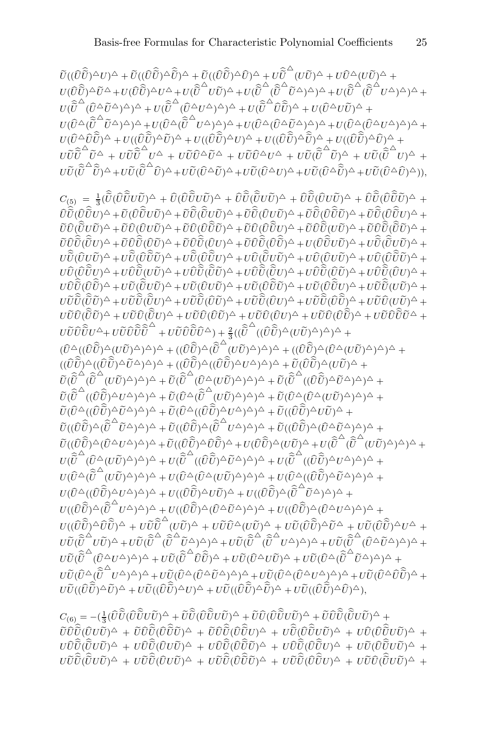$$
\begin{aligned}
&\widetilde{U}((\widehat{U}\widehat{\widehat{U}})^\triangle U)^\triangle + \widetilde{U}((\widehat{U}\widehat{\widehat{U}})^\triangle \widetilde{U})^\triangle + \widetilde{U}((\widehat{U}\widehat{\widehat{U}})^\triangle \widehat{U})^\triangle + U\widehat{\widehat{U}}^\triangle (U\widetilde{U})^\triangle + U\widehat{U}^\triangle (U\widetilde{U})^\triangle + \\
&U(\widehat{U}\widehat{\widehat{U}})^\triangle \widetilde{U}^\triangle + U(\widehat{U}\widehat{\widehat{U}})^\triangle U^\triangle + U(\widehat{\widehat{U}}^\triangle U\widetilde{U})^\triangle + U(\widehat{\widehat{U}}^\triangle (\widehat{\widehat{U}}^\triangle \widetilde{U}^\triangle)^\triangle)^\triangle + U(\widehat{\widehat{U}}^\triangle (\widehat{\widehat{U}}^\triangle U^\triangle)^\triangle)^\triangle + \\
&U(\widehat{\widehat{U}}^\triangle (\widehat{U}^\triangle \widetilde{U}^\triangle)^\triangle)^\triangle + U(\widehat{\widehat{U}}^\triangle (\widehat{U}^\triangle U^\triangle)^\triangle)^\triangle + U(\widehat{\widehat{U}}^\triangle \widehat{U}\widehat{\widehat{U}})^\triangle + U(\widehat{U}^\triangle U\widetilde{U})^\triangle + \\
&U(\widehat{U}^\triangle (\widehat{\widehat{U}}^\triangle \widetilde{U}^\triangle)^\triangle)^\triangle + U(\widehat{U}^\triangle (\widehat{\widehat{U}}^\triangle U^\triangle)^\triangle)^\triangle + U(\widehat{U}^\triangle (\widehat{U}^\triangle \widetilde{U}^\triangle)^\triangle)^\triangle + U(\widehat{U}^\triangle (\widehat{U}^\triangle U^\triangle)^\triangle)^\triangle + \\
&U(\widehat{U}^\triangle \widehat{U}\widehat{\widehat{U}})^\triangle + U((\widehat{U}\widehat{\widehat{U}})^\triangle \widetilde{U})^\triangle + U((\widehat{U}\widehat{\widehat{U}})^\triangle U)^\triangle + U((\widehat{U}\widehat{\widehat{U}})^\triangle \widehat{\widehat{U}})^\triangle + U((\widehat{U}\widehat{\widehat{U}})^\triangle \widehat{U})^\triangle + \\
&U\widetilde{U}\widehat{\widehat{U}}^\triangle \widetilde{U}^\triangle + U\widetilde{U}\widehat{\widehat{U}}^\triangle U^\triangle + U\widetilde{U}\widehat{U}^\triangle \widetilde{U}^\triangle + U\widetilde{U}\widehat{U}^\triangle U^\triangle + U\widetilde{U}(\widehat{\widehat{U}}^\triangle \widetilde{U})^\triangle + U\widetilde{U}(\widehat{\widehat{U}}^\triangle U)^\triangle + \\
&U\widetilde{U}(\widehat{\widehat{U}}^\triangle \widehat{\widehat{U}})^\triangle + U\widetilde{U}(\widehat{\widehat{U}}^\triangle \widehat{U})^\triangle + U\widetilde{U}(\widehat{U}^\triangle \widetilde{U})^\triangle + U\widetilde{U}(\widehat{U}^\triangle U)^\triangle + U\widetilde{U}(\widehat{U}^\triangle \widehat{\widehat{U}})^\triangle + U\widetilde{U}(\widehat{U}^\triangle \widehat{U})^\triangle)),
\end{aligned}
$$

$$
\begin{aligned}
C_{(5)} \;=\; &\tfrac{1}{3}(\widehat{\widehat{U}}(\widehat{U}\widehat{\widehat{U}}U\widetilde{U})^\triangle + \widehat{U}(\widehat{U}\widehat{\widehat{U}}U\widetilde{U})^\triangle + \widehat{U}\widehat{\widehat{U}}(\widehat{\widehat{U}}U\widetilde{U})^\triangle + \widehat{U}\widehat{\widehat{U}}(\widehat{U}U\widetilde{U})^\triangle + \widehat{U}\widehat{\widehat{U}}(\widehat{U}\widehat{\widehat{U}}\widetilde{U})^\triangle + \\
&\widehat{U}\widehat{\widehat{U}}(\widehat{U}\widehat{\widehat{U}}U)^\triangle + \widetilde{U}(\widehat{U}\widehat{\widehat{U}}U\widetilde{U})^\triangle + \widetilde{U}\widehat{\widehat{U}}(\widehat{\widehat{U}}U\widetilde{U})^\triangle + \widetilde{U}\widehat{\widehat{U}}(\widehat{U}U\widetilde{U})^\triangle + \widetilde{U}\widehat{\widehat{U}}(\widehat{U}\widehat{\widehat{U}}\widetilde{U})^\triangle + \widetilde{U}\widehat{\widehat{U}}(\widehat{U}\widehat{\widehat{U}}U)^\triangle + \\
&\widetilde{U}\widehat{U}(\widehat{\widehat{U}}U\widetilde{U})^\triangle + \widetilde{U}\widehat{U}(\widehat{U}U\widetilde{U})^\triangle + \widetilde{U}\widehat{U}(\widehat{U}\widehat{\widehat{U}}\widetilde{U})^\triangle + \widetilde{U}\widehat{U}(\widehat{U}\widehat{\widehat{U}}U)^\triangle + \widetilde{U}\widehat{U}\widehat{\widehat{U}}(U\widetilde{U})^\triangle + \widetilde{U}\widehat{U}\widehat{\widehat{U}}(\widehat{\widehat{U}}\widetilde{U})^\triangle + \\
&\widetilde{U}\widehat{U}\widehat{\widehat{U}}(\widehat{\widehat{U}}U)^\triangle + \widetilde{U}\widehat{U}\widehat{\widehat{U}}(\widehat{U}\widetilde{U})^\triangle + \widetilde{U}\widehat{U}\widehat{\widehat{U}}(\widehat{U}U)^\triangle + \widetilde{U}\widehat{U}\widehat{\widehat{U}}(\widehat{U}\widehat{\widehat{U}})^\triangle + U(\widehat{U}\widehat{\widehat{U}}U\widetilde{U})^\triangle + U\widehat{\widehat{U}}(\widehat{\widehat{U}}U\widetilde{U})^\triangle + \\
&U\widehat{\widehat{U}}(\widehat{U}U\widetilde{U})^\triangle + U\widehat{\widehat{U}}(\widehat{U}\widehat{\widehat{U}}\widetilde{U})^\triangle + U\widehat{\widehat{U}}(\widehat{U}\widehat{\widehat{U}}U)^\triangle + U\widehat{U}(\widehat{\widehat{U}}U\widetilde{U})^\triangle + U\widehat{U}(\widehat{U}U\widetilde{U})^\triangle + U\widehat{U}(\widehat{U}\widehat{\widehat{U}}\widetilde{U})^\triangle + \\
&U\widehat{U}(\widehat{U}\widehat{\widehat{U}}U)^\triangle + U\widehat{U}\widehat{\widehat{U}}(U\widetilde{U})^\triangle + U\widehat{U}\widehat{\widehat{U}}(\widehat{\widehat{U}}\widetilde{U})^\triangle + U\widehat{U}\widehat{\widehat{U}}(\widehat{\widehat{U}}U)^\triangle + U\widehat{U}\widehat{\widehat{U}}(\widehat{U}\widetilde{U})^\triangle + U\widehat{U}\widehat{\widehat{U}}(\widehat{U}U)^\triangle + \\
&U\widehat{U}\widehat{\widehat{U}}(\widehat{U}\widehat{\widehat{U}})^\triangle + U\widetilde{U}(\widehat{\widehat{U}}U\widetilde{U})^\triangle + U\widetilde{U}(\widehat{U}U\widetilde{U})^\triangle + U\widetilde{U}(\widehat{U}\widehat{\widehat{U}}\widetilde{U})^\triangle + U\widetilde{U}(\widehat{U}\widehat{\widehat{U}}U)^\triangle + U\widetilde{U}\widehat{\widehat{U}}(U\widetilde{U})^\triangle + \\
&U\widetilde{U}\widehat{\widehat{U}}(\widehat{\widehat{U}}\widetilde{U})^\triangle + U\widetilde{U}\widehat{\widehat{U}}(\widehat{\widehat{U}}U)^\triangle + U\widetilde{U}\widehat{\widehat{U}}(\widehat{U}\widetilde{U})^\triangle + U\widetilde{U}\widehat{\widehat{U}}(\widehat{U}U)^\triangle + U\widetilde{U}\widehat{\widehat{U}}(\widehat{U}\widehat{\widehat{U}})^\triangle + U\widetilde{U}\widehat{U}(U\widetilde{U})^\triangle + \\
&U\widetilde{U}\widehat{U}(\widehat{\widehat{U}}\widetilde{U})^\triangle + U\widetilde{U}\widehat{U}(\widehat{\widehat{U}}U)^\triangle + U\widetilde{U}\widehat{U}(\widehat{U}\widetilde{U})^\triangle + U\widetilde{U}\widehat{U}(\widehat{U}U)^\triangle + U\widetilde{U}\widehat{U}(\widehat{U}\widehat{\widehat{U}})^\triangle + U\widetilde{U}\widehat{U}\widehat{\widehat{U}}\widetilde{U}^\triangle + \\
&U\widetilde{U}\widehat{U}\widehat{\widehat{U}}U^\triangle + U\widetilde{U}\widehat{U}\widehat{\widehat{U}}\widehat{\widehat{U}}^\triangle + U\widetilde{U}\widehat{U}\widehat{\widehat{U}}\widehat{U}^\triangle) + \tfrac{2}{3}((\widehat{\widehat{U}}^\triangle ((\widehat{U}\widehat{\widehat{U}})^\triangle (U\widetilde{U})^\triangle)^\triangle)^\triangle + \\
&(\widehat{U}^\triangle ((\widehat{U}\widehat{\widehat{U}})^\triangle (U\widetilde{U})^\triangle)^\triangle)^\triangle + ((\widehat{U}\widehat{\widehat{U}})^\triangle (\widehat{\widehat{U}}^\triangle (U\widetilde{U})^\triangle)^\triangle)^\triangle + ((\widehat{U}\widehat{\widehat{U}})^\triangle (\widehat{U}^\triangle (U\widetilde{U})^\triangle)^\triangle)^\triangle + \\
&((\widehat{U}\widehat{\widehat{U}})^\triangle ((\widehat{U}\widehat{\widehat{U}})^\triangle \widetilde{U}^\triangle)^\triangle)^\triangle + ((\widehat{U}\widehat{\widehat{U}})^\triangle ((\widehat{U}\widehat{\widehat{U}})^\triangle U^\triangle)^\triangle)^\triangle + \widetilde{U}(\widehat{U}\widehat{\widehat{U}})^\triangle (U\widetilde{U})^\triangle + \\
&\widetilde{U}(\widehat{\widehat{U}}^\triangle (\widehat{\widehat{U}}^\triangle (U\widetilde{U})^\triangle)^\triangle)^\triangle + \widetilde{U}(\widehat{\widehat{U}}^\triangle (\widehat{U}^\triangle (U\widetilde{U})^\triangle)^\triangle)^\triangle + \widetilde{U}(\widehat{\widehat{U}}^\triangle ((\widehat{U}\widehat{\widehat{U}})^\triangle \widetilde{U}^\triangle)^\triangle)^\triangle + \\
&\widetilde{U}(\widehat{\widehat{U}}^\triangle ((\widehat{U}\widehat{\widehat{U}})^\triangle U^\triangle)^\triangle)^\triangle + \widetilde{U}(\widehat{U}^\triangle (\widehat{\widehat{U}}^\triangle (U\widetilde{U})^\triangle)^\triangle)^\triangle + \widetilde{U}(\widehat{U}^\triangle (\widehat{U}^\triangle (U\widetilde{U})^\triangle)^\triangle)^\triangle + \\
&\widetilde{U}(\widehat{U}^\triangle ((\widehat{U}\widehat{\widehat{U}})^\triangle \widetilde{U}^\triangle)^\triangle)^\triangle + \widetilde{U}(\widehat{U}^\triangle ((\widehat{U}\widehat{\widehat{U}})^\triangle U^\triangle)^\triangle)^\triangle + \widetilde{U}((\widehat{U}\widehat{\widehat{U}})^\triangle U\widetilde{U})^\triangle + \\
&\widetilde{U}((\widehat{U}\widehat{\widehat{U}})^\triangle (\widehat{\widehat{U}}^\triangle \widetilde{U}^\triangle)^\triangle)^\triangle + \widetilde{U}((\widehat{U}\widehat{\widehat{U}})^\triangle (\widehat{\widehat{U}}^\triangle U^\triangle)^\triangle)^\triangle + \widetilde{U}((\widehat{U}\widehat{\widehat{U}})^\triangle (\widehat{U}^\triangle \widetilde{U}^\triangle)^\triangle)^\triangle + \\
&\widetilde{U}((\widehat{U}\widehat{\widehat{U}})^\triangle (\widehat{U}^\triangle U^\triangle)^\triangle)^\triangle + \widetilde{U}((\widehat{U}\widehat{\widehat{U}})^\triangle \widehat{U}\widehat{\widehat{U}})^\triangle + U(\widehat{U}\widehat{\widehat{U}})^\triangle (U\widetilde{U})^\triangle + U(\widehat{\widehat{U}}^\triangle (\widehat{\widehat{U}}^\triangle (U\widetilde{U})^\triangle)^\triangle)^\triangle + \\
&U(\widehat{\widehat{U}}^\triangle (\widehat{U}^\triangle (U\widetilde{U})^\triangle)^\triangle)^\triangle + U(\widehat{\widehat{U}}^\triangle ((\widehat{U}\widehat{\widehat{U}})^\triangle \widetilde{U}^\triangle)^\triangle)^\triangle + U(\widehat{\widehat{U}}^\triangle ((\widehat{U}\widehat{\widehat{U}})^\triangle U^\triangle)^\triangle)^\triangle + \\
&U(\widehat{U}^\triangle (\widehat{\widehat{U}}^\triangle (U\widetilde{U})^\triangle)^\triangle)^\triangle + U(\widehat{U}^\triangle (\widehat{U}^\triangle (U\widetilde{U})^\triangle)^\triangle)^\triangle + U(\widehat{U}^\triangle ((\widehat{U}\widehat{\widehat{U}})^\triangle \widetilde{U}^\triangle)^\triangle)^\triangle + \\
&U(\widehat{U}^\triangle ((\widehat{U}\widehat{\widehat{U}})^\triangle U^\triangle)^\triangle)^\triangle + U((\widehat{U}\widehat{\widehat{U}})^\triangle U\widetilde{U})^\triangle + U((\widehat{U}\widehat{\widehat{U}})^\triangle (\widehat{\widehat{U}}^\triangle \widetilde{U}^\triangle)^\triangle)^\triangle + \\
&U((\widehat{U}\widehat{\widehat{U}})^\triangle (\widehat{\widehat{U}}^\triangle U^\triangle)^\triangle)^\triangle + U((\widehat{U}\widehat{\widehat{U}})^\triangle (\widehat{U}^\triangle \widetilde{U}^\triangle)^\triangle)^\triangle + U((\widehat{U}\widehat{\widehat{U}})^\triangle (\widehat{U}^\triangle U^\triangle)^\triangle)^\triangle + \\
&U((\widehat{U}\widehat{\widehat{U}})^\triangle \widehat{U}\widehat{\widehat{U}})^\triangle + U\widetilde{U}\widehat{\widehat{U}}^\triangle (U\widetilde{U})^\triangle + U\widetilde{U}\widehat{U}^\triangle (U\widetilde{U})^\triangle + U\widetilde{U}(\widehat{U}\widehat{\widehat{U}})^\triangle \widetilde{U}^\triangle + U\widetilde{U}(\widehat{U}\widehat{\widehat{U}})^\triangle U^\triangle + \\
&U\widetilde{U}(\widehat{\widehat{U}}^\triangle U\widetilde{U})^\triangle + U\widetilde{U}(\widehat{\widehat{U}}^\triangle (\widehat{\widehat{U}}^\triangle \widetilde{U}^\triangle)^\triangle)^\triangle + U\widetilde{U}(\widehat{\widehat{U}}^\triangle (\widehat{\widehat{U}}^\triangle U^\triangle)^\triangle)^\triangle + U\widetilde{U}(\widehat{\widehat{U}}^\triangle (\widehat{U}^\triangle \widetilde{U}^\triangle)^\triangle)^\triangle + \\
&U\widetilde{U}(\widehat{\widehat{U}}^\triangle (\widehat{U}^\triangle U^\triangle)^\triangle)^\triangle + U\widetilde{U}(\widehat{\widehat{U}}^\triangle \widehat{U}\widehat{\widehat{U}})^\triangle + U\widetilde{U}(\widehat{U}^\triangle U\widetilde{U})^\triangle + U\widetilde{U}(\widehat{U}^\triangle (\widehat{\widehat{U}}^\triangle \widetilde{U}^\triangle)^\triangle)^\triangle + \\
&U\widetilde{U}(\widehat{U}^\triangle (\widehat{\widehat{U}}^\triangle U^\triangle)^\triangle)^\triangle + U\widetilde{U}(\widehat{U}^\triangle (\widehat{U}^\triangle \widetilde{U}^\triangle)^\triangle)^\triangle + U\widetilde{U}(\widehat{U}^\triangle (\widehat{U}^\triangle U^\triangle)^\triangle)^\triangle + U\widetilde{U}(\widehat{U}^\triangle \widehat{U}\widehat{\widehat{U}})^\triangle + \\
&U\widetilde{U}((\widehat{U}\widehat{\widehat{U}})^\triangle \widetilde{U})^\triangle + U\widetilde{U}((\widehat{U}\widehat{\widehat{U}})^\triangle U)^\triangle + U\widetilde{U}((\widehat{U}\widehat{\widehat{U}})^\triangle \widehat{\widehat{U}})^\triangle + U\widetilde{U}((\widehat{U}\widehat{\widehat{U}})^\triangle \widehat{U})^\triangle),
\end{aligned}
$$

$$
\begin{aligned}
C_{(6)} = -(&\tfrac{1}{3}(\widehat{U}\widehat{\widehat{U}}(\widehat{U}\widehat{\widehat{U}}U\widetilde{U})^\triangle + \widetilde{U}\widehat{\widehat{U}}(\widehat{U}\widehat{\widehat{U}}U\widetilde{U})^\triangle + \widetilde{U}\widehat{U}(\widehat{U}\widehat{\widehat{U}}U\widetilde{U})^\triangle + \widetilde{U}\widehat{U}\widehat{\widehat{U}}(\widehat{\widehat{U}}U\widetilde{U})^\triangle + \\
&\widetilde{U}\widehat{U}\widehat{\widehat{U}}(\widehat{U}U\widetilde{U})^\triangle + \widetilde{U}\widehat{U}\widehat{\widehat{U}}(\widehat{U}\widehat{\widehat{U}}\widetilde{U})^\triangle + \widetilde{U}\widehat{U}\widehat{\widehat{U}}(\widehat{U}\widehat{\widehat{U}}U)^\triangle + U\widehat{\widehat{U}}(\widehat{U}\widehat{\widehat{U}}U\widetilde{U})^\triangle + U\widehat{U}(\widehat{U}\widehat{\widehat{U}}U\widetilde{U})^\triangle + \\
&U\widehat{U}\widehat{\widehat{U}}(\widehat{\widehat{U}}U\widetilde{U})^\triangle + U\widehat{U}\widehat{\widehat{U}}(\widehat{U}U\widetilde{U})^\triangle + U\widehat{U}\widehat{\widehat{U}}(\widehat{U}\widehat{\widehat{U}}\widetilde{U})^\triangle + U\widehat{U}\widehat{\widehat{U}}(\widehat{U}\widehat{\widehat{U}}U)^\triangle + U\widetilde{U}(\widehat{U}\widehat{\widehat{U}}U\widetilde{U})^\triangle + \\
&U\widetilde{U}\widehat{\widehat{U}}(\widehat{\widehat{U}}U\widetilde{U})^\triangle + U\widetilde{U}\widehat{\widehat{U}}(\widehat{U}U\widetilde{U})^\triangle + U\widetilde{U}\widehat{\widehat{U}}(\widehat{U}\widehat{\widehat{U}}\widetilde{U})^\triangle + U\widetilde{U}\widehat{\widehat{U}}(\widehat{U}\widehat{\widehat{U}}U)^\triangle + U\widetilde{U}\widehat{U}(\widehat{\widehat{U}}U\widetilde{U})^\triangle +
\end{aligned}
$$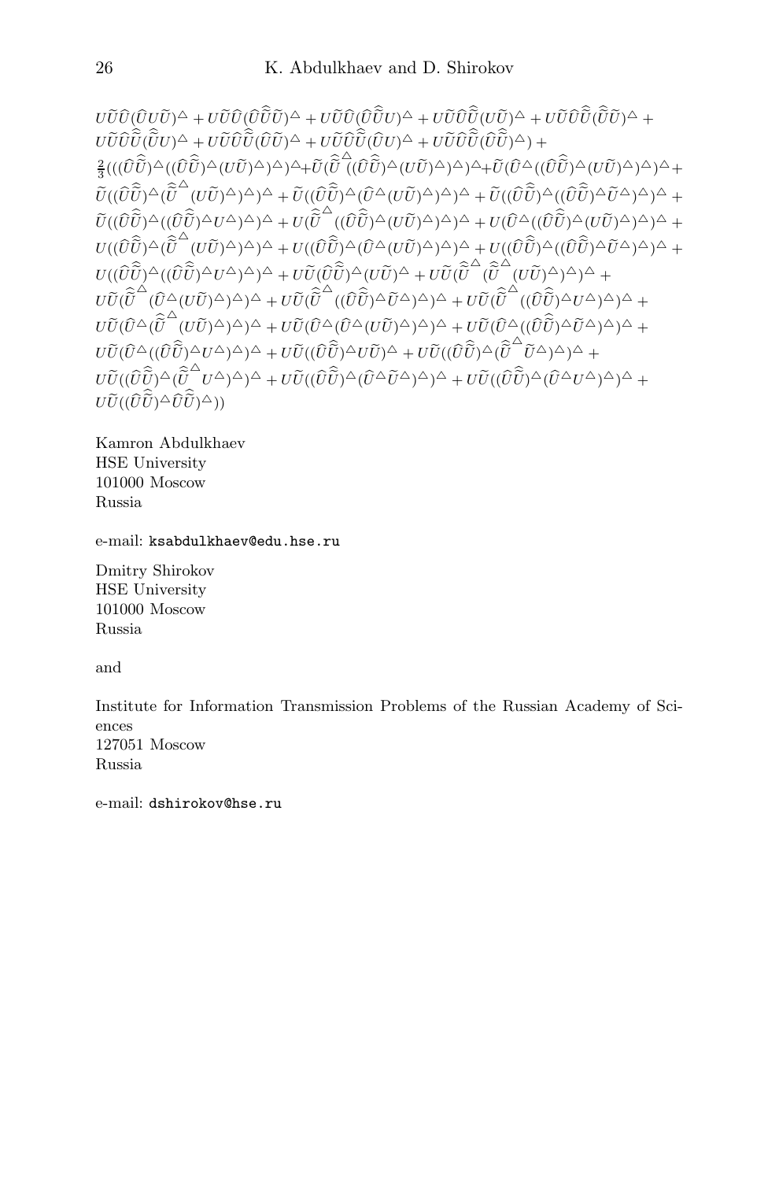$$U\widetilde{U}\widehat{U}(\widehat{U}U\widetilde{U})^{\triangle}+U\widetilde{U}\widehat{U}(\widehat{U}\widehat{\widetilde{U}}\widetilde{U})^{\triangle}+U\widetilde{U}\widehat{U}(\widehat{U}\widehat{\widetilde{U}}U)^{\triangle}+U\widetilde{U}\widehat{U}\widehat{\widetilde{U}}(U\widetilde{U})^{\triangle}+U\widetilde{U}\widehat{U}\widehat{\widetilde{U}}(\widehat{\widetilde{U}}\widetilde{U})^{\triangle}+$$
$$U\widetilde{U}\widehat{U}\widehat{\widetilde{U}}(\widehat{\widetilde{U}}U)^{\triangle}+U\widetilde{U}\widehat{U}\widehat{\widetilde{U}}(\widehat{U}\widetilde{U})^{\triangle}+U\widetilde{U}\widehat{U}\widehat{\widetilde{U}}(\widehat{U}U)^{\triangle}+U\widetilde{U}\widehat{U}\widehat{\widetilde{U}}(\widehat{U}\widehat{\widetilde{U}})^{\triangle})+$$
$$\tfrac{2}{3}(((\widehat{U}\widehat{\widetilde{U}})^{\triangle}((\widehat{U}\widehat{\widetilde{U}})^{\triangle}(U\widetilde{U})^{\triangle})^{\triangle})^{\triangle}+\widetilde{U}(\widehat{\widetilde{U}}^{\triangle}((\widehat{U}\widehat{\widetilde{U}})^{\triangle}(U\widetilde{U})^{\triangle})^{\triangle})^{\triangle}+\widetilde{U}(\widehat{U}^{\triangle}((\widehat{U}\widehat{\widetilde{U}})^{\triangle}(U\widetilde{U})^{\triangle})^{\triangle})^{\triangle}+$$
$$\widetilde{U}((\widehat{U}\widehat{\widetilde{U}})^{\triangle}(\widehat{\widetilde{U}}^{\triangle}(U\widetilde{U})^{\triangle})^{\triangle})^{\triangle}+\widetilde{U}((\widehat{U}\widehat{\widetilde{U}})^{\triangle}(\widehat{U}^{\triangle}(U\widetilde{U})^{\triangle})^{\triangle})^{\triangle}+\widetilde{U}((\widehat{U}\widehat{\widetilde{U}})^{\triangle}((\widehat{U}\widehat{\widetilde{U}})^{\triangle}\widetilde{U}^{\triangle})^{\triangle})^{\triangle}+$$
$$\widetilde{U}((\widehat{U}\widehat{\widetilde{U}})^{\triangle}((\widehat{U}\widehat{\widetilde{U}})^{\triangle}U^{\triangle})^{\triangle})^{\triangle}+U(\widehat{\widetilde{U}}^{\triangle}((\widehat{U}\widehat{\widetilde{U}})^{\triangle}(U\widetilde{U})^{\triangle})^{\triangle})^{\triangle}+U(\widehat{U}^{\triangle}((\widehat{U}\widehat{\widetilde{U}})^{\triangle}(U\widetilde{U})^{\triangle})^{\triangle})^{\triangle}+$$
$$U((\widehat{U}\widehat{\widetilde{U}})^{\triangle}(\widehat{\widetilde{U}}^{\triangle}(U\widetilde{U})^{\triangle})^{\triangle})^{\triangle}+U((\widehat{U}\widehat{\widetilde{U}})^{\triangle}(\widehat{U}^{\triangle}(U\widetilde{U})^{\triangle})^{\triangle})^{\triangle}+U((\widehat{U}\widehat{\widetilde{U}})^{\triangle}((\widehat{U}\widehat{\widetilde{U}})^{\triangle}\widetilde{U}^{\triangle})^{\triangle})^{\triangle}+$$
$$U((\widehat{U}\widehat{\widetilde{U}})^{\triangle}((\widehat{U}\widehat{\widetilde{U}})^{\triangle}U^{\triangle})^{\triangle})^{\triangle}+U\widetilde{U}(\widehat{U}\widehat{\widetilde{U}})^{\triangle}(U\widetilde{U})^{\triangle}+U\widetilde{U}(\widehat{\widetilde{U}}^{\triangle}(\widehat{\widetilde{U}}^{\triangle}(U\widetilde{U})^{\triangle})^{\triangle})^{\triangle}+$$
$$U\widetilde{U}(\widehat{\widetilde{U}}^{\triangle}(\widehat{U}^{\triangle}(U\widetilde{U})^{\triangle})^{\triangle})^{\triangle}+U\widetilde{U}(\widehat{\widetilde{U}}^{\triangle}((\widehat{U}\widehat{\widetilde{U}})^{\triangle}\widetilde{U}^{\triangle})^{\triangle})^{\triangle}+U\widetilde{U}(\widehat{\widetilde{U}}^{\triangle}((\widehat{U}\widehat{\widetilde{U}})^{\triangle}U^{\triangle})^{\triangle})^{\triangle}+$$
$$U\widetilde{U}(\widehat{U}^{\triangle}(\widehat{\widetilde{U}}^{\triangle}(U\widetilde{U})^{\triangle})^{\triangle})^{\triangle}+U\widetilde{U}(\widehat{U}^{\triangle}(\widehat{U}^{\triangle}(U\widetilde{U})^{\triangle})^{\triangle})^{\triangle}+U\widetilde{U}(\widehat{U}^{\triangle}((\widehat{U}\widehat{\widetilde{U}})^{\triangle}\widetilde{U}^{\triangle})^{\triangle})^{\triangle}+$$
$$U\widetilde{U}(\widehat{U}^{\triangle}((\widehat{U}\widehat{\widetilde{U}})^{\triangle}U^{\triangle})^{\triangle})^{\triangle}+U\widetilde{U}((\widehat{U}\widehat{\widetilde{U}})^{\triangle}U\widetilde{U})^{\triangle}+U\widetilde{U}((\widehat{U}\widehat{\widetilde{U}})^{\triangle}(\widehat{\widetilde{U}}^{\triangle}\widetilde{U}^{\triangle})^{\triangle})^{\triangle}+$$
$$U\widetilde{U}((\widehat{U}\widehat{\widetilde{U}})^{\triangle}(\widehat{\widetilde{U}}^{\triangle}U^{\triangle})^{\triangle})^{\triangle}+U\widetilde{U}((\widehat{U}\widehat{\widetilde{U}})^{\triangle}(\widehat{U}^{\triangle}\widetilde{U}^{\triangle})^{\triangle})^{\triangle}+U\widetilde{U}((\widehat{U}\widehat{\widetilde{U}})^{\triangle}(\widehat{U}^{\triangle}U^{\triangle})^{\triangle})^{\triangle}+$$
$$U\widetilde{U}((\widehat{U}\widehat{\widetilde{U}})^{\triangle}\widehat{U}\widehat{\widetilde{U}})^{\triangle}))$$

Kamron Abdulkhaev
HSE University
101000 Moscow
Russia

e-mail: `ksabdulkhaev@edu.hse.ru`

Dmitry Shirokov
HSE University
101000 Moscow
Russia

and

Institute for Information Transmission Problems of the Russian Academy of Sciences
127051 Moscow
Russia

e-mail: `dshirokov@hse.ru`